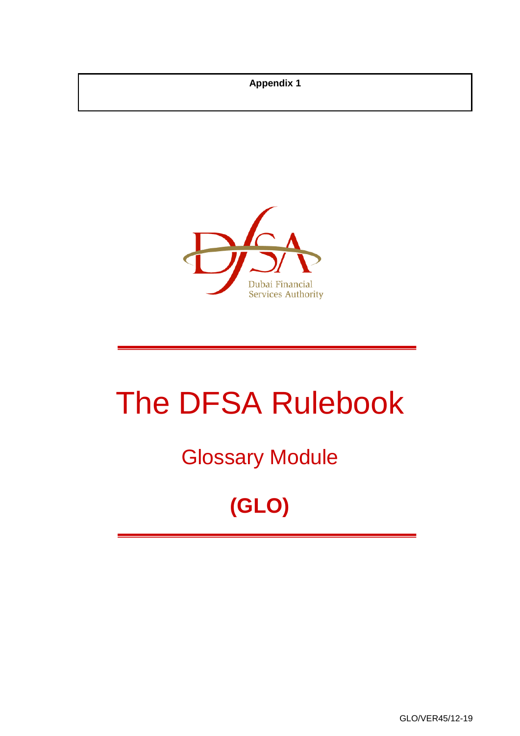**Appendix 1**

Dubai Financial Services Authority

# The DFSA Rulebook

## Glossary Module

## (GLO)

GLO/VER45/12-19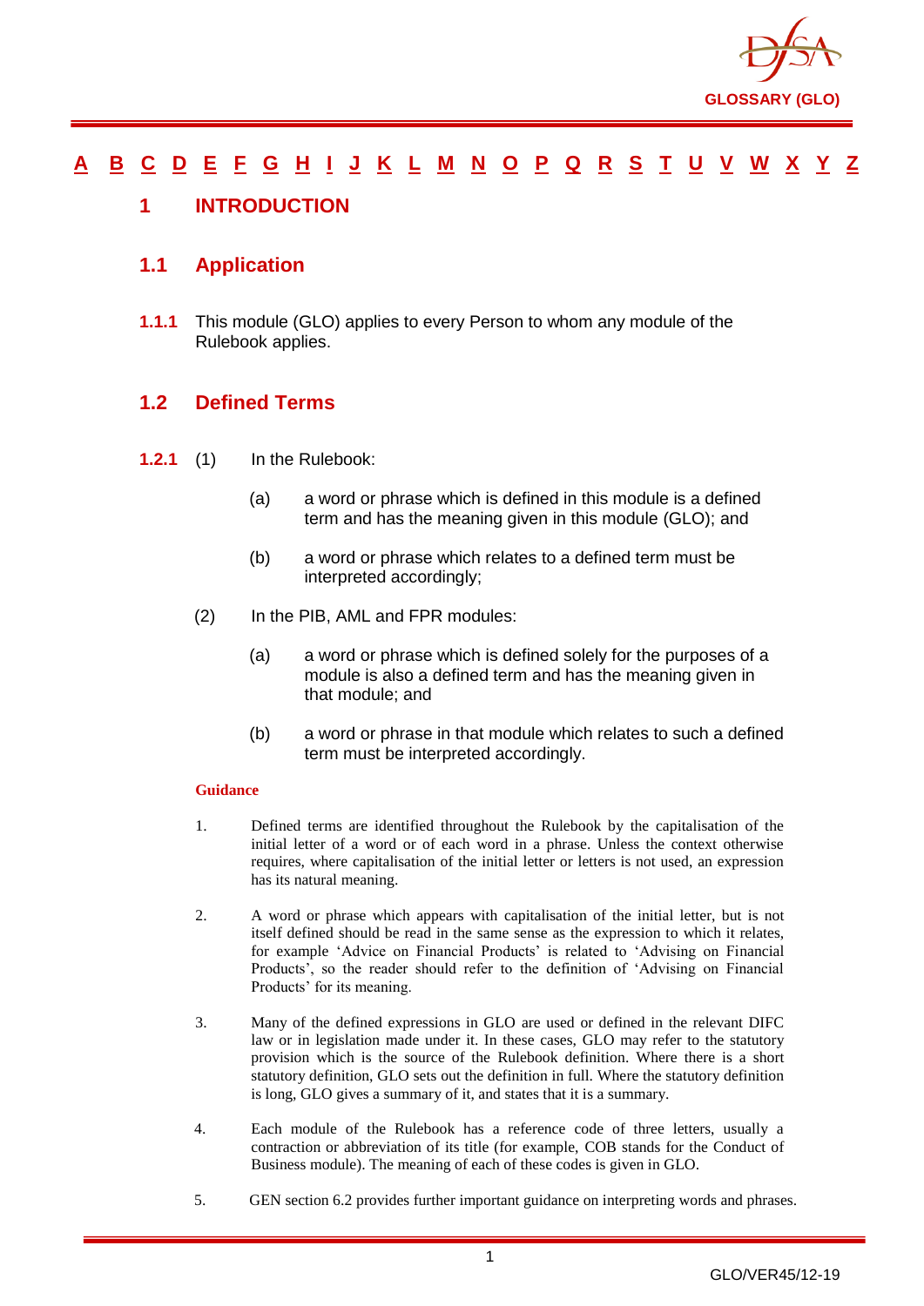[A](#) [B](#) [C](#) [D](#) [E](#) [F](#) [G](#) [H](#) [I](#) [J](#) [K](#) [L](#) [M](#) [N](#) [O](#) [P](#) [Q](#) [R](#) [S](#) [T](#) [U](#) [V](#) [W](#) [X](#) [Y](#) [Z](#)

# 1 INTRODUCTION

## 1.1 Application

**1.1.1** This module (GLO) applies to every Person to whom any module of the Rulebook applies.

## 1.2 Defined Terms

**1.2.1** (1) In the Rulebook:

(a) a word or phrase which is defined in this module is a defined term and has the meaning given in this module (GLO); and

(b) a word or phrase which relates to a defined term must be interpreted accordingly;

(2) In the PIB, AML and FPR modules:

(a) a word or phrase which is defined solely for the purposes of a module is also a defined term and has the meaning given in that module; and

(b) a word or phrase in that module which relates to such a defined term must be interpreted accordingly.

**Guidance**

1. Defined terms are identified throughout the Rulebook by the capitalisation of the initial letter of a word or of each word in a phrase. Unless the context otherwise requires, where capitalisation of the initial letter or letters is not used, an expression has its natural meaning.

2. A word or phrase which appears with capitalisation of the initial letter, but is not itself defined should be read in the same sense as the expression to which it relates, for example 'Advice on Financial Products' is related to 'Advising on Financial Products', so the reader should refer to the definition of 'Advising on Financial Products' for its meaning.

3. Many of the defined expressions in GLO are used or defined in the relevant DIFC law or in legislation made under it. In these cases, GLO may refer to the statutory provision which is the source of the Rulebook definition. Where there is a short statutory definition, GLO sets out the definition in full. Where the statutory definition is long, GLO gives a summary of it, and states that it is a summary.

4. Each module of the Rulebook has a reference code of three letters, usually a contraction or abbreviation of its title (for example, COB stands for the Conduct of Business module). The meaning of each of these codes is given in GLO.

5. GEN section 6.2 provides further important guidance on interpreting words and phrases.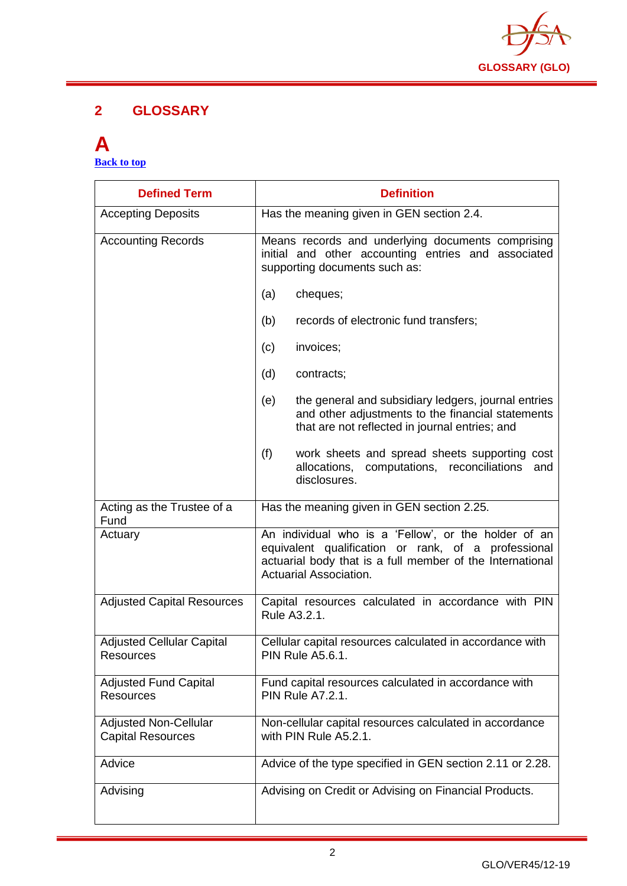## 2 GLOSSARY

# A

[Back to top]

| Defined Term | Definition |
|---|---|
| Accepting Deposits | Has the meaning given in GEN section 2.4. |
| Accounting Records | Means records and underlying documents comprising initial and other accounting entries and associated supporting documents such as: (a) cheques; (b) records of electronic fund transfers; (c) invoices; (d) contracts; (e) the general and subsidiary ledgers, journal entries and other adjustments to the financial statements that are not reflected in journal entries; and (f) work sheets and spread sheets supporting cost allocations, computations, reconciliations and disclosures. |
| Acting as the Trustee of a Fund | Has the meaning given in GEN section 2.25. |
| Actuary | An individual who is a 'Fellow', or the holder of an equivalent qualification or rank, of a professional actuarial body that is a full member of the International Actuarial Association. |
| Adjusted Capital Resources | Capital resources calculated in accordance with PIN Rule A3.2.1. |
| Adjusted Cellular Capital Resources | Cellular capital resources calculated in accordance with PIN Rule A5.6.1. |
| Adjusted Fund Capital Resources | Fund capital resources calculated in accordance with PIN Rule A7.2.1. |
| Adjusted Non-Cellular Capital Resources | Non-cellular capital resources calculated in accordance with PIN Rule A5.2.1. |
| Advice | Advice of the type specified in GEN section 2.11 or 2.28. |
| Advising | Advising on Credit or Advising on Financial Products. |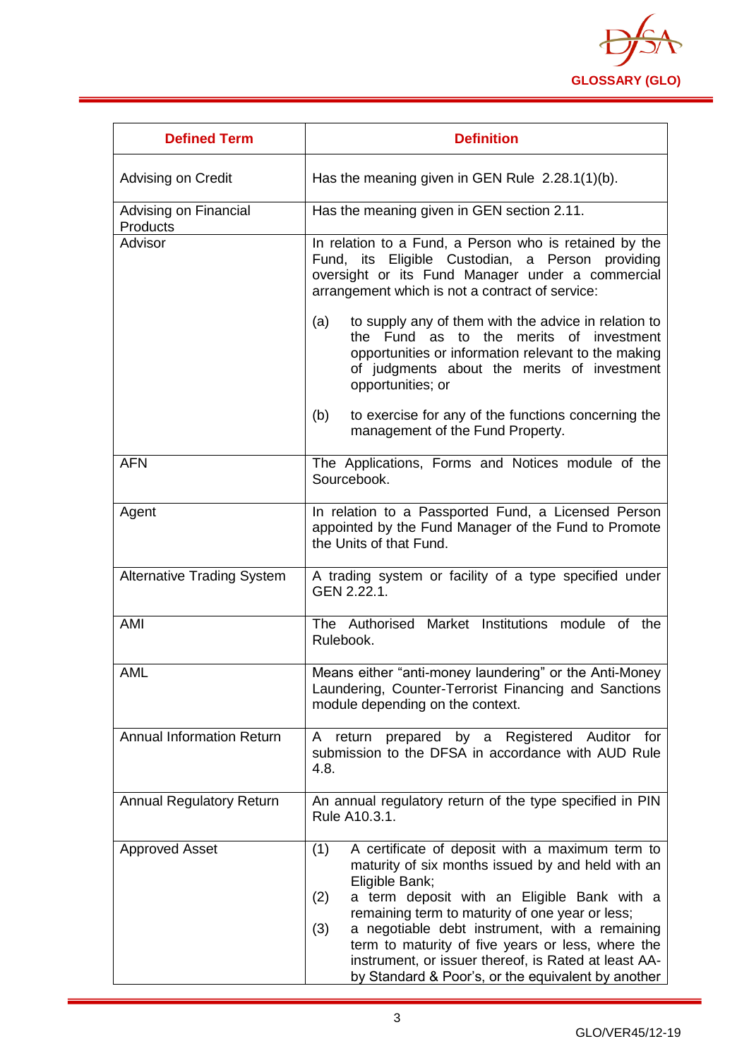| Defined Term | Definition |
|---|---|
| Advising on Credit | Has the meaning given in GEN Rule 2.28.1(1)(b). |
| Advising on Financial Products | Has the meaning given in GEN section 2.11. |
| Advisor | In relation to a Fund, a Person who is retained by the Fund, its Eligible Custodian, a Person providing oversight or its Fund Manager under a commercial arrangement which is not a contract of service:<br><br>(a) to supply any of them with the advice in relation to the Fund as to the merits of investment opportunities or information relevant to the making of judgments about the merits of investment opportunities; or<br><br>(b) to exercise for any of the functions concerning the management of the Fund Property. |
| AFN | The Applications, Forms and Notices module of the Sourcebook. |
| Agent | In relation to a Passported Fund, a Licensed Person appointed by the Fund Manager of the Fund to Promote the Units of that Fund. |
| Alternative Trading System | A trading system or facility of a type specified under GEN 2.22.1. |
| AMI | The Authorised Market Institutions module of the Rulebook. |
| AML | Means either "anti-money laundering" or the Anti-Money Laundering, Counter-Terrorist Financing and Sanctions module depending on the context. |
| Annual Information Return | A return prepared by a Registered Auditor for submission to the DFSA in accordance with AUD Rule 4.8. |
| Annual Regulatory Return | An annual regulatory return of the type specified in PIN Rule A10.3.1. |
| Approved Asset | (1) A certificate of deposit with a maximum term to maturity of six months issued by and held with an Eligible Bank;<br>(2) a term deposit with an Eligible Bank with a remaining term to maturity of one year or less;<br>(3) a negotiable debt instrument, with a remaining term to maturity of five years or less, where the instrument, or issuer thereof, is Rated at least AA- by Standard & Poor's, or the equivalent by another |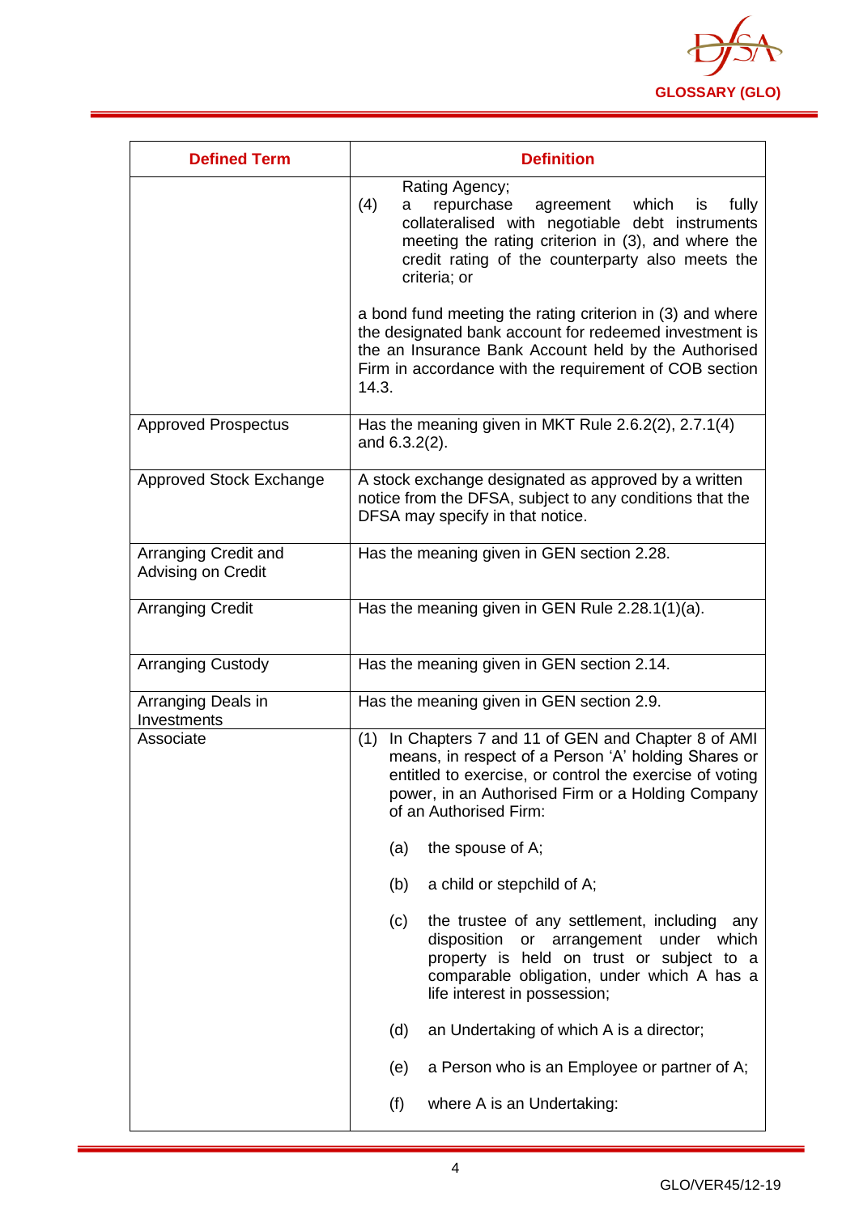| Defined Term | Definition |
| --- | --- |
| | Rating Agency;<br>(4) a repurchase agreement which is fully collateralised with negotiable debt instruments meeting the rating criterion in (3), and where the credit rating of the counterparty also meets the criteria; or<br><br>a bond fund meeting the rating criterion in (3) and where the designated bank account for redeemed investment is the an Insurance Bank Account held by the Authorised Firm in accordance with the requirement of COB section 14.3. |
| Approved Prospectus | Has the meaning given in MKT Rule 2.6.2(2), 2.7.1(4) and 6.3.2(2). |
| Approved Stock Exchange | A stock exchange designated as approved by a written notice from the DFSA, subject to any conditions that the DFSA may specify in that notice. |
| Arranging Credit and Advising on Credit | Has the meaning given in GEN section 2.28. |
| Arranging Credit | Has the meaning given in GEN Rule 2.28.1(1)(a). |
| Arranging Custody | Has the meaning given in GEN section 2.14. |
| Arranging Deals in Investments | Has the meaning given in GEN section 2.9. |
| Associate | (1) In Chapters 7 and 11 of GEN and Chapter 8 of AMI means, in respect of a Person 'A' holding Shares or entitled to exercise, or control the exercise of voting power, in an Authorised Firm or a Holding Company of an Authorised Firm:<br><br>(a) the spouse of A;<br><br>(b) a child or stepchild of A;<br><br>(c) the trustee of any settlement, including any disposition or arrangement under which property is held on trust or subject to a comparable obligation, under which A has a life interest in possession;<br><br>(d) an Undertaking of which A is a director;<br><br>(e) a Person who is an Employee or partner of A;<br><br>(f) where A is an Undertaking: |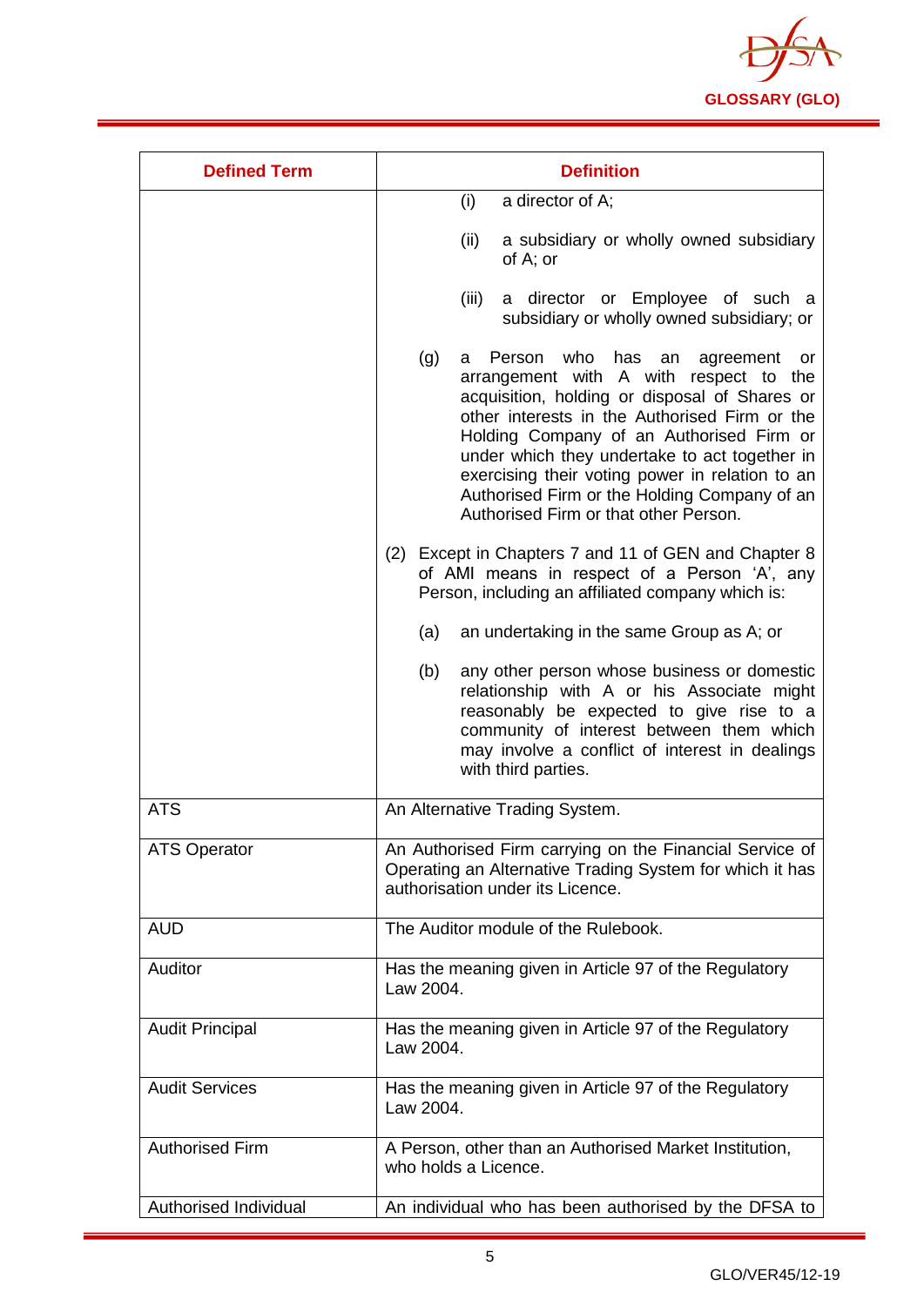| Defined Term | Definition |
|---|---|
| | (i) a director of A;<br><br>(ii) a subsidiary or wholly owned subsidiary of A; or<br><br>(iii) a director or Employee of such a subsidiary or wholly owned subsidiary; or<br><br>(g) a Person who has an agreement or arrangement with A with respect to the acquisition, holding or disposal of Shares or other interests in the Authorised Firm or the Holding Company of an Authorised Firm or under which they undertake to act together in exercising their voting power in relation to an Authorised Firm or the Holding Company of an Authorised Firm or that other Person.<br><br>(2) Except in Chapters 7 and 11 of GEN and Chapter 8 of AMI means in respect of a Person 'A', any Person, including an affiliated company which is:<br><br>(a) an undertaking in the same Group as A; or<br><br>(b) any other person whose business or domestic relationship with A or his Associate might reasonably be expected to give rise to a community of interest between them which may involve a conflict of interest in dealings with third parties. |
| ATS | An Alternative Trading System. |
| ATS Operator | An Authorised Firm carrying on the Financial Service of Operating an Alternative Trading System for which it has authorisation under its Licence. |
| AUD | The Auditor module of the Rulebook. |
| Auditor | Has the meaning given in Article 97 of the Regulatory Law 2004. |
| Audit Principal | Has the meaning given in Article 97 of the Regulatory Law 2004. |
| Audit Services | Has the meaning given in Article 97 of the Regulatory Law 2004. |
| Authorised Firm | A Person, other than an Authorised Market Institution, who holds a Licence. |
| Authorised Individual | An individual who has been authorised by the DFSA to |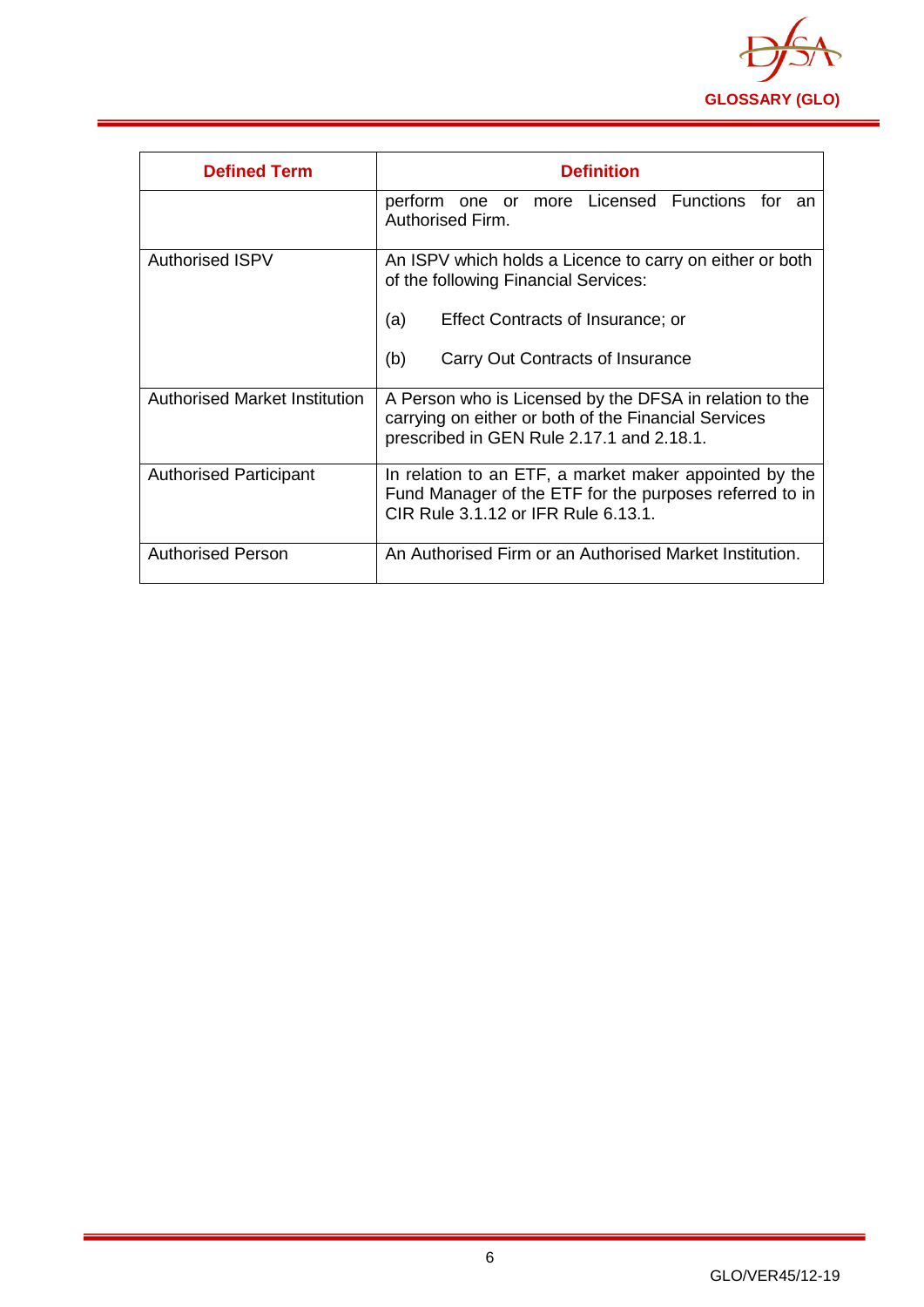| Defined Term | Definition |
|---|---|
| | perform one or more Licensed Functions for an Authorised Firm. |
| Authorised ISPV | An ISPV which holds a Licence to carry on either or both of the following Financial Services:<br><br>(a) Effect Contracts of Insurance; or<br><br>(b) Carry Out Contracts of Insurance |
| Authorised Market Institution | A Person who is Licensed by the DFSA in relation to the carrying on either or both of the Financial Services prescribed in GEN Rule 2.17.1 and 2.18.1. |
| Authorised Participant | In relation to an ETF, a market maker appointed by the Fund Manager of the ETF for the purposes referred to in CIR Rule 3.1.12 or IFR Rule 6.13.1. |
| Authorised Person | An Authorised Firm or an Authorised Market Institution. |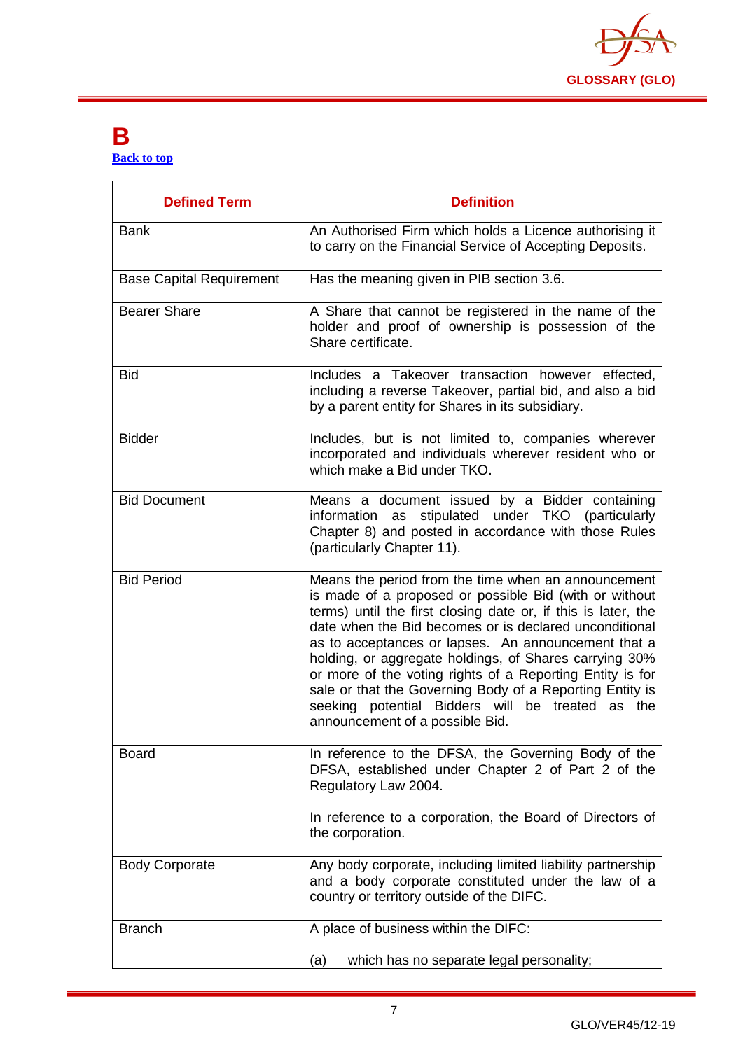# B

Back to top

| Defined Term | Definition |
|---|---|
| Bank | An Authorised Firm which holds a Licence authorising it to carry on the Financial Service of Accepting Deposits. |
| Base Capital Requirement | Has the meaning given in PIB section 3.6. |
| Bearer Share | A Share that cannot be registered in the name of the holder and proof of ownership is possession of the Share certificate. |
| Bid | Includes a Takeover transaction however effected, including a reverse Takeover, partial bid, and also a bid by a parent entity for Shares in its subsidiary. |
| Bidder | Includes, but is not limited to, companies wherever incorporated and individuals wherever resident who or which make a Bid under TKO. |
| Bid Document | Means a document issued by a Bidder containing information as stipulated under TKO (particularly Chapter 8) and posted in accordance with those Rules (particularly Chapter 11). |
| Bid Period | Means the period from the time when an announcement is made of a proposed or possible Bid (with or without terms) until the first closing date or, if this is later, the date when the Bid becomes or is declared unconditional as to acceptances or lapses. An announcement that a holding, or aggregate holdings, of Shares carrying 30% or more of the voting rights of a Reporting Entity is for sale or that the Governing Body of a Reporting Entity is seeking potential Bidders will be treated as the announcement of a possible Bid. |
| Board | In reference to the DFSA, the Governing Body of the DFSA, established under Chapter 2 of Part 2 of the Regulatory Law 2004.<br><br>In reference to a corporation, the Board of Directors of the corporation. |
| Body Corporate | Any body corporate, including limited liability partnership and a body corporate constituted under the law of a country or territory outside of the DIFC. |
| Branch | A place of business within the DIFC:<br><br>(a) which has no separate legal personality; |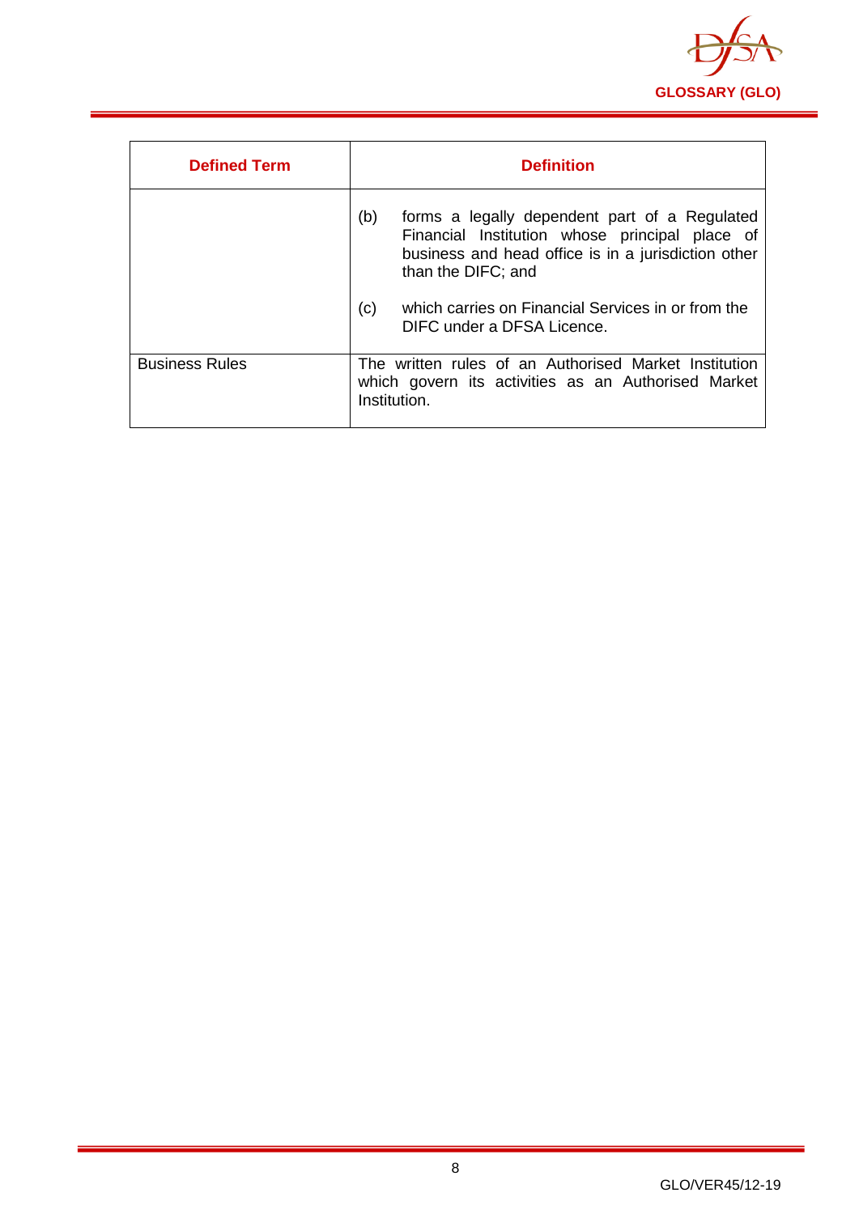| Defined Term | Definition |
|---|---|
| | (b) forms a legally dependent part of a Regulated Financial Institution whose principal place of business and head office is in a jurisdiction other than the DIFC; and<br><br>(c) which carries on Financial Services in or from the DIFC under a DFSA Licence. |
| Business Rules | The written rules of an Authorised Market Institution which govern its activities as an Authorised Market Institution. |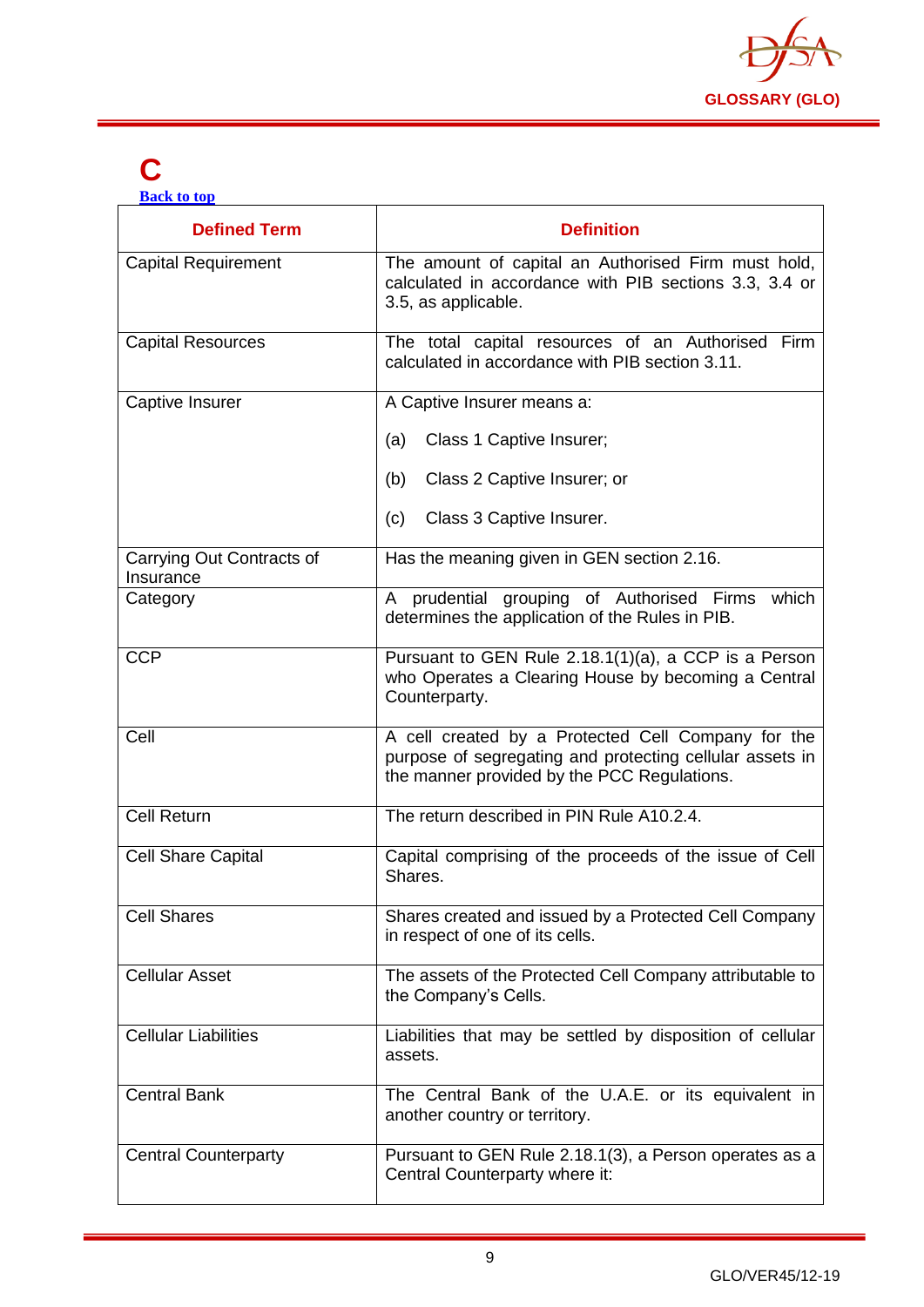# C

[Back to top]

| Defined Term | Definition |
|---|---|
| Capital Requirement | The amount of capital an Authorised Firm must hold, calculated in accordance with PIB sections 3.3, 3.4 or 3.5, as applicable. |
| Capital Resources | The total capital resources of an Authorised Firm calculated in accordance with PIB section 3.11. |
| Captive Insurer | A Captive Insurer means a:<br><br>(a) Class 1 Captive Insurer;<br><br>(b) Class 2 Captive Insurer; or<br><br>(c) Class 3 Captive Insurer. |
| Carrying Out Contracts of Insurance | Has the meaning given in GEN section 2.16. |
| Category | A prudential grouping of Authorised Firms which determines the application of the Rules in PIB. |
| CCP | Pursuant to GEN Rule 2.18.1(1)(a), a CCP is a Person who Operates a Clearing House by becoming a Central Counterparty. |
| Cell | A cell created by a Protected Cell Company for the purpose of segregating and protecting cellular assets in the manner provided by the PCC Regulations. |
| Cell Return | The return described in PIN Rule A10.2.4. |
| Cell Share Capital | Capital comprising of the proceeds of the issue of Cell Shares. |
| Cell Shares | Shares created and issued by a Protected Cell Company in respect of one of its cells. |
| Cellular Asset | The assets of the Protected Cell Company attributable to the Company's Cells. |
| Cellular Liabilities | Liabilities that may be settled by disposition of cellular assets. |
| Central Bank | The Central Bank of the U.A.E. or its equivalent in another country or territory. |
| Central Counterparty | Pursuant to GEN Rule 2.18.1(3), a Person operates as a Central Counterparty where it: |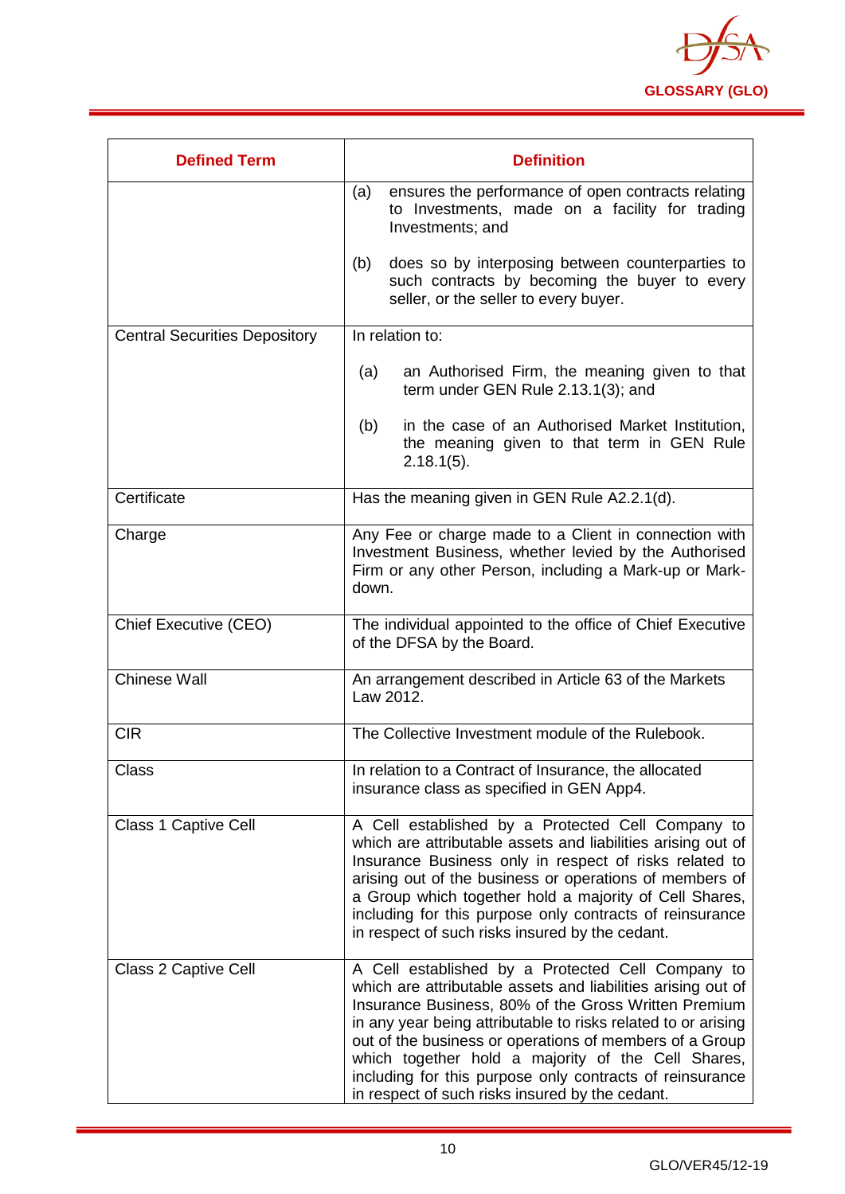| Defined Term | Definition |
|---|---|
| | (a) ensures the performance of open contracts relating to Investments, made on a facility for trading Investments; and<br><br>(b) does so by interposing between counterparties to such contracts by becoming the buyer to every seller, or the seller to every buyer. |
| Central Securities Depository | In relation to:<br><br>(a) an Authorised Firm, the meaning given to that term under GEN Rule 2.13.1(3); and<br><br>(b) in the case of an Authorised Market Institution, the meaning given to that term in GEN Rule 2.18.1(5). |
| Certificate | Has the meaning given in GEN Rule A2.2.1(d). |
| Charge | Any Fee or charge made to a Client in connection with Investment Business, whether levied by the Authorised Firm or any other Person, including a Mark-up or Mark-down. |
| Chief Executive (CEO) | The individual appointed to the office of Chief Executive of the DFSA by the Board. |
| Chinese Wall | An arrangement described in Article 63 of the Markets Law 2012. |
| CIR | The Collective Investment module of the Rulebook. |
| Class | In relation to a Contract of Insurance, the allocated insurance class as specified in GEN App4. |
| Class 1 Captive Cell | A Cell established by a Protected Cell Company to which are attributable assets and liabilities arising out of Insurance Business only in respect of risks related to arising out of the business or operations of members of a Group which together hold a majority of Cell Shares, including for this purpose only contracts of reinsurance in respect of such risks insured by the cedant. |
| Class 2 Captive Cell | A Cell established by a Protected Cell Company to which are attributable assets and liabilities arising out of Insurance Business, 80% of the Gross Written Premium in any year being attributable to risks related to or arising out of the business or operations of members of a Group which together hold a majority of the Cell Shares, including for this purpose only contracts of reinsurance in respect of such risks insured by the cedant. |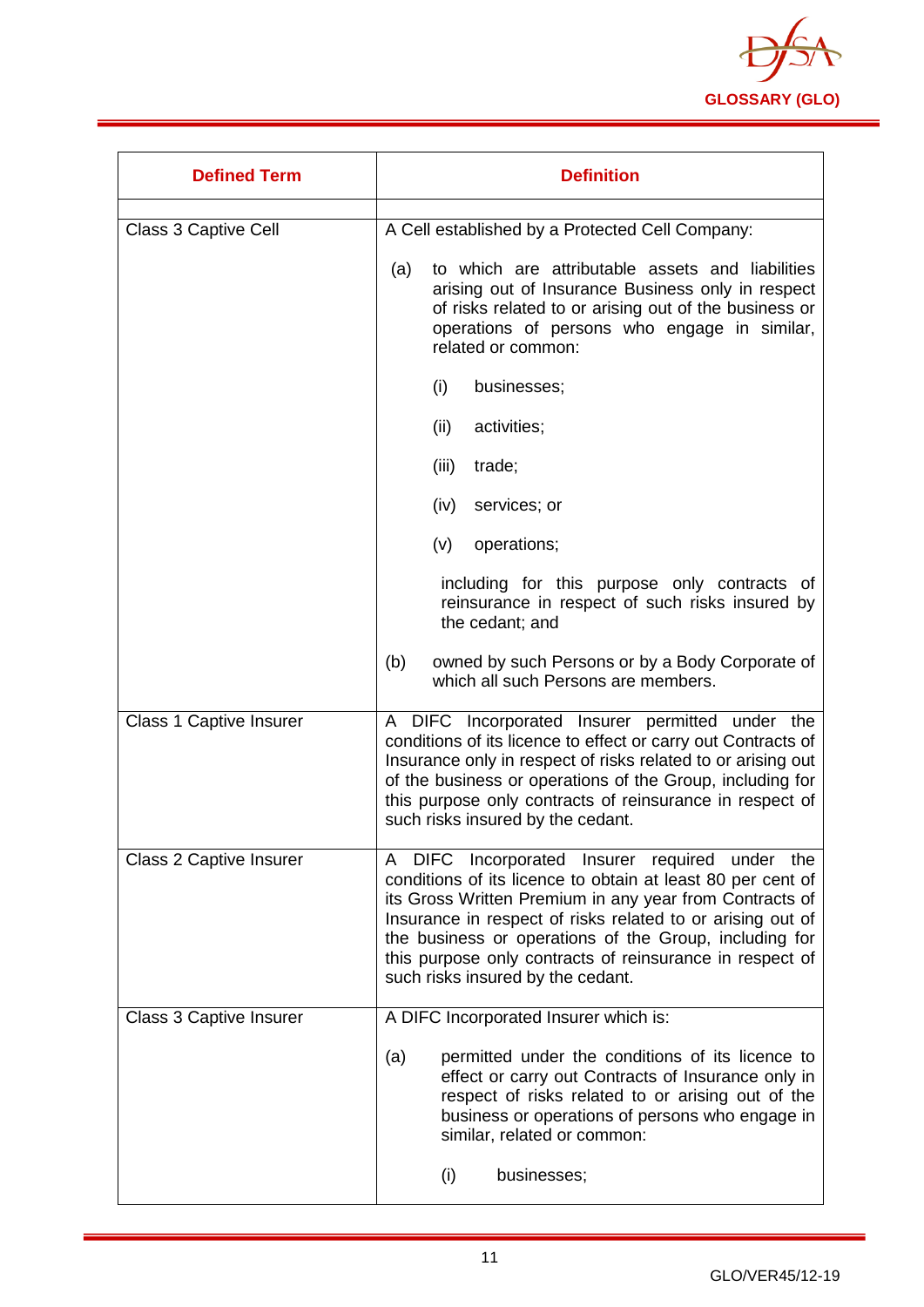| Defined Term | Definition |
|---|---|
| | |
| Class 3 Captive Cell | A Cell established by a Protected Cell Company:<br><br>(a) to which are attributable assets and liabilities arising out of Insurance Business only in respect of risks related to or arising out of the business or operations of persons who engage in similar, related or common:<br><br>(i) businesses;<br><br>(ii) activities;<br><br>(iii) trade;<br><br>(iv) services; or<br><br>(v) operations;<br><br>including for this purpose only contracts of reinsurance in respect of such risks insured by the cedant; and<br><br>(b) owned by such Persons or by a Body Corporate of which all such Persons are members. |
| Class 1 Captive Insurer | A DIFC Incorporated Insurer permitted under the conditions of its licence to effect or carry out Contracts of Insurance only in respect of risks related to or arising out of the business or operations of the Group, including for this purpose only contracts of reinsurance in respect of such risks insured by the cedant. |
| Class 2 Captive Insurer | A DIFC Incorporated Insurer required under the conditions of its licence to obtain at least 80 per cent of its Gross Written Premium in any year from Contracts of Insurance in respect of risks related to or arising out of the business or operations of the Group, including for this purpose only contracts of reinsurance in respect of such risks insured by the cedant. |
| Class 3 Captive Insurer | A DIFC Incorporated Insurer which is:<br><br>(a) permitted under the conditions of its licence to effect or carry out Contracts of Insurance only in respect of risks related to or arising out of the business or operations of persons who engage in similar, related or common:<br><br>(i) businesses; |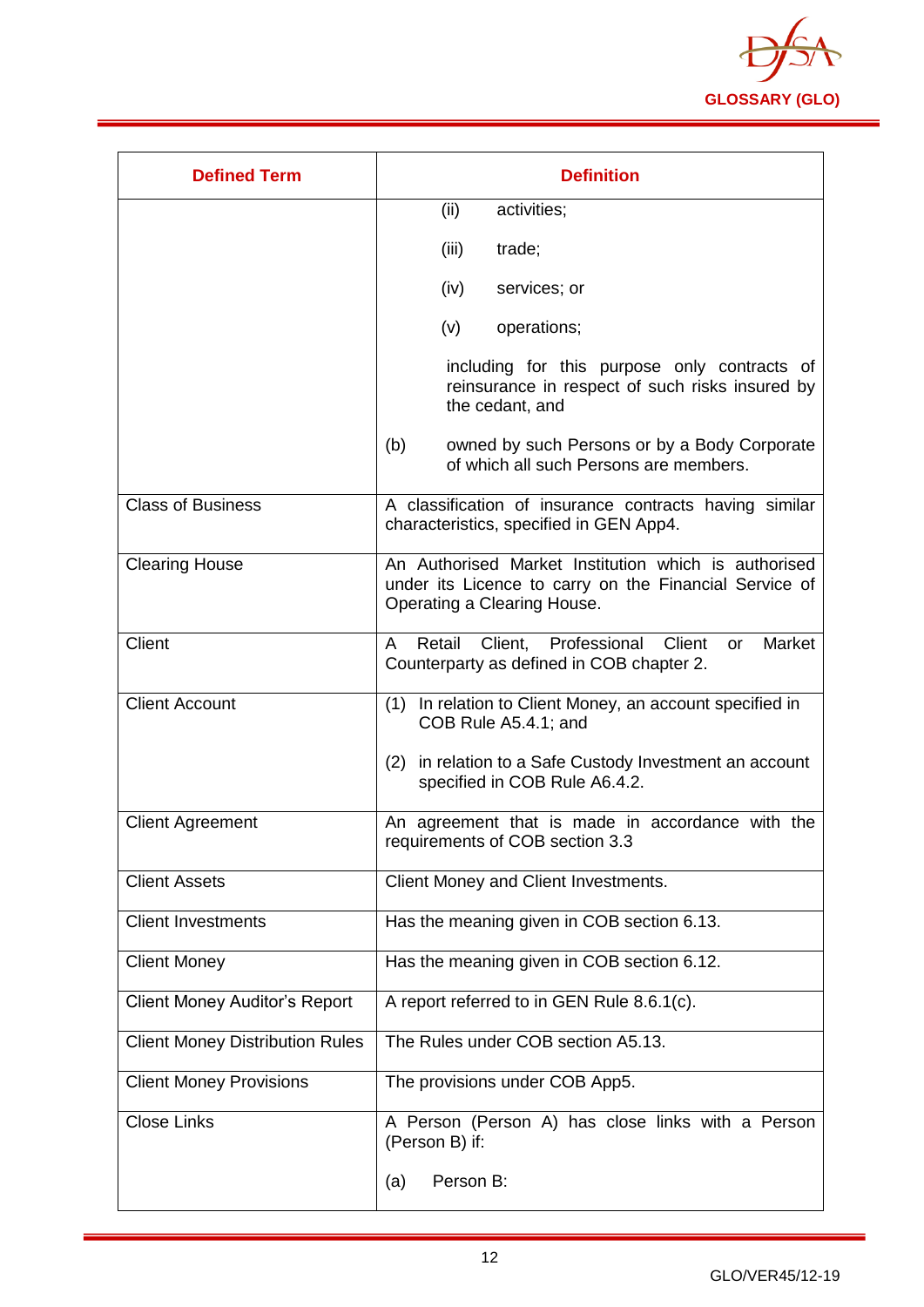| Defined Term | Definition |
|---|---|
| | (ii) activities;<br><br>(iii) trade;<br><br>(iv) services; or<br><br>(v) operations;<br><br>including for this purpose only contracts of reinsurance in respect of such risks insured by the cedant, and<br><br>(b) owned by such Persons or by a Body Corporate of which all such Persons are members. |
| Class of Business | A classification of insurance contracts having similar characteristics, specified in GEN App4. |
| Clearing House | An Authorised Market Institution which is authorised under its Licence to carry on the Financial Service of Operating a Clearing House. |
| Client | A Retail Client, Professional Client or Market Counterparty as defined in COB chapter 2. |
| Client Account | (1) In relation to Client Money, an account specified in COB Rule A5.4.1; and<br><br>(2) in relation to a Safe Custody Investment an account specified in COB Rule A6.4.2. |
| Client Agreement | An agreement that is made in accordance with the requirements of COB section 3.3 |
| Client Assets | Client Money and Client Investments. |
| Client Investments | Has the meaning given in COB section 6.13. |
| Client Money | Has the meaning given in COB section 6.12. |
| Client Money Auditor's Report | A report referred to in GEN Rule 8.6.1(c). |
| Client Money Distribution Rules | The Rules under COB section A5.13. |
| Client Money Provisions | The provisions under COB App5. |
| Close Links | A Person (Person A) has close links with a Person (Person B) if:<br><br>(a) Person B: |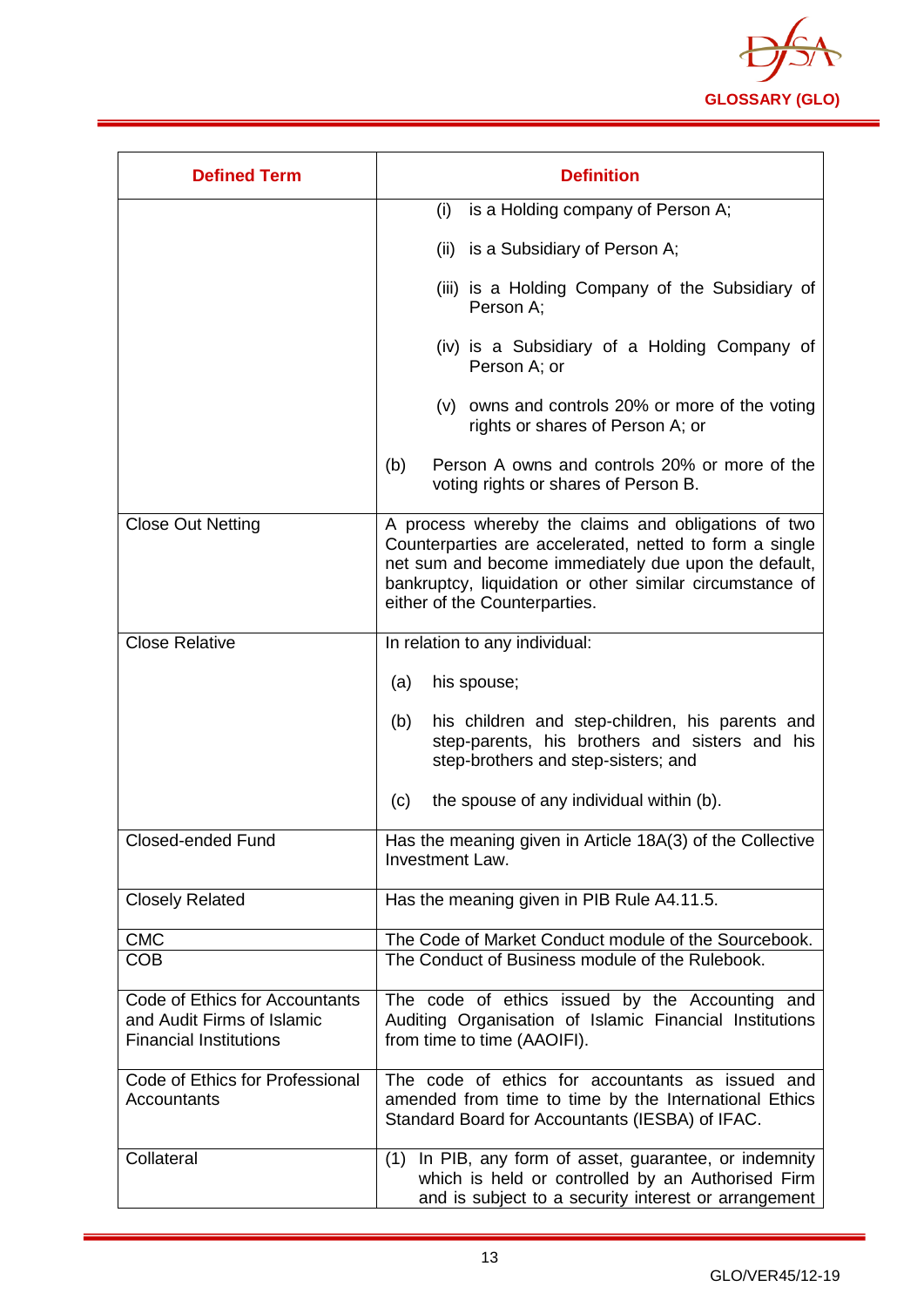| Defined Term | Definition |
|---|---|
| | (i) is a Holding company of Person A;<br><br>(ii) is a Subsidiary of Person A;<br><br>(iii) is a Holding Company of the Subsidiary of Person A;<br><br>(iv) is a Subsidiary of a Holding Company of Person A; or<br><br>(v) owns and controls 20% or more of the voting rights or shares of Person A; or<br><br>(b) Person A owns and controls 20% or more of the voting rights or shares of Person B. |
| Close Out Netting | A process whereby the claims and obligations of two Counterparties are accelerated, netted to form a single net sum and become immediately due upon the default, bankruptcy, liquidation or other similar circumstance of either of the Counterparties. |
| Close Relative | In relation to any individual:<br><br>(a) his spouse;<br><br>(b) his children and step-children, his parents and step-parents, his brothers and sisters and his step-brothers and step-sisters; and<br><br>(c) the spouse of any individual within (b). |
| Closed-ended Fund | Has the meaning given in Article 18A(3) of the Collective Investment Law. |
| Closely Related | Has the meaning given in PIB Rule A4.11.5. |
| CMC | The Code of Market Conduct module of the Sourcebook. |
| COB | The Conduct of Business module of the Rulebook. |
| Code of Ethics for Accountants and Audit Firms of Islamic Financial Institutions | The code of ethics issued by the Accounting and Auditing Organisation of Islamic Financial Institutions from time to time (AAOIFI). |
| Code of Ethics for Professional Accountants | The code of ethics for accountants as issued and amended from time to time by the International Ethics Standard Board for Accountants (IESBA) of IFAC. |
| Collateral | (1) In PIB, any form of asset, guarantee, or indemnity which is held or controlled by an Authorised Firm and is subject to a security interest or arrangement |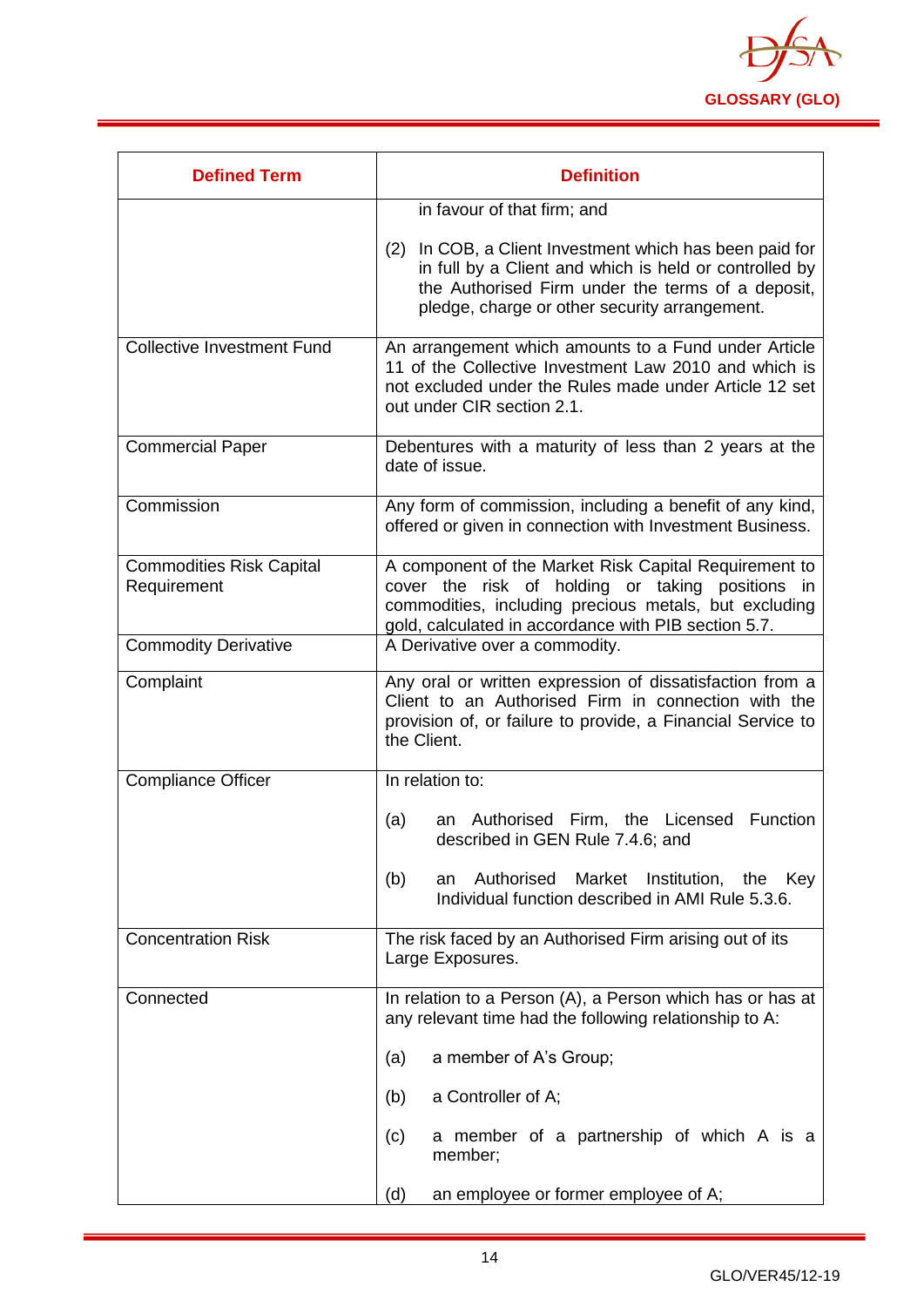| Defined Term | Definition |
| --- | --- |
| | in favour of that firm; and<br><br>(2) In COB, a Client Investment which has been paid for in full by a Client and which is held or controlled by the Authorised Firm under the terms of a deposit, pledge, charge or other security arrangement. |
| Collective Investment Fund | An arrangement which amounts to a Fund under Article 11 of the Collective Investment Law 2010 and which is not excluded under the Rules made under Article 12 set out under CIR section 2.1. |
| Commercial Paper | Debentures with a maturity of less than 2 years at the date of issue. |
| Commission | Any form of commission, including a benefit of any kind, offered or given in connection with Investment Business. |
| Commodities Risk Capital Requirement | A component of the Market Risk Capital Requirement to cover the risk of holding or taking positions in commodities, including precious metals, but excluding gold, calculated in accordance with PIB section 5.7. |
| Commodity Derivative | A Derivative over a commodity. |
| Complaint | Any oral or written expression of dissatisfaction from a Client to an Authorised Firm in connection with the provision of, or failure to provide, a Financial Service to the Client. |
| Compliance Officer | In relation to:<br><br>(a) an Authorised Firm, the Licensed Function described in GEN Rule 7.4.6; and<br><br>(b) an Authorised Market Institution, the Key Individual function described in AMI Rule 5.3.6. |
| Concentration Risk | The risk faced by an Authorised Firm arising out of its Large Exposures. |
| Connected | In relation to a Person (A), a Person which has or has at any relevant time had the following relationship to A:<br><br>(a) a member of A's Group;<br><br>(b) a Controller of A;<br><br>(c) a member of a partnership of which A is a member;<br><br>(d) an employee or former employee of A; |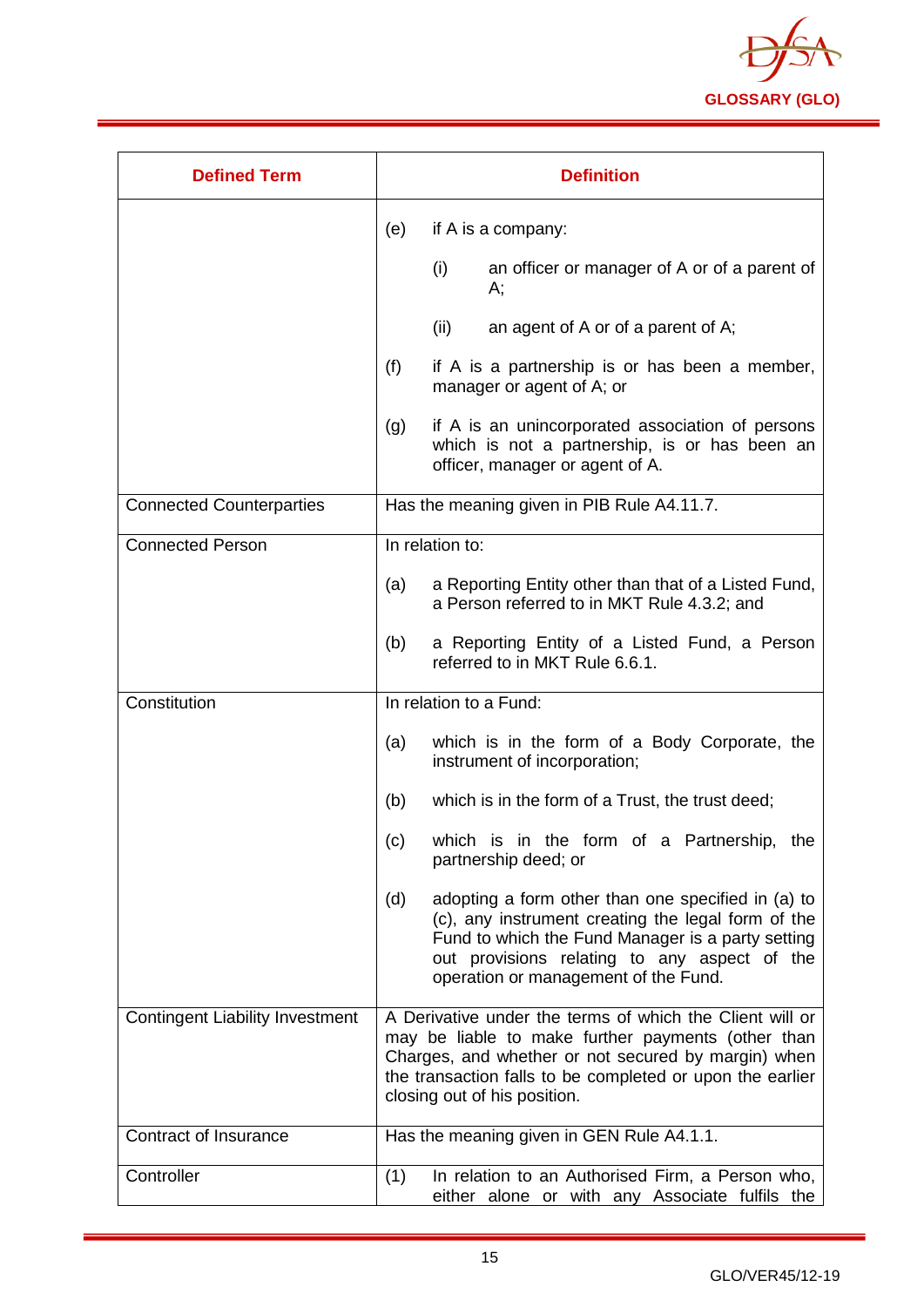| Defined Term | Definition |
|---|---|
| | (e) if A is a company:<br>(i) an officer or manager of A or of a parent of A;<br>(ii) an agent of A or of a parent of A;<br>(f) if A is a partnership is or has been a member, manager or agent of A; or<br>(g) if A is an unincorporated association of persons which is not a partnership, is or has been an officer, manager or agent of A. |
| Connected Counterparties | Has the meaning given in PIB Rule A4.11.7. |
| Connected Person | In relation to:<br>(a) a Reporting Entity other than that of a Listed Fund, a Person referred to in MKT Rule 4.3.2; and<br>(b) a Reporting Entity of a Listed Fund, a Person referred to in MKT Rule 6.6.1. |
| Constitution | In relation to a Fund:<br>(a) which is in the form of a Body Corporate, the instrument of incorporation;<br>(b) which is in the form of a Trust, the trust deed;<br>(c) which is in the form of a Partnership, the partnership deed; or<br>(d) adopting a form other than one specified in (a) to (c), any instrument creating the legal form of the Fund to which the Fund Manager is a party setting out provisions relating to any aspect of the operation or management of the Fund. |
| Contingent Liability Investment | A Derivative under the terms of which the Client will or may be liable to make further payments (other than Charges, and whether or not secured by margin) when the transaction falls to be completed or upon the earlier closing out of his position. |
| Contract of Insurance | Has the meaning given in GEN Rule A4.1.1. |
| Controller | (1) In relation to an Authorised Firm, a Person who, either alone or with any Associate fulfils the |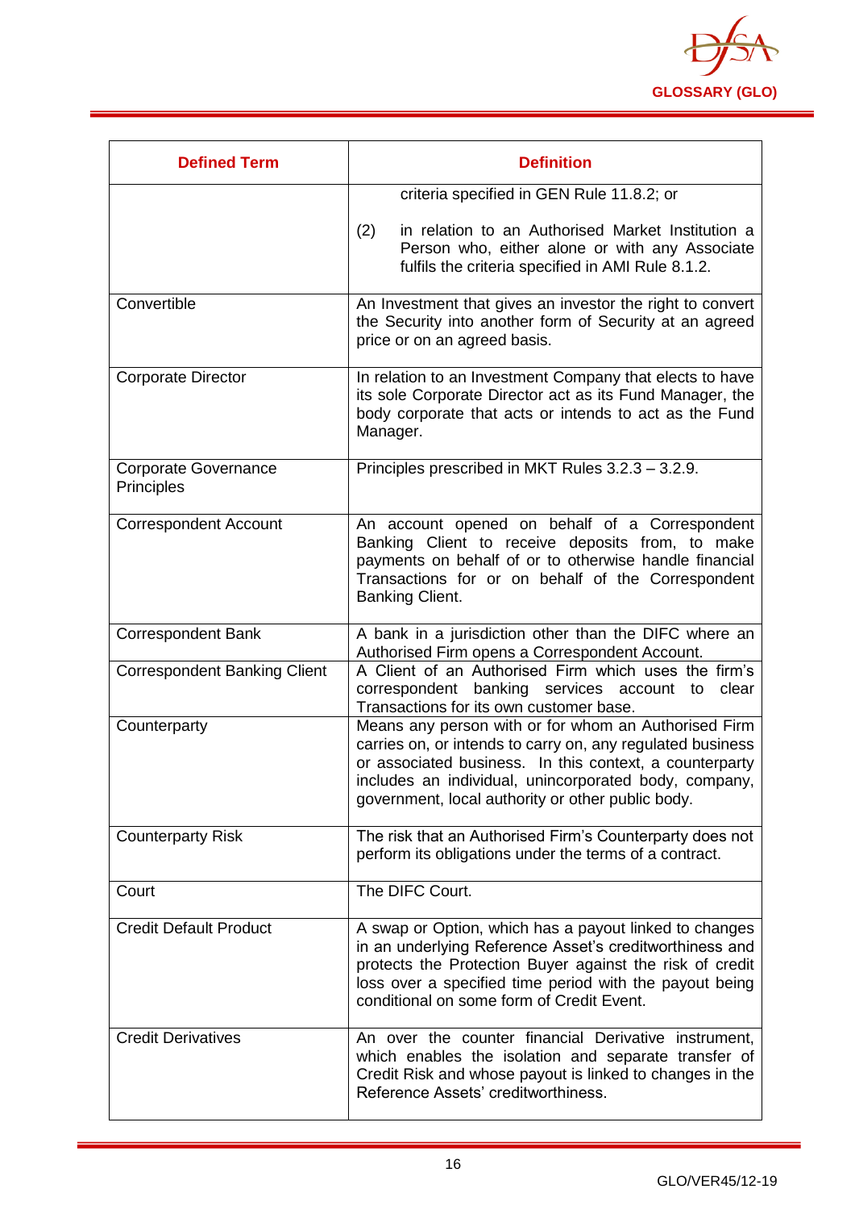| Defined Term | Definition |
|---|---|
| | criteria specified in GEN Rule 11.8.2; or<br><br>(2) in relation to an Authorised Market Institution a Person who, either alone or with any Associate fulfils the criteria specified in AMI Rule 8.1.2. |
| Convertible | An Investment that gives an investor the right to convert the Security into another form of Security at an agreed price or on an agreed basis. |
| Corporate Director | In relation to an Investment Company that elects to have its sole Corporate Director act as its Fund Manager, the body corporate that acts or intends to act as the Fund Manager. |
| Corporate Governance Principles | Principles prescribed in MKT Rules 3.2.3 – 3.2.9. |
| Correspondent Account | An account opened on behalf of a Correspondent Banking Client to receive deposits from, to make payments on behalf of or to otherwise handle financial Transactions for or on behalf of the Correspondent Banking Client. |
| Correspondent Bank | A bank in a jurisdiction other than the DIFC where an Authorised Firm opens a Correspondent Account. |
| Correspondent Banking Client | A Client of an Authorised Firm which uses the firm's correspondent banking services account to clear Transactions for its own customer base. |
| Counterparty | Means any person with or for whom an Authorised Firm carries on, or intends to carry on, any regulated business or associated business. In this context, a counterparty includes an individual, unincorporated body, company, government, local authority or other public body. |
| Counterparty Risk | The risk that an Authorised Firm's Counterparty does not perform its obligations under the terms of a contract. |
| Court | The DIFC Court. |
| Credit Default Product | A swap or Option, which has a payout linked to changes in an underlying Reference Asset's creditworthiness and protects the Protection Buyer against the risk of credit loss over a specified time period with the payout being conditional on some form of Credit Event. |
| Credit Derivatives | An over the counter financial Derivative instrument, which enables the isolation and separate transfer of Credit Risk and whose payout is linked to changes in the Reference Assets' creditworthiness. |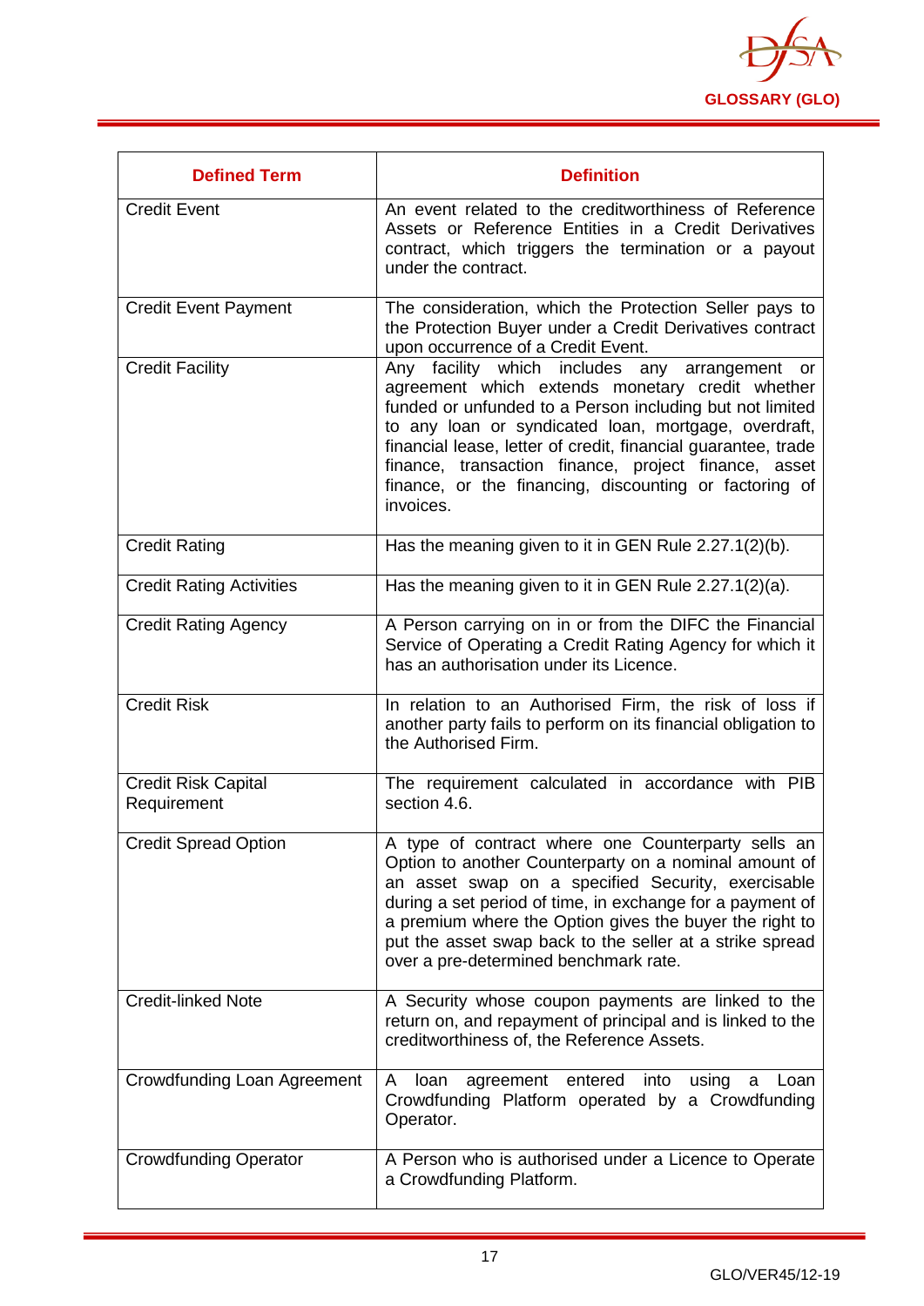| Defined Term | Definition |
| --- | --- |
| Credit Event | An event related to the creditworthiness of Reference Assets or Reference Entities in a Credit Derivatives contract, which triggers the termination or a payout under the contract. |
| Credit Event Payment | The consideration, which the Protection Seller pays to the Protection Buyer under a Credit Derivatives contract upon occurrence of a Credit Event. |
| Credit Facility | Any facility which includes any arrangement or agreement which extends monetary credit whether funded or unfunded to a Person including but not limited to any loan or syndicated loan, mortgage, overdraft, financial lease, letter of credit, financial guarantee, trade finance, transaction finance, project finance, asset finance, or the financing, discounting or factoring of invoices. |
| Credit Rating | Has the meaning given to it in GEN Rule 2.27.1(2)(b). |
| Credit Rating Activities | Has the meaning given to it in GEN Rule 2.27.1(2)(a). |
| Credit Rating Agency | A Person carrying on in or from the DIFC the Financial Service of Operating a Credit Rating Agency for which it has an authorisation under its Licence. |
| Credit Risk | In relation to an Authorised Firm, the risk of loss if another party fails to perform on its financial obligation to the Authorised Firm. |
| Credit Risk Capital Requirement | The requirement calculated in accordance with PIB section 4.6. |
| Credit Spread Option | A type of contract where one Counterparty sells an Option to another Counterparty on a nominal amount of an asset swap on a specified Security, exercisable during a set period of time, in exchange for a payment of a premium where the Option gives the buyer the right to put the asset swap back to the seller at a strike spread over a pre-determined benchmark rate. |
| Credit-linked Note | A Security whose coupon payments are linked to the return on, and repayment of principal and is linked to the creditworthiness of, the Reference Assets. |
| Crowdfunding Loan Agreement | A loan agreement entered into using a Loan Crowdfunding Platform operated by a Crowdfunding Operator. |
| Crowdfunding Operator | A Person who is authorised under a Licence to Operate a Crowdfunding Platform. |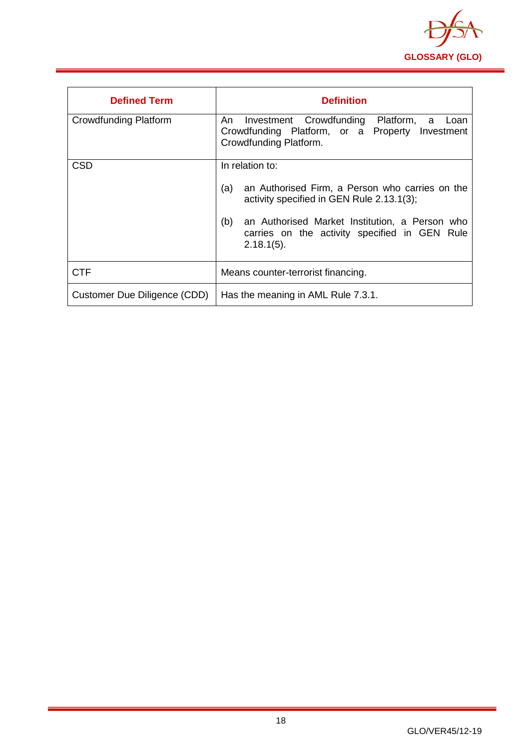| Defined Term | Definition |
|---|---|
| Crowdfunding Platform | An Investment Crowdfunding Platform, a Loan Crowdfunding Platform, or a Property Investment Crowdfunding Platform. |
| CSD | In relation to:<br><br>(a) an Authorised Firm, a Person who carries on the activity specified in GEN Rule 2.13.1(3);<br><br>(b) an Authorised Market Institution, a Person who carries on the activity specified in GEN Rule 2.18.1(5). |
| CTF | Means counter-terrorist financing. |
| Customer Due Diligence (CDD) | Has the meaning in AML Rule 7.3.1. |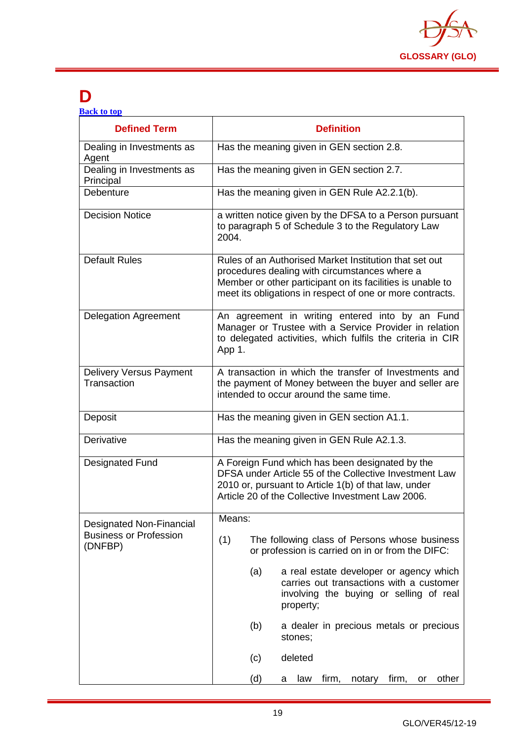# D

Back to top

| Defined Term | Definition |
|---|---|
| Dealing in Investments as Agent | Has the meaning given in GEN section 2.8. |
| Dealing in Investments as Principal | Has the meaning given in GEN section 2.7. |
| Debenture | Has the meaning given in GEN Rule A2.2.1(b). |
| Decision Notice | a written notice given by the DFSA to a Person pursuant to paragraph 5 of Schedule 3 to the Regulatory Law 2004. |
| Default Rules | Rules of an Authorised Market Institution that set out procedures dealing with circumstances where a Member or other participant on its facilities is unable to meet its obligations in respect of one or more contracts. |
| Delegation Agreement | An agreement in writing entered into by an Fund Manager or Trustee with a Service Provider in relation to delegated activities, which fulfils the criteria in CIR App 1. |
| Delivery Versus Payment Transaction | A transaction in which the transfer of Investments and the payment of Money between the buyer and seller are intended to occur around the same time. |
| Deposit | Has the meaning given in GEN section A1.1. |
| Derivative | Has the meaning given in GEN Rule A2.1.3. |
| Designated Fund | A Foreign Fund which has been designated by the DFSA under Article 55 of the Collective Investment Law 2010 or, pursuant to Article 1(b) of that law, under Article 20 of the Collective Investment Law 2006. |
| Designated Non-Financial Business or Profession (DNFBP) | Means:<br><br>(1) The following class of Persons whose business or profession is carried on in or from the DIFC:<br><br>(a) a real estate developer or agency which carries out transactions with a customer involving the buying or selling of real property;<br><br>(b) a dealer in precious metals or precious stones;<br><br>(c) deleted<br><br>(d) a law firm, notary firm, or other |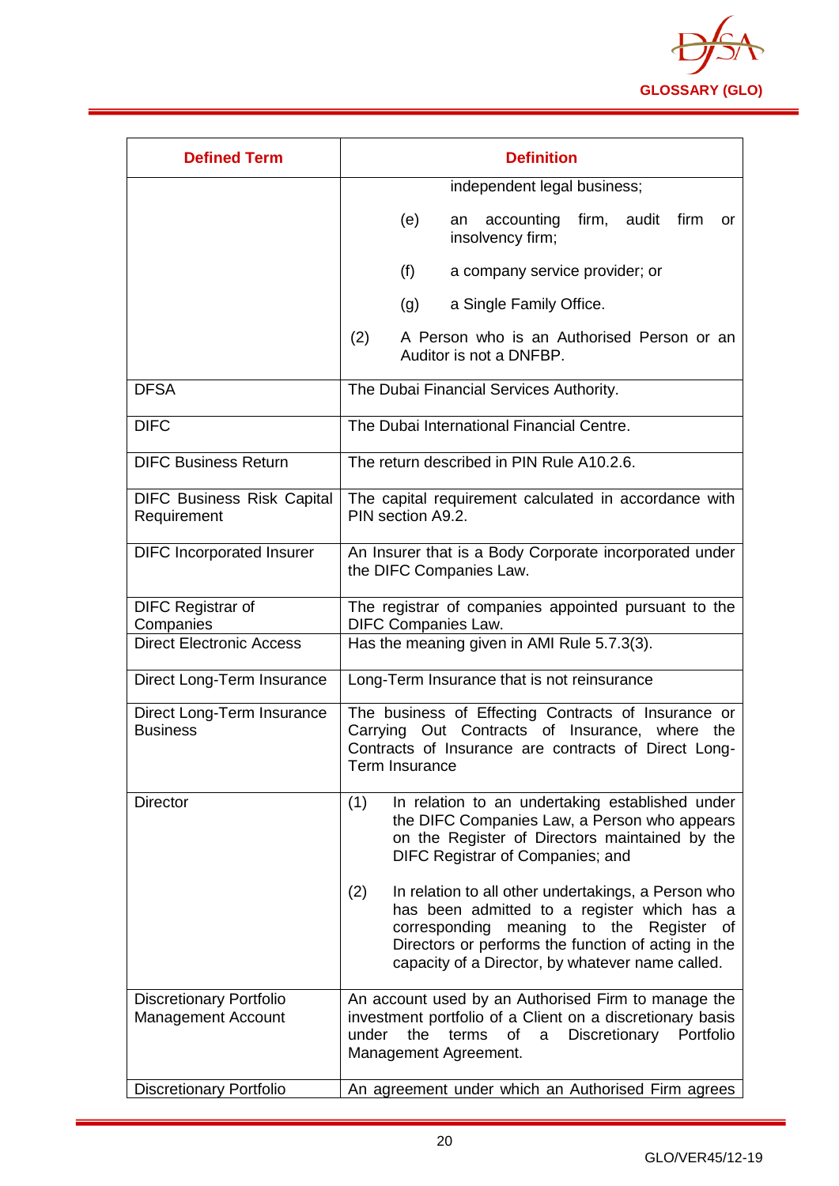| Defined Term | Definition |
|---|---|
| | independent legal business; (e) an accounting firm, audit firm or insolvency firm; (f) a company service provider; or (g) a Single Family Office. (2) A Person who is an Authorised Person or an Auditor is not a DNFBP. |
| DFSA | The Dubai Financial Services Authority. |
| DIFC | The Dubai International Financial Centre. |
| DIFC Business Return | The return described in PIN Rule A10.2.6. |
| DIFC Business Risk Capital Requirement | The capital requirement calculated in accordance with PIN section A9.2. |
| DIFC Incorporated Insurer | An Insurer that is a Body Corporate incorporated under the DIFC Companies Law. |
| DIFC Registrar of Companies | The registrar of companies appointed pursuant to the DIFC Companies Law. |
| Direct Electronic Access | Has the meaning given in AMI Rule 5.7.3(3). |
| Direct Long-Term Insurance | Long-Term Insurance that is not reinsurance |
| Direct Long-Term Insurance Business | The business of Effecting Contracts of Insurance or Carrying Out Contracts of Insurance, where the Contracts of Insurance are contracts of Direct Long-Term Insurance |
| Director | (1) In relation to an undertaking established under the DIFC Companies Law, a Person who appears on the Register of Directors maintained by the DIFC Registrar of Companies; and (2) In relation to all other undertakings, a Person who has been admitted to a register which has a corresponding meaning to the Register of Directors or performs the function of acting in the capacity of a Director, by whatever name called. |
| Discretionary Portfolio Management Account | An account used by an Authorised Firm to manage the investment portfolio of a Client on a discretionary basis under the terms of a Discretionary Portfolio Management Agreement. |
| Discretionary Portfolio | An agreement under which an Authorised Firm agrees |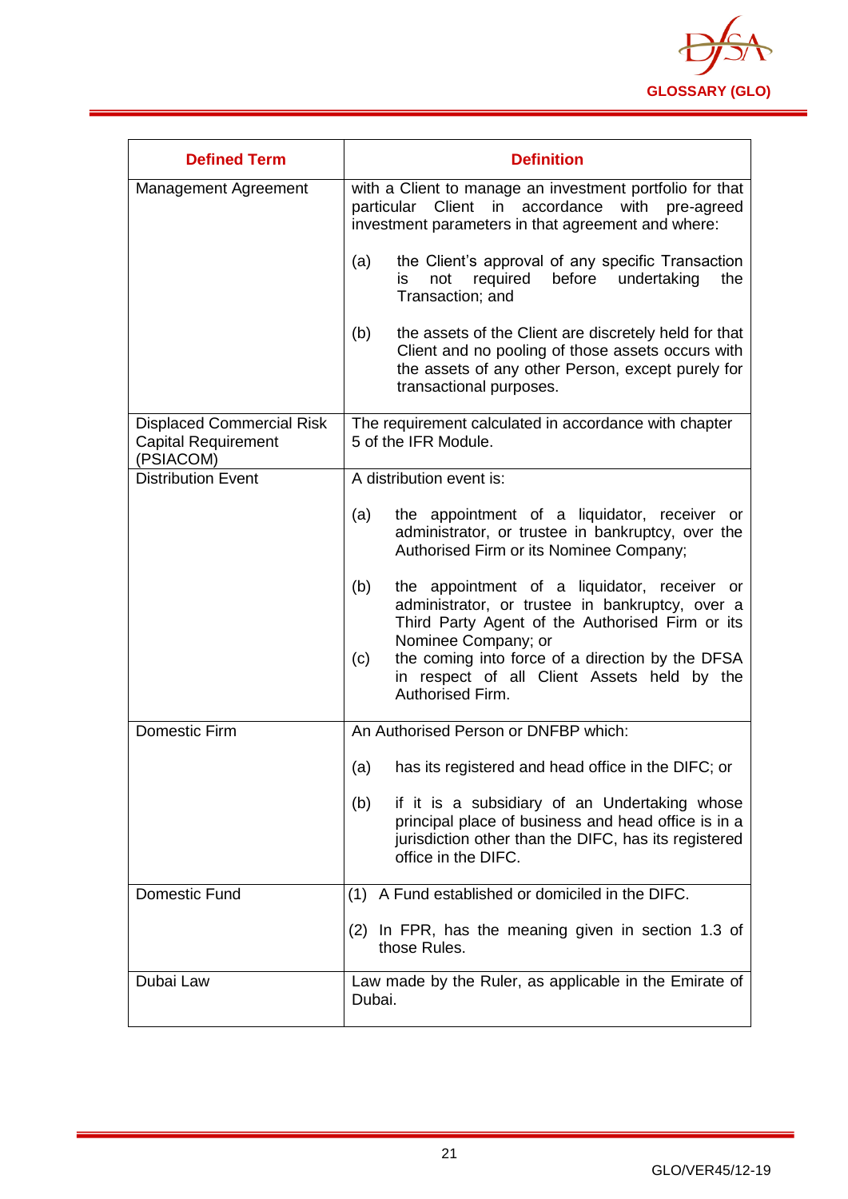| Defined Term | Definition |
| --- | --- |
| Management Agreement | with a Client to manage an investment portfolio for that particular Client in accordance with pre-agreed investment parameters in that agreement and where:<br><br>(a) the Client's approval of any specific Transaction is not required before undertaking the Transaction; and<br><br>(b) the assets of the Client are discretely held for that Client and no pooling of those assets occurs with the assets of any other Person, except purely for transactional purposes. |
| Displaced Commercial Risk Capital Requirement (PSIACOM) | The requirement calculated in accordance with chapter 5 of the IFR Module. |
| Distribution Event | A distribution event is:<br><br>(a) the appointment of a liquidator, receiver or administrator, or trustee in bankruptcy, over the Authorised Firm or its Nominee Company;<br><br>(b) the appointment of a liquidator, receiver or administrator, or trustee in bankruptcy, over a Third Party Agent of the Authorised Firm or its Nominee Company; or<br>(c) the coming into force of a direction by the DFSA in respect of all Client Assets held by the Authorised Firm. |
| Domestic Firm | An Authorised Person or DNFBP which:<br><br>(a) has its registered and head office in the DIFC; or<br><br>(b) if it is a subsidiary of an Undertaking whose principal place of business and head office is in a jurisdiction other than the DIFC, has its registered office in the DIFC. |
| Domestic Fund | (1) A Fund established or domiciled in the DIFC.<br><br>(2) In FPR, has the meaning given in section 1.3 of those Rules. |
| Dubai Law | Law made by the Ruler, as applicable in the Emirate of Dubai. |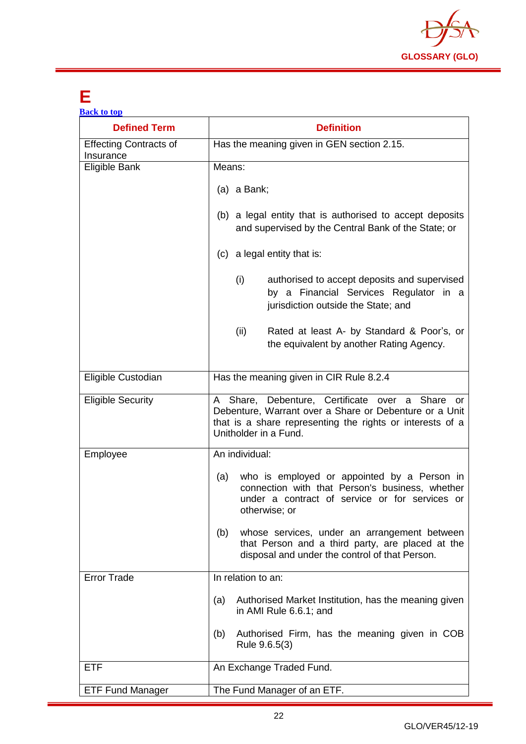# E

Back to top

| Defined Term | Definition |
|---|---|
| Effecting Contracts of Insurance | Has the meaning given in GEN section 2.15. |
| Eligible Bank | Means:<br><br>(a) a Bank;<br><br>(b) a legal entity that is authorised to accept deposits and supervised by the Central Bank of the State; or<br><br>(c) a legal entity that is:<br><br>(i) authorised to accept deposits and supervised by a Financial Services Regulator in a jurisdiction outside the State; and<br><br>(ii) Rated at least A- by Standard & Poor's, or the equivalent by another Rating Agency. |
| Eligible Custodian | Has the meaning given in CIR Rule 8.2.4 |
| Eligible Security | A Share, Debenture, Certificate over a Share or Debenture, Warrant over a Share or Debenture or a Unit that is a share representing the rights or interests of a Unitholder in a Fund. |
| Employee | An individual:<br><br>(a) who is employed or appointed by a Person in connection with that Person's business, whether under a contract of service or for services or otherwise; or<br><br>(b) whose services, under an arrangement between that Person and a third party, are placed at the disposal and under the control of that Person. |
| Error Trade | In relation to an:<br><br>(a) Authorised Market Institution, has the meaning given in AMI Rule 6.6.1; and<br><br>(b) Authorised Firm, has the meaning given in COB Rule 9.6.5(3) |
| ETF | An Exchange Traded Fund. |
| ETF Fund Manager | The Fund Manager of an ETF. |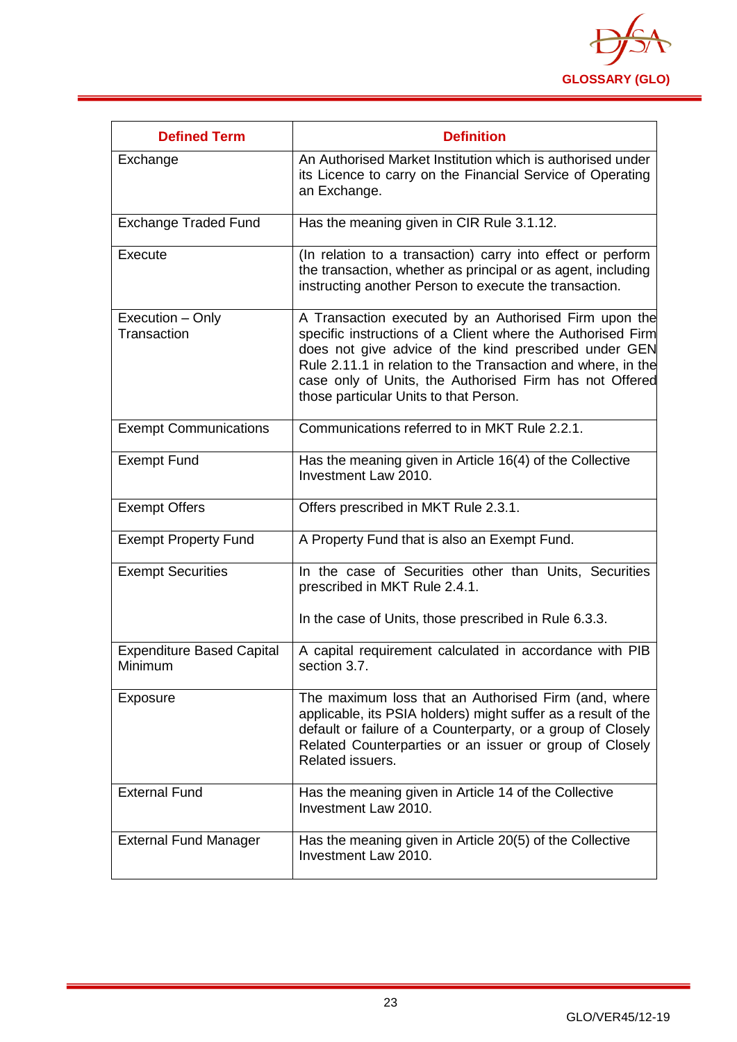| Defined Term | Definition |
|---|---|
| Exchange | An Authorised Market Institution which is authorised under its Licence to carry on the Financial Service of Operating an Exchange. |
| Exchange Traded Fund | Has the meaning given in CIR Rule 3.1.12. |
| Execute | (In relation to a transaction) carry into effect or perform the transaction, whether as principal or as agent, including instructing another Person to execute the transaction. |
| Execution – Only Transaction | A Transaction executed by an Authorised Firm upon the specific instructions of a Client where the Authorised Firm does not give advice of the kind prescribed under GEN Rule 2.11.1 in relation to the Transaction and where, in the case only of Units, the Authorised Firm has not Offered those particular Units to that Person. |
| Exempt Communications | Communications referred to in MKT Rule 2.2.1. |
| Exempt Fund | Has the meaning given in Article 16(4) of the Collective Investment Law 2010. |
| Exempt Offers | Offers prescribed in MKT Rule 2.3.1. |
| Exempt Property Fund | A Property Fund that is also an Exempt Fund. |
| Exempt Securities | In the case of Securities other than Units, Securities prescribed in MKT Rule 2.4.1.<br><br>In the case of Units, those prescribed in Rule 6.3.3. |
| Expenditure Based Capital Minimum | A capital requirement calculated in accordance with PIB section 3.7. |
| Exposure | The maximum loss that an Authorised Firm (and, where applicable, its PSIA holders) might suffer as a result of the default or failure of a Counterparty, or a group of Closely Related Counterparties or an issuer or group of Closely Related issuers. |
| External Fund | Has the meaning given in Article 14 of the Collective Investment Law 2010. |
| External Fund Manager | Has the meaning given in Article 20(5) of the Collective Investment Law 2010. |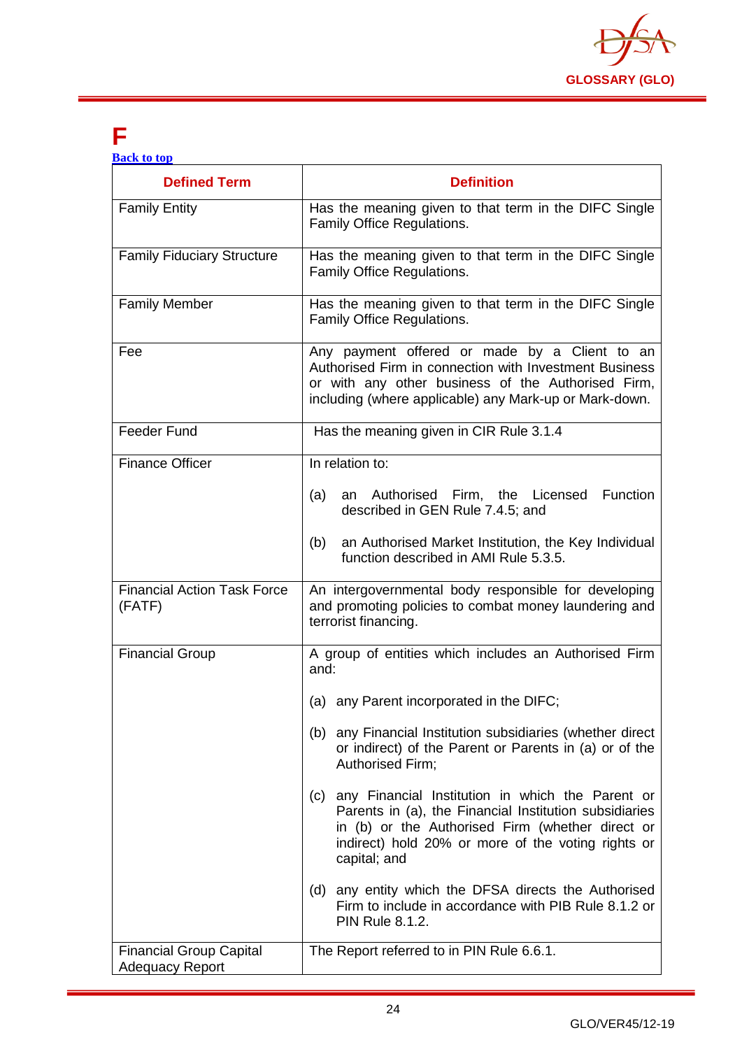# F

[Back to top]

| Defined Term | Definition |
|---|---|
| Family Entity | Has the meaning given to that term in the DIFC Single Family Office Regulations. |
| Family Fiduciary Structure | Has the meaning given to that term in the DIFC Single Family Office Regulations. |
| Family Member | Has the meaning given to that term in the DIFC Single Family Office Regulations. |
| Fee | Any payment offered or made by a Client to an Authorised Firm in connection with Investment Business or with any other business of the Authorised Firm, including (where applicable) any Mark-up or Mark-down. |
| Feeder Fund | Has the meaning given in CIR Rule 3.1.4 |
| Finance Officer | In relation to:<br><br>(a) an Authorised Firm, the Licensed Function described in GEN Rule 7.4.5; and<br><br>(b) an Authorised Market Institution, the Key Individual function described in AMI Rule 5.3.5. |
| Financial Action Task Force (FATF) | An intergovernmental body responsible for developing and promoting policies to combat money laundering and terrorist financing. |
| Financial Group | A group of entities which includes an Authorised Firm and:<br><br>(a) any Parent incorporated in the DIFC;<br><br>(b) any Financial Institution subsidiaries (whether direct or indirect) of the Parent or Parents in (a) or of the Authorised Firm;<br><br>(c) any Financial Institution in which the Parent or Parents in (a), the Financial Institution subsidiaries in (b) or the Authorised Firm (whether direct or indirect) hold 20% or more of the voting rights or capital; and<br><br>(d) any entity which the DFSA directs the Authorised Firm to include in accordance with PIB Rule 8.1.2 or PIN Rule 8.1.2. |
| Financial Group Capital Adequacy Report | The Report referred to in PIN Rule 6.6.1. |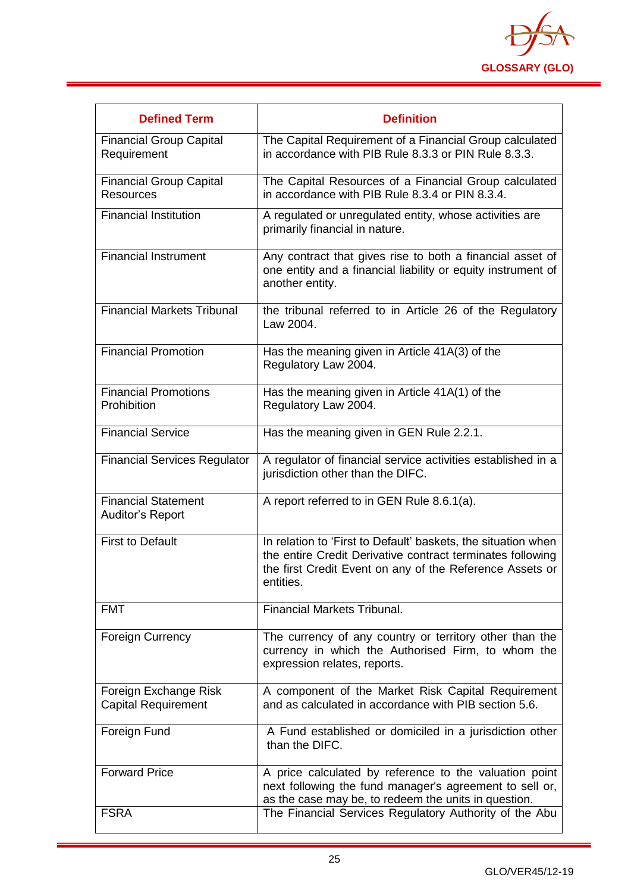| Defined Term | Definition |
|---|---|
| Financial Group Capital Requirement | The Capital Requirement of a Financial Group calculated in accordance with PIB Rule 8.3.3 or PIN Rule 8.3.3. |
| Financial Group Capital Resources | The Capital Resources of a Financial Group calculated in accordance with PIB Rule 8.3.4 or PIN 8.3.4. |
| Financial Institution | A regulated or unregulated entity, whose activities are primarily financial in nature. |
| Financial Instrument | Any contract that gives rise to both a financial asset of one entity and a financial liability or equity instrument of another entity. |
| Financial Markets Tribunal | the tribunal referred to in Article 26 of the Regulatory Law 2004. |
| Financial Promotion | Has the meaning given in Article 41A(3) of the Regulatory Law 2004. |
| Financial Promotions Prohibition | Has the meaning given in Article 41A(1) of the Regulatory Law 2004. |
| Financial Service | Has the meaning given in GEN Rule 2.2.1. |
| Financial Services Regulator | A regulator of financial service activities established in a jurisdiction other than the DIFC. |
| Financial Statement Auditor's Report | A report referred to in GEN Rule 8.6.1(a). |
| First to Default | In relation to 'First to Default' baskets, the situation when the entire Credit Derivative contract terminates following the first Credit Event on any of the Reference Assets or entities. |
| FMT | Financial Markets Tribunal. |
| Foreign Currency | The currency of any country or territory other than the currency in which the Authorised Firm, to whom the expression relates, reports. |
| Foreign Exchange Risk Capital Requirement | A component of the Market Risk Capital Requirement and as calculated in accordance with PIB section 5.6. |
| Foreign Fund | A Fund established or domiciled in a jurisdiction other than the DIFC. |
| Forward Price | A price calculated by reference to the valuation point next following the fund manager's agreement to sell or, as the case may be, to redeem the units in question. |
| FSRA | The Financial Services Regulatory Authority of the Abu |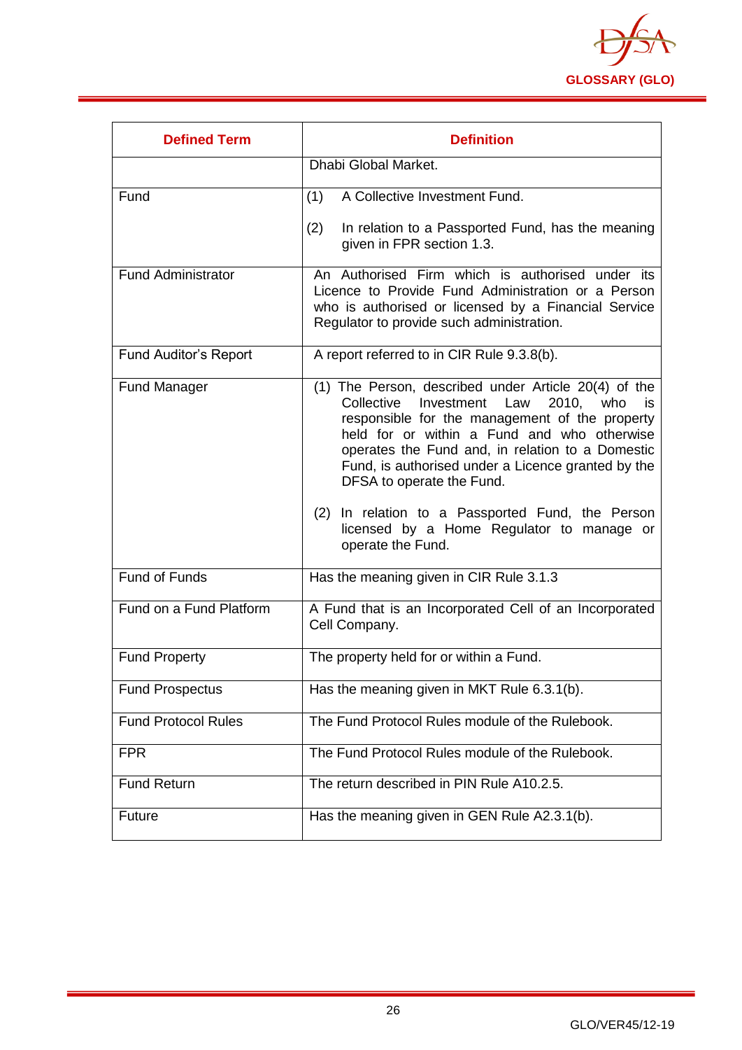| Defined Term | Definition |
|---|---|
| | Dhabi Global Market. |
| Fund | (1) A Collective Investment Fund.<br><br>(2) In relation to a Passported Fund, has the meaning given in FPR section 1.3. |
| Fund Administrator | An Authorised Firm which is authorised under its Licence to Provide Fund Administration or a Person who is authorised or licensed by a Financial Service Regulator to provide such administration. |
| Fund Auditor's Report | A report referred to in CIR Rule 9.3.8(b). |
| Fund Manager | (1) The Person, described under Article 20(4) of the Collective Investment Law 2010, who is responsible for the management of the property held for or within a Fund and who otherwise operates the Fund and, in relation to a Domestic Fund, is authorised under a Licence granted by the DFSA to operate the Fund.<br><br>(2) In relation to a Passported Fund, the Person licensed by a Home Regulator to manage or operate the Fund. |
| Fund of Funds | Has the meaning given in CIR Rule 3.1.3 |
| Fund on a Fund Platform | A Fund that is an Incorporated Cell of an Incorporated Cell Company. |
| Fund Property | The property held for or within a Fund. |
| Fund Prospectus | Has the meaning given in MKT Rule 6.3.1(b). |
| Fund Protocol Rules | The Fund Protocol Rules module of the Rulebook. |
| FPR | The Fund Protocol Rules module of the Rulebook. |
| Fund Return | The return described in PIN Rule A10.2.5. |
| Future | Has the meaning given in GEN Rule A2.3.1(b). |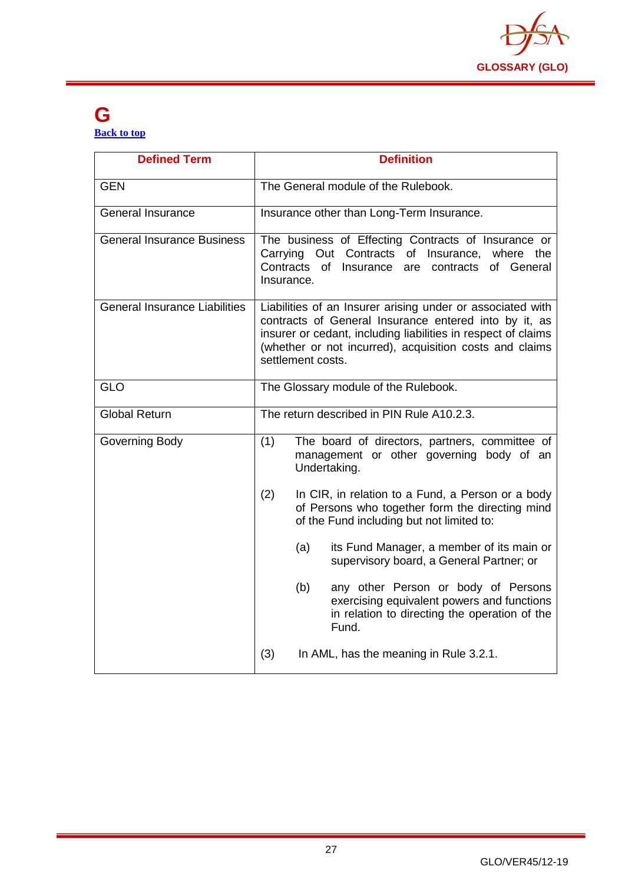# G

Back to top

| Defined Term | Definition |
|---|---|
| GEN | The General module of the Rulebook. |
| General Insurance | Insurance other than Long-Term Insurance. |
| General Insurance Business | The business of Effecting Contracts of Insurance or Carrying Out Contracts of Insurance, where the Contracts of Insurance are contracts of General Insurance. |
| General Insurance Liabilities | Liabilities of an Insurer arising under or associated with contracts of General Insurance entered into by it, as insurer or cedant, including liabilities in respect of claims (whether or not incurred), acquisition costs and claims settlement costs. |
| GLO | The Glossary module of the Rulebook. |
| Global Return | The return described in PIN Rule A10.2.3. |
| Governing Body | (1) The board of directors, partners, committee of management or other governing body of an Undertaking.<br><br>(2) In CIR, in relation to a Fund, a Person or a body of Persons who together form the directing mind of the Fund including but not limited to:<br><br>(a) its Fund Manager, a member of its main or supervisory board, a General Partner; or<br><br>(b) any other Person or body of Persons exercising equivalent powers and functions in relation to directing the operation of the Fund.<br><br>(3) In AML, has the meaning in Rule 3.2.1. |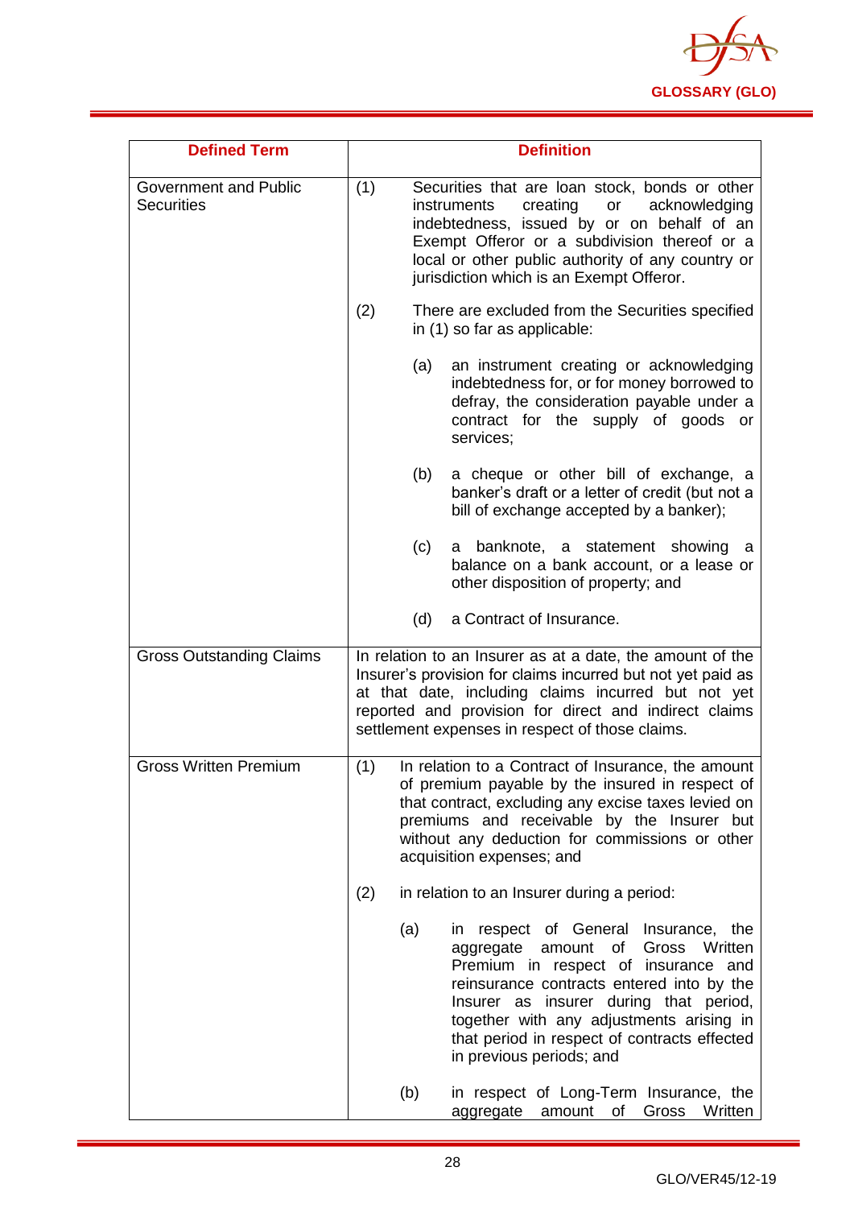| Defined Term | Definition |
|---|---|
| Government and Public Securities | (1) Securities that are loan stock, bonds or other instruments creating or acknowledging indebtedness, issued by or on behalf of an Exempt Offeror or a subdivision thereof or a local or other public authority of any country or jurisdiction which is an Exempt Offeror.<br><br>(2) There are excluded from the Securities specified in (1) so far as applicable:<br><br>(a) an instrument creating or acknowledging indebtedness for, or for money borrowed to defray, the consideration payable under a contract for the supply of goods or services;<br><br>(b) a cheque or other bill of exchange, a banker's draft or a letter of credit (but not a bill of exchange accepted by a banker);<br><br>(c) a banknote, a statement showing a balance on a bank account, or a lease or other disposition of property; and<br><br>(d) a Contract of Insurance. |
| Gross Outstanding Claims | In relation to an Insurer as at a date, the amount of the Insurer's provision for claims incurred but not yet paid as at that date, including claims incurred but not yet reported and provision for direct and indirect claims settlement expenses in respect of those claims. |
| Gross Written Premium | (1) In relation to a Contract of Insurance, the amount of premium payable by the insured in respect of that contract, excluding any excise taxes levied on premiums and receivable by the Insurer but without any deduction for commissions or other acquisition expenses; and<br><br>(2) in relation to an Insurer during a period:<br><br>(a) in respect of General Insurance, the aggregate amount of Gross Written Premium in respect of insurance and reinsurance contracts entered into by the Insurer as insurer during that period, together with any adjustments arising in that period in respect of contracts effected in previous periods; and<br><br>(b) in respect of Long-Term Insurance, the aggregate amount of Gross Written |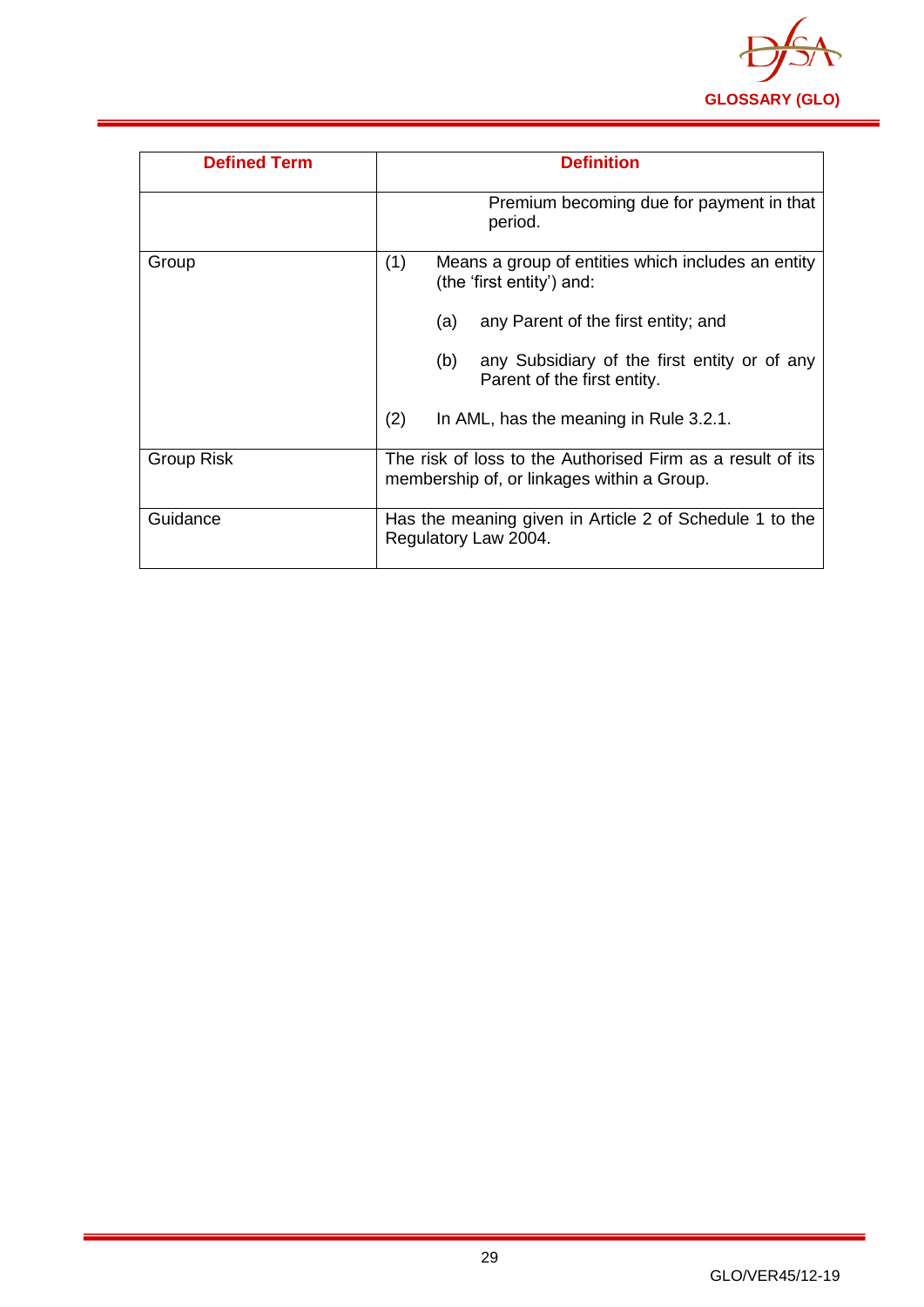| Defined Term | Definition |
|---|---|
| | Premium becoming due for payment in that period. |
| Group | (1) Means a group of entities which includes an entity (the 'first entity') and:<br><br>(a) any Parent of the first entity; and<br><br>(b) any Subsidiary of the first entity or of any Parent of the first entity.<br><br>(2) In AML, has the meaning in Rule 3.2.1. |
| Group Risk | The risk of loss to the Authorised Firm as a result of its membership of, or linkages within a Group. |
| Guidance | Has the meaning given in Article 2 of Schedule 1 to the Regulatory Law 2004. |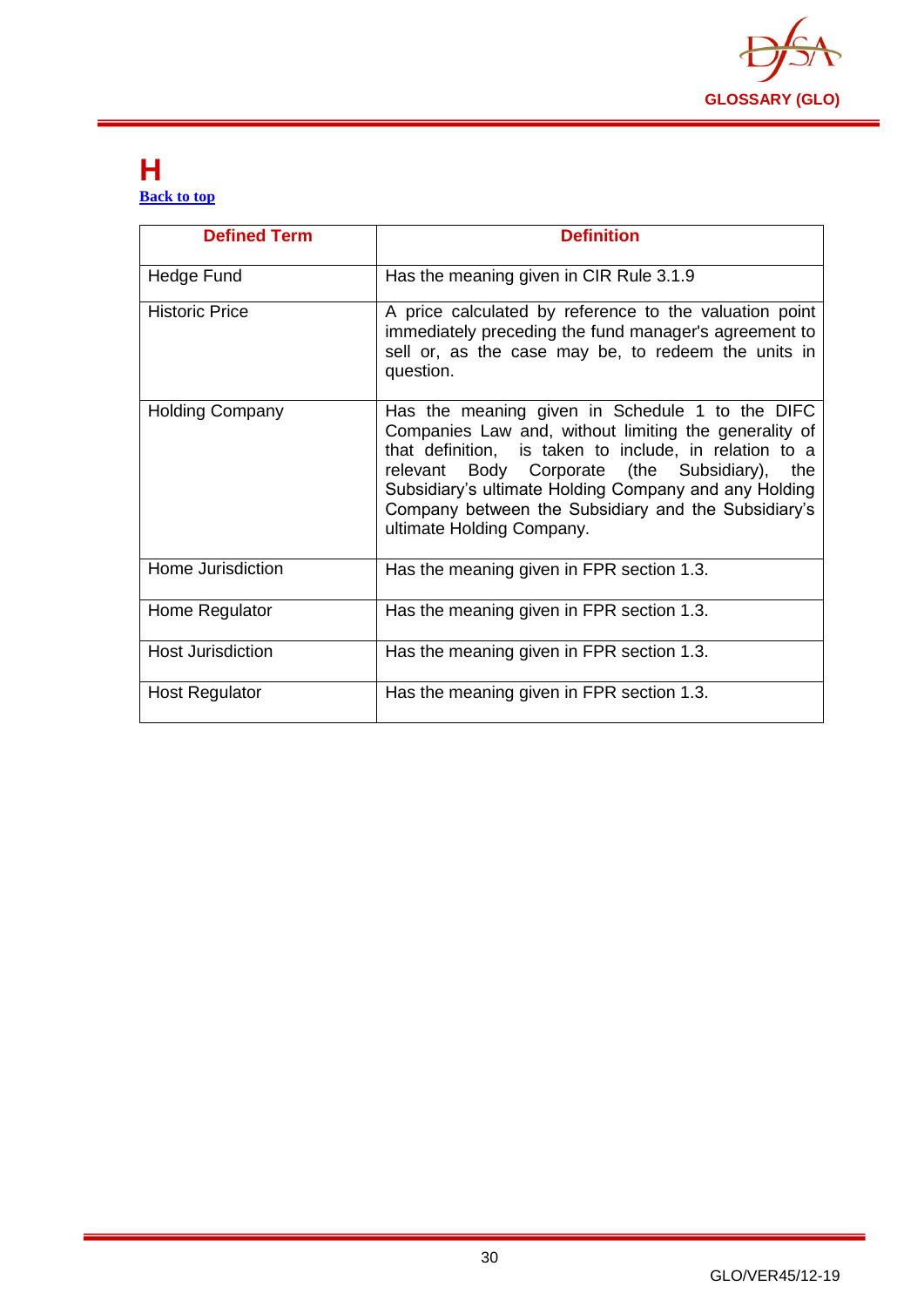# H

[Back to top]

| Defined Term | Definition |
| --- | --- |
| Hedge Fund | Has the meaning given in CIR Rule 3.1.9 |
| Historic Price | A price calculated by reference to the valuation point immediately preceding the fund manager's agreement to sell or, as the case may be, to redeem the units in question. |
| Holding Company | Has the meaning given in Schedule 1 to the DIFC Companies Law and, without limiting the generality of that definition, is taken to include, in relation to a relevant Body Corporate (the Subsidiary), the Subsidiary's ultimate Holding Company and any Holding Company between the Subsidiary and the Subsidiary's ultimate Holding Company. |
| Home Jurisdiction | Has the meaning given in FPR section 1.3. |
| Home Regulator | Has the meaning given in FPR section 1.3. |
| Host Jurisdiction | Has the meaning given in FPR section 1.3. |
| Host Regulator | Has the meaning given in FPR section 1.3. |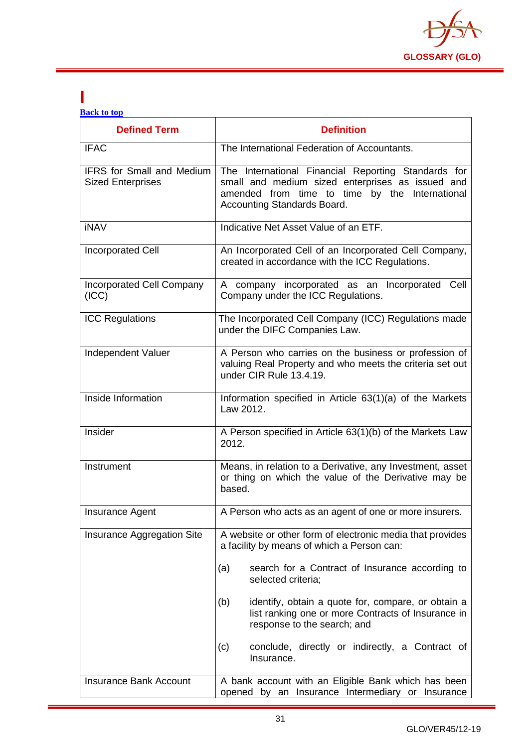# I

Back to top

| Defined Term | Definition |
|---|---|
| IFAC | The International Federation of Accountants. |
| IFRS for Small and Medium Sized Enterprises | The International Financial Reporting Standards for small and medium sized enterprises as issued and amended from time to time by the International Accounting Standards Board. |
| iNAV | Indicative Net Asset Value of an ETF. |
| Incorporated Cell | An Incorporated Cell of an Incorporated Cell Company, created in accordance with the ICC Regulations. |
| Incorporated Cell Company (ICC) | A company incorporated as an Incorporated Cell Company under the ICC Regulations. |
| ICC Regulations | The Incorporated Cell Company (ICC) Regulations made under the DIFC Companies Law. |
| Independent Valuer | A Person who carries on the business or profession of valuing Real Property and who meets the criteria set out under CIR Rule 13.4.19. |
| Inside Information | Information specified in Article 63(1)(a) of the Markets Law 2012. |
| Insider | A Person specified in Article 63(1)(b) of the Markets Law 2012. |
| Instrument | Means, in relation to a Derivative, any Investment, asset or thing on which the value of the Derivative may be based. |
| Insurance Agent | A Person who acts as an agent of one or more insurers. |
| Insurance Aggregation Site | A website or other form of electronic media that provides a facility by means of which a Person can:<br><br>(a) search for a Contract of Insurance according to selected criteria;<br><br>(b) identify, obtain a quote for, compare, or obtain a list ranking one or more Contracts of Insurance in response to the search; and<br><br>(c) conclude, directly or indirectly, a Contract of Insurance. |
| Insurance Bank Account | A bank account with an Eligible Bank which has been opened by an Insurance Intermediary or Insurance |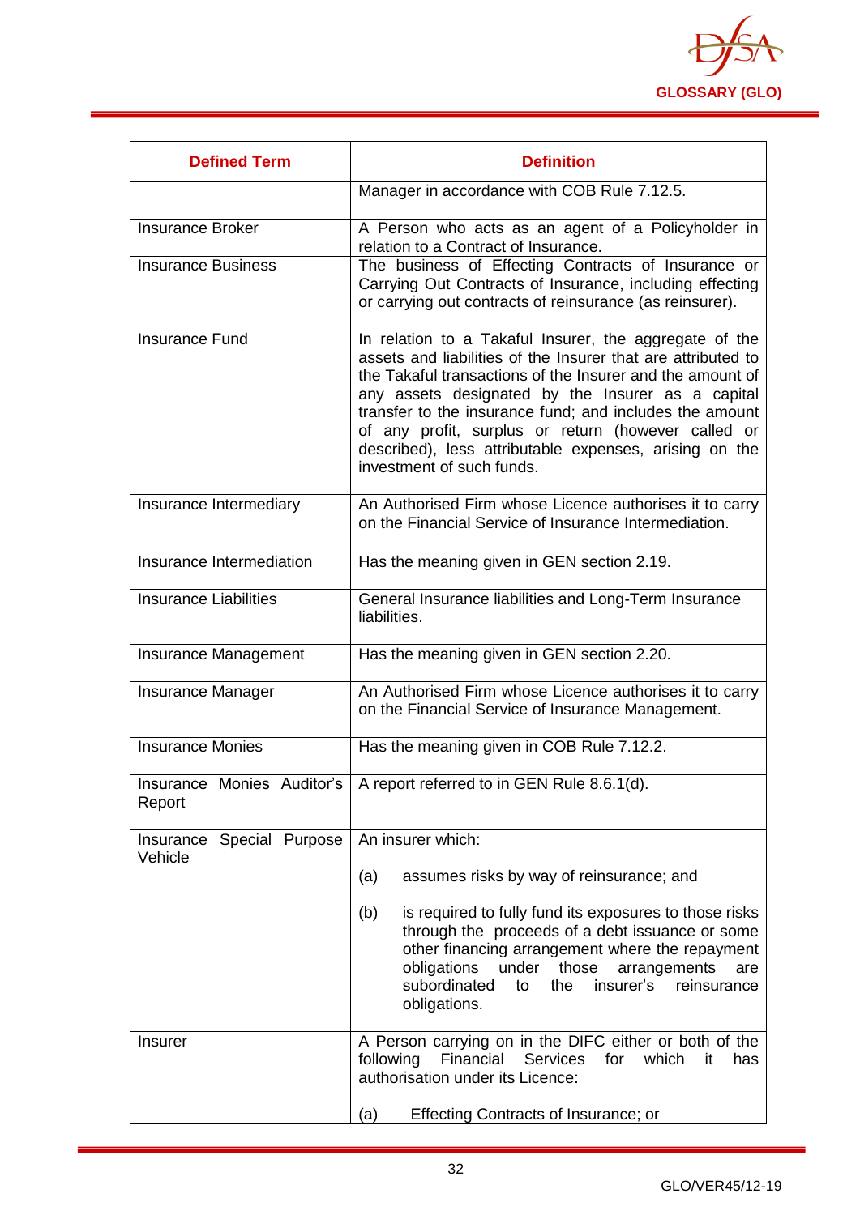| Defined Term | Definition |
|---|---|
| | Manager in accordance with COB Rule 7.12.5. |
| Insurance Broker | A Person who acts as an agent of a Policyholder in relation to a Contract of Insurance. |
| Insurance Business | The business of Effecting Contracts of Insurance or Carrying Out Contracts of Insurance, including effecting or carrying out contracts of reinsurance (as reinsurer). |
| Insurance Fund | In relation to a Takaful Insurer, the aggregate of the assets and liabilities of the Insurer that are attributed to the Takaful transactions of the Insurer and the amount of any assets designated by the Insurer as a capital transfer to the insurance fund; and includes the amount of any profit, surplus or return (however called or described), less attributable expenses, arising on the investment of such funds. |
| Insurance Intermediary | An Authorised Firm whose Licence authorises it to carry on the Financial Service of Insurance Intermediation. |
| Insurance Intermediation | Has the meaning given in GEN section 2.19. |
| Insurance Liabilities | General Insurance liabilities and Long-Term Insurance liabilities. |
| Insurance Management | Has the meaning given in GEN section 2.20. |
| Insurance Manager | An Authorised Firm whose Licence authorises it to carry on the Financial Service of Insurance Management. |
| Insurance Monies | Has the meaning given in COB Rule 7.12.2. |
| Insurance Monies Auditor's Report | A report referred to in GEN Rule 8.6.1(d). |
| Insurance Special Purpose Vehicle | An insurer which:<br><br>(a) assumes risks by way of reinsurance; and<br><br>(b) is required to fully fund its exposures to those risks through the proceeds of a debt issuance or some other financing arrangement where the repayment obligations under those arrangements are subordinated to the insurer's reinsurance obligations. |
| Insurer | A Person carrying on in the DIFC either or both of the following Financial Services for which it has authorisation under its Licence:<br><br>(a) Effecting Contracts of Insurance; or |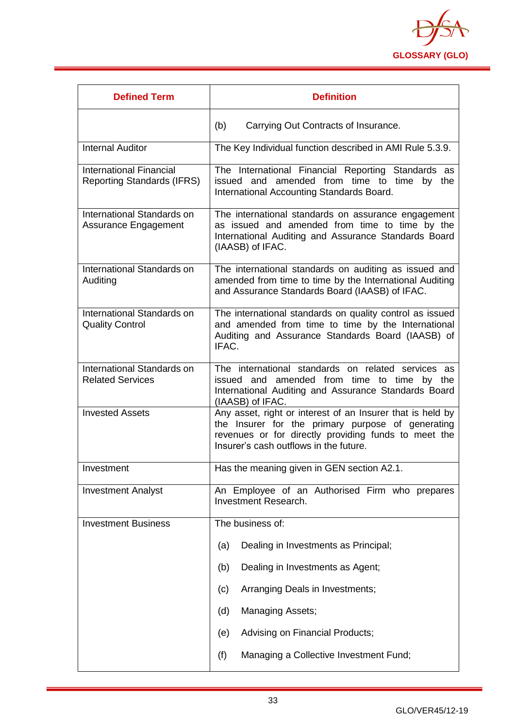| Defined Term | Definition |
|---|---|
| | (b) Carrying Out Contracts of Insurance. |
| Internal Auditor | The Key Individual function described in AMI Rule 5.3.9. |
| International Financial Reporting Standards (IFRS) | The International Financial Reporting Standards as issued and amended from time to time by the International Accounting Standards Board. |
| International Standards on Assurance Engagement | The international standards on assurance engagement as issued and amended from time to time by the International Auditing and Assurance Standards Board (IAASB) of IFAC. |
| International Standards on Auditing | The international standards on auditing as issued and amended from time to time by the International Auditing and Assurance Standards Board (IAASB) of IFAC. |
| International Standards on Quality Control | The international standards on quality control as issued and amended from time to time by the International Auditing and Assurance Standards Board (IAASB) of IFAC. |
| International Standards on Related Services | The international standards on related services as issued and amended from time to time by the International Auditing and Assurance Standards Board (IAASB) of IFAC. |
| Invested Assets | Any asset, right or interest of an Insurer that is held by the Insurer for the primary purpose of generating revenues or for directly providing funds to meet the Insurer's cash outflows in the future. |
| Investment | Has the meaning given in GEN section A2.1. |
| Investment Analyst | An Employee of an Authorised Firm who prepares Investment Research. |
| Investment Business | The business of:<br><br>(a) Dealing in Investments as Principal;<br><br>(b) Dealing in Investments as Agent;<br><br>(c) Arranging Deals in Investments;<br><br>(d) Managing Assets;<br><br>(e) Advising on Financial Products;<br><br>(f) Managing a Collective Investment Fund; |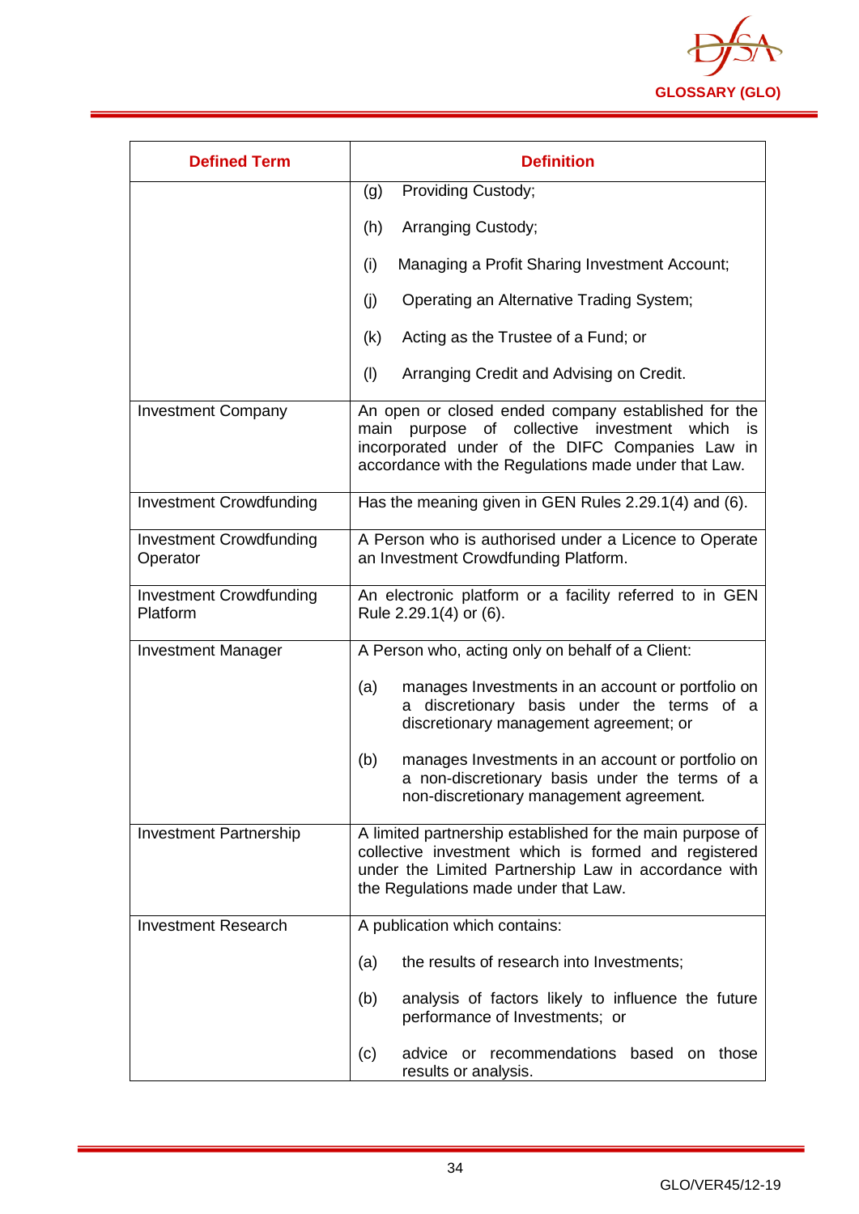| Defined Term | Definition |
|---|---|
| | (g) Providing Custody;<br><br>(h) Arranging Custody;<br><br>(i) Managing a Profit Sharing Investment Account;<br><br>(j) Operating an Alternative Trading System;<br><br>(k) Acting as the Trustee of a Fund; or<br><br>(l) Arranging Credit and Advising on Credit. |
| Investment Company | An open or closed ended company established for the main purpose of collective investment which is incorporated under of the DIFC Companies Law in accordance with the Regulations made under that Law. |
| Investment Crowdfunding | Has the meaning given in GEN Rules 2.29.1(4) and (6). |
| Investment Crowdfunding Operator | A Person who is authorised under a Licence to Operate an Investment Crowdfunding Platform. |
| Investment Crowdfunding Platform | An electronic platform or a facility referred to in GEN Rule 2.29.1(4) or (6). |
| Investment Manager | A Person who, acting only on behalf of a Client:<br><br>(a) manages Investments in an account or portfolio on a discretionary basis under the terms of a discretionary management agreement; or<br><br>(b) manages Investments in an account or portfolio on a non-discretionary basis under the terms of a non-discretionary management agreement. |
| Investment Partnership | A limited partnership established for the main purpose of collective investment which is formed and registered under the Limited Partnership Law in accordance with the Regulations made under that Law. |
| Investment Research | A publication which contains:<br><br>(a) the results of research into Investments;<br><br>(b) analysis of factors likely to influence the future performance of Investments; or<br><br>(c) advice or recommendations based on those results or analysis. |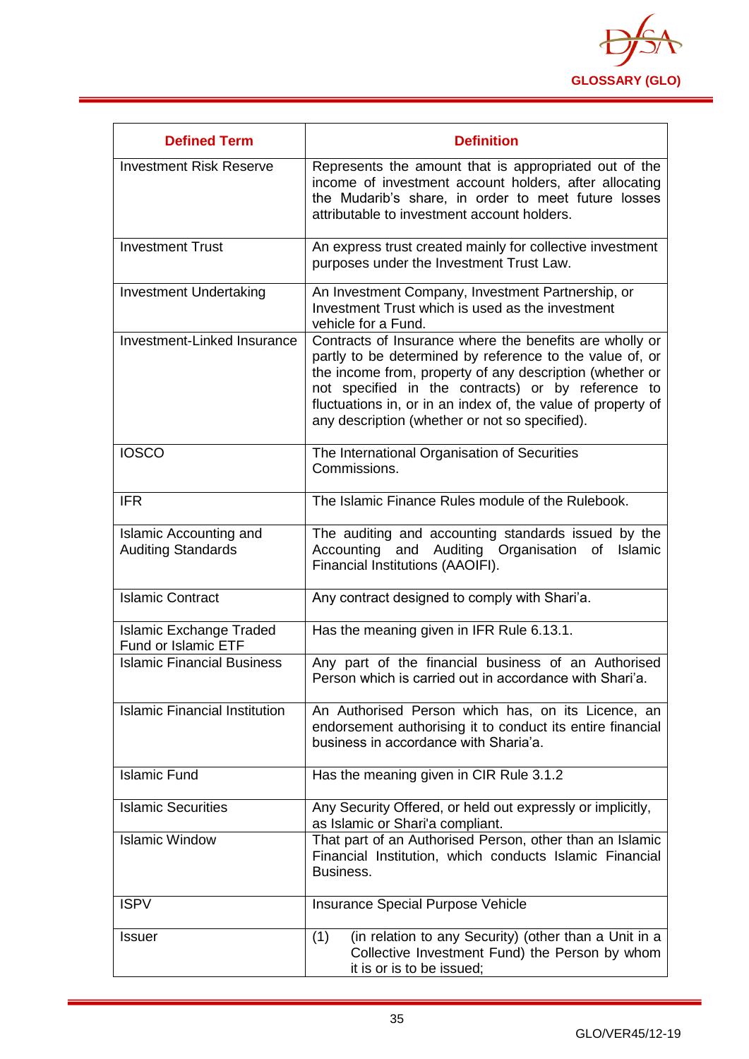| Defined Term | Definition |
| --- | --- |
| Investment Risk Reserve | Represents the amount that is appropriated out of the income of investment account holders, after allocating the Mudarib's share, in order to meet future losses attributable to investment account holders. |
| Investment Trust | An express trust created mainly for collective investment purposes under the Investment Trust Law. |
| Investment Undertaking | An Investment Company, Investment Partnership, or Investment Trust which is used as the investment vehicle for a Fund. |
| Investment-Linked Insurance | Contracts of Insurance where the benefits are wholly or partly to be determined by reference to the value of, or the income from, property of any description (whether or not specified in the contracts) or by reference to fluctuations in, or in an index of, the value of property of any description (whether or not so specified). |
| IOSCO | The International Organisation of Securities Commissions. |
| IFR | The Islamic Finance Rules module of the Rulebook. |
| Islamic Accounting and Auditing Standards | The auditing and accounting standards issued by the Accounting and Auditing Organisation of Islamic Financial Institutions (AAOIFI). |
| Islamic Contract | Any contract designed to comply with Shari'a. |
| Islamic Exchange Traded Fund or Islamic ETF | Has the meaning given in IFR Rule 6.13.1. |
| Islamic Financial Business | Any part of the financial business of an Authorised Person which is carried out in accordance with Shari'a. |
| Islamic Financial Institution | An Authorised Person which has, on its Licence, an endorsement authorising it to conduct its entire financial business in accordance with Sharia'a. |
| Islamic Fund | Has the meaning given in CIR Rule 3.1.2 |
| Islamic Securities | Any Security Offered, or held out expressly or implicitly, as Islamic or Shari'a compliant. |
| Islamic Window | That part of an Authorised Person, other than an Islamic Financial Institution, which conducts Islamic Financial Business. |
| ISPV | Insurance Special Purpose Vehicle |
| Issuer | (1) (in relation to any Security) (other than a Unit in a Collective Investment Fund) the Person by whom it is or is to be issued; |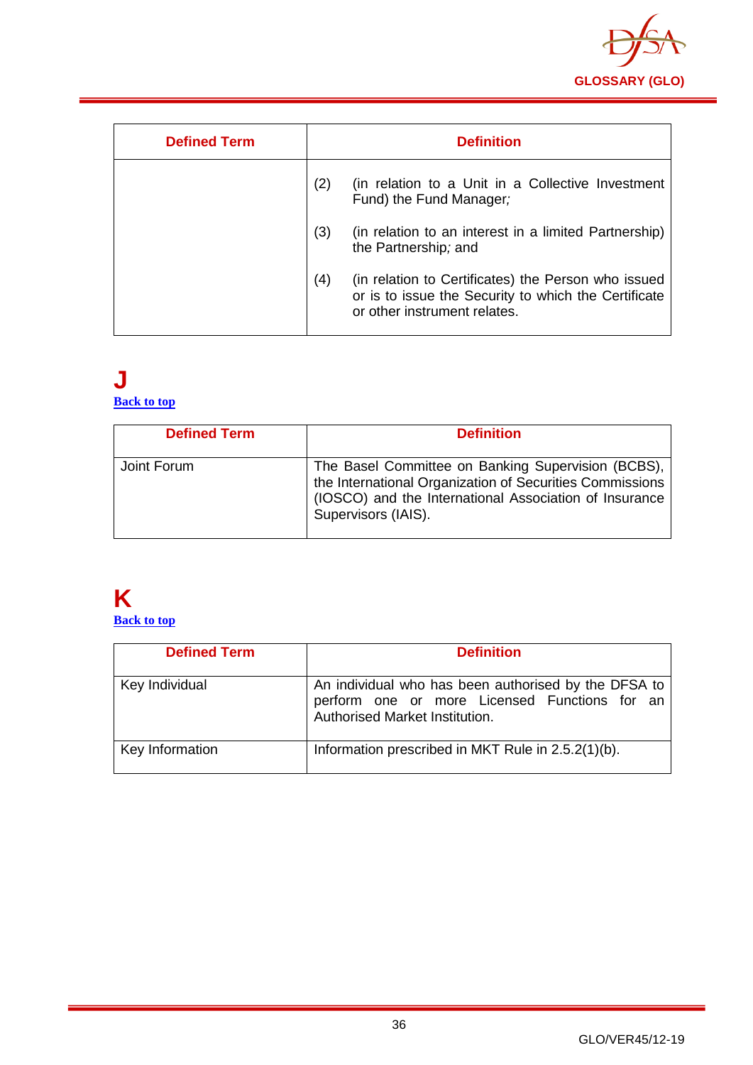| Defined Term | Definition |
|---|---|
| | (2) (in relation to a Unit in a Collective Investment Fund) the Fund Manager; <br><br> (3) (in relation to an interest in a limited Partnership) the Partnership; and <br><br> (4) (in relation to Certificates) the Person who issued or is to issue the Security to which the Certificate or other instrument relates. |

# J

Back to top

| Defined Term | Definition |
|---|---|
| Joint Forum | The Basel Committee on Banking Supervision (BCBS), the International Organization of Securities Commissions (IOSCO) and the International Association of Insurance Supervisors (IAIS). |

# K

Back to top

| Defined Term | Definition |
|---|---|
| Key Individual | An individual who has been authorised by the DFSA to perform one or more Licensed Functions for an Authorised Market Institution. |
| Key Information | Information prescribed in MKT Rule in 2.5.2(1)(b). |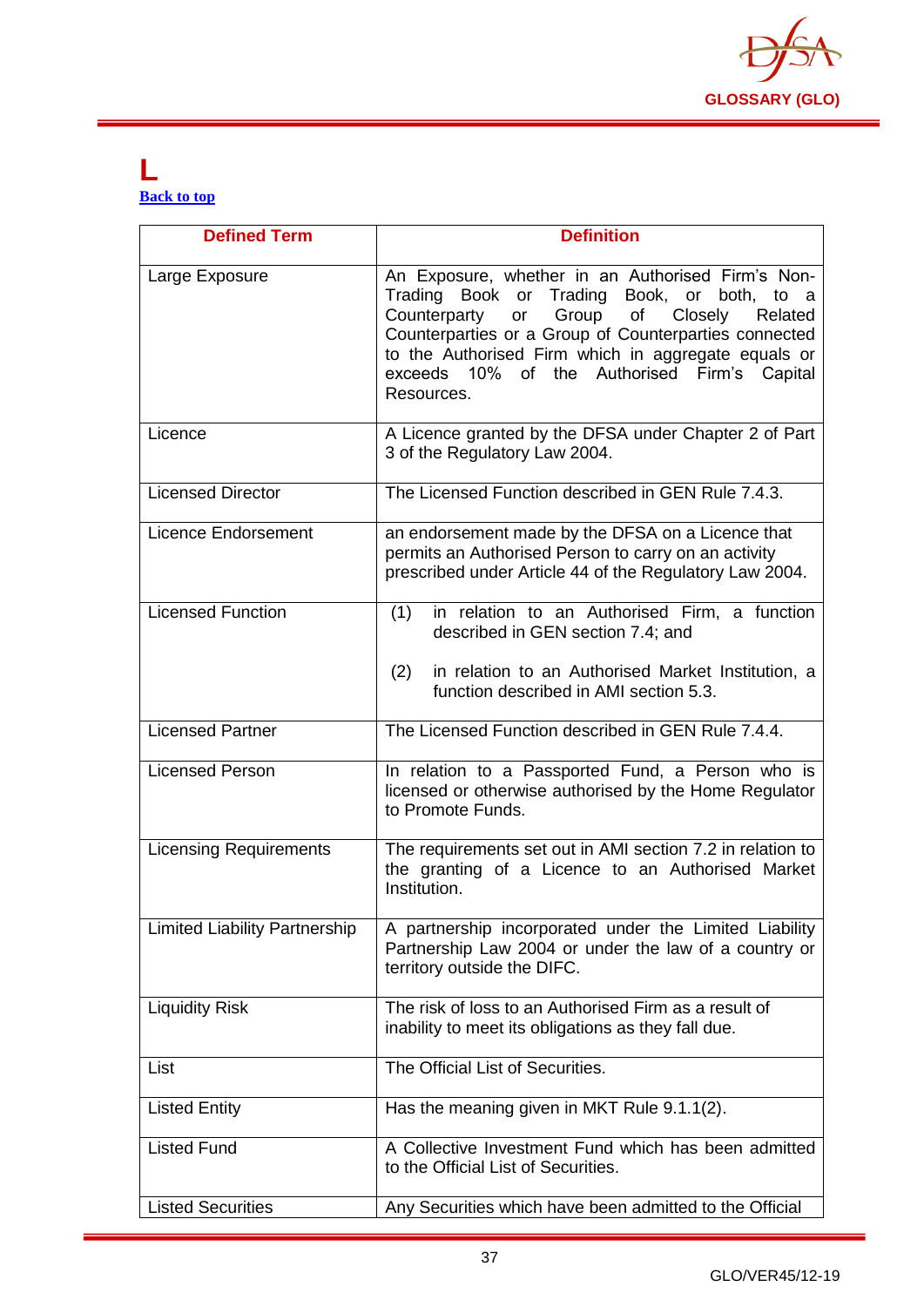# L

[Back to top]

| Defined Term | Definition |
|---|---|
| Large Exposure | An Exposure, whether in an Authorised Firm's Non-Trading Book or Trading Book, or both, to a Counterparty or Group of Closely Related Counterparties or a Group of Counterparties connected to the Authorised Firm which in aggregate equals or exceeds 10% of the Authorised Firm's Capital Resources. |
| Licence | A Licence granted by the DFSA under Chapter 2 of Part 3 of the Regulatory Law 2004. |
| Licensed Director | The Licensed Function described in GEN Rule 7.4.3. |
| Licence Endorsement | an endorsement made by the DFSA on a Licence that permits an Authorised Person to carry on an activity prescribed under Article 44 of the Regulatory Law 2004. |
| Licensed Function | (1) in relation to an Authorised Firm, a function described in GEN section 7.4; and<br><br>(2) in relation to an Authorised Market Institution, a function described in AMI section 5.3. |
| Licensed Partner | The Licensed Function described in GEN Rule 7.4.4. |
| Licensed Person | In relation to a Passported Fund, a Person who is licensed or otherwise authorised by the Home Regulator to Promote Funds. |
| Licensing Requirements | The requirements set out in AMI section 7.2 in relation to the granting of a Licence to an Authorised Market Institution. |
| Limited Liability Partnership | A partnership incorporated under the Limited Liability Partnership Law 2004 or under the law of a country or territory outside the DIFC. |
| Liquidity Risk | The risk of loss to an Authorised Firm as a result of inability to meet its obligations as they fall due. |
| List | The Official List of Securities. |
| Listed Entity | Has the meaning given in MKT Rule 9.1.1(2). |
| Listed Fund | A Collective Investment Fund which has been admitted to the Official List of Securities. |
| Listed Securities | Any Securities which have been admitted to the Official |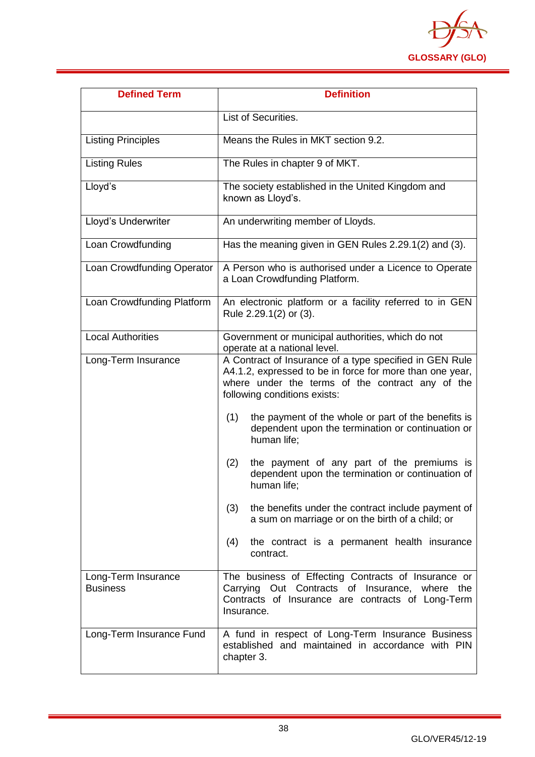| Defined Term | Definition |
|---|---|
| | List of Securities. |
| Listing Principles | Means the Rules in MKT section 9.2. |
| Listing Rules | The Rules in chapter 9 of MKT. |
| Lloyd's | The society established in the United Kingdom and known as Lloyd's. |
| Lloyd's Underwriter | An underwriting member of Lloyds. |
| Loan Crowdfunding | Has the meaning given in GEN Rules 2.29.1(2) and (3). |
| Loan Crowdfunding Operator | A Person who is authorised under a Licence to Operate a Loan Crowdfunding Platform. |
| Loan Crowdfunding Platform | An electronic platform or a facility referred to in GEN Rule 2.29.1(2) or (3). |
| Local Authorities | Government or municipal authorities, which do not operate at a national level. |
| Long-Term Insurance | A Contract of Insurance of a type specified in GEN Rule A4.1.2, expressed to be in force for more than one year, where under the terms of the contract any of the following conditions exists:<br><br>(1) the payment of the whole or part of the benefits is dependent upon the termination or continuation or human life;<br><br>(2) the payment of any part of the premiums is dependent upon the termination or continuation of human life;<br><br>(3) the benefits under the contract include payment of a sum on marriage or on the birth of a child; or<br><br>(4) the contract is a permanent health insurance contract. |
| Long-Term Insurance Business | The business of Effecting Contracts of Insurance or Carrying Out Contracts of Insurance, where the Contracts of Insurance are contracts of Long-Term Insurance. |
| Long-Term Insurance Fund | A fund in respect of Long-Term Insurance Business established and maintained in accordance with PIN chapter 3. |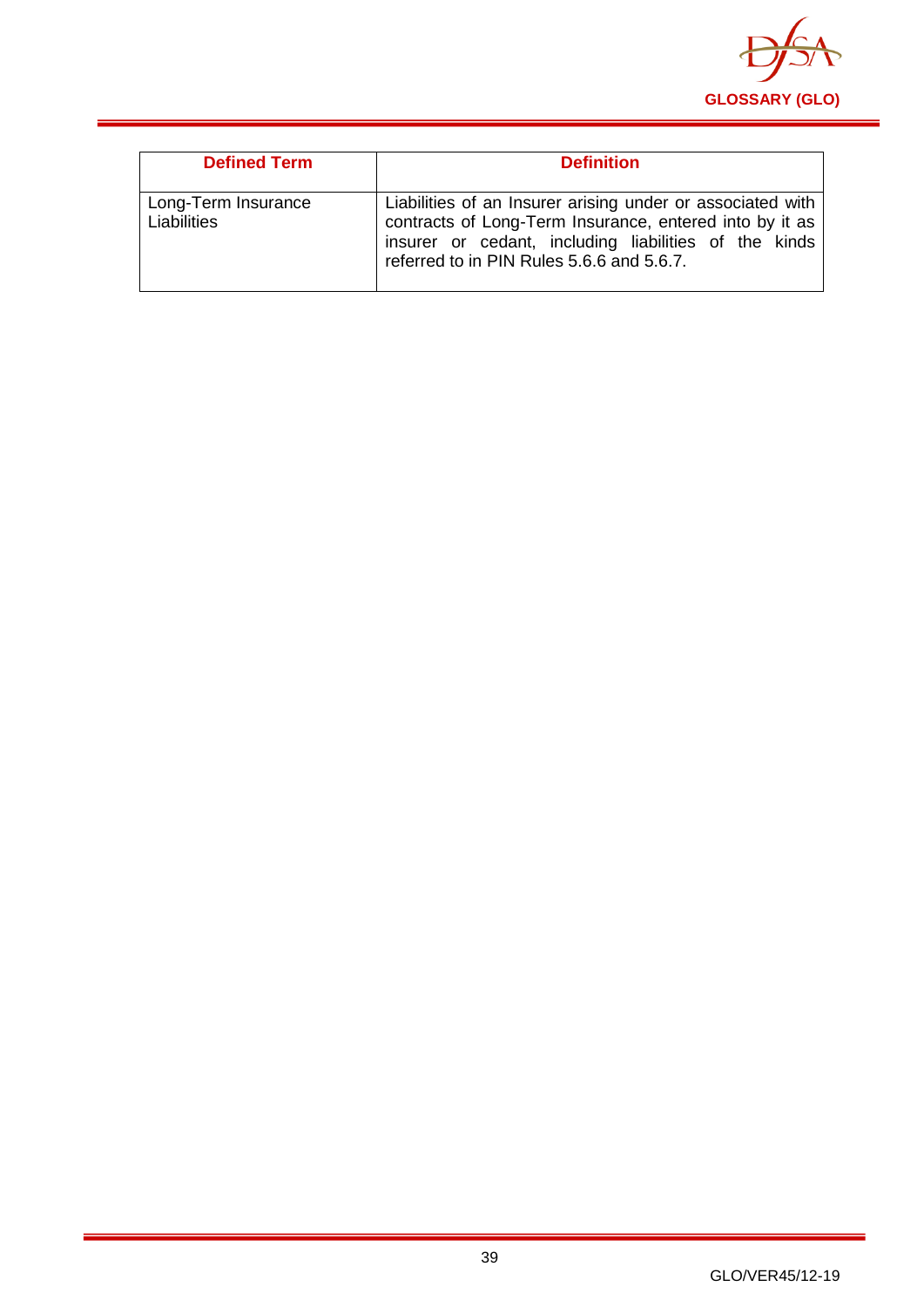| Defined Term | Definition |
|---|---|
| Long-Term Insurance Liabilities | Liabilities of an Insurer arising under or associated with contracts of Long-Term Insurance, entered into by it as insurer or cedant, including liabilities of the kinds referred to in PIN Rules 5.6.6 and 5.6.7. |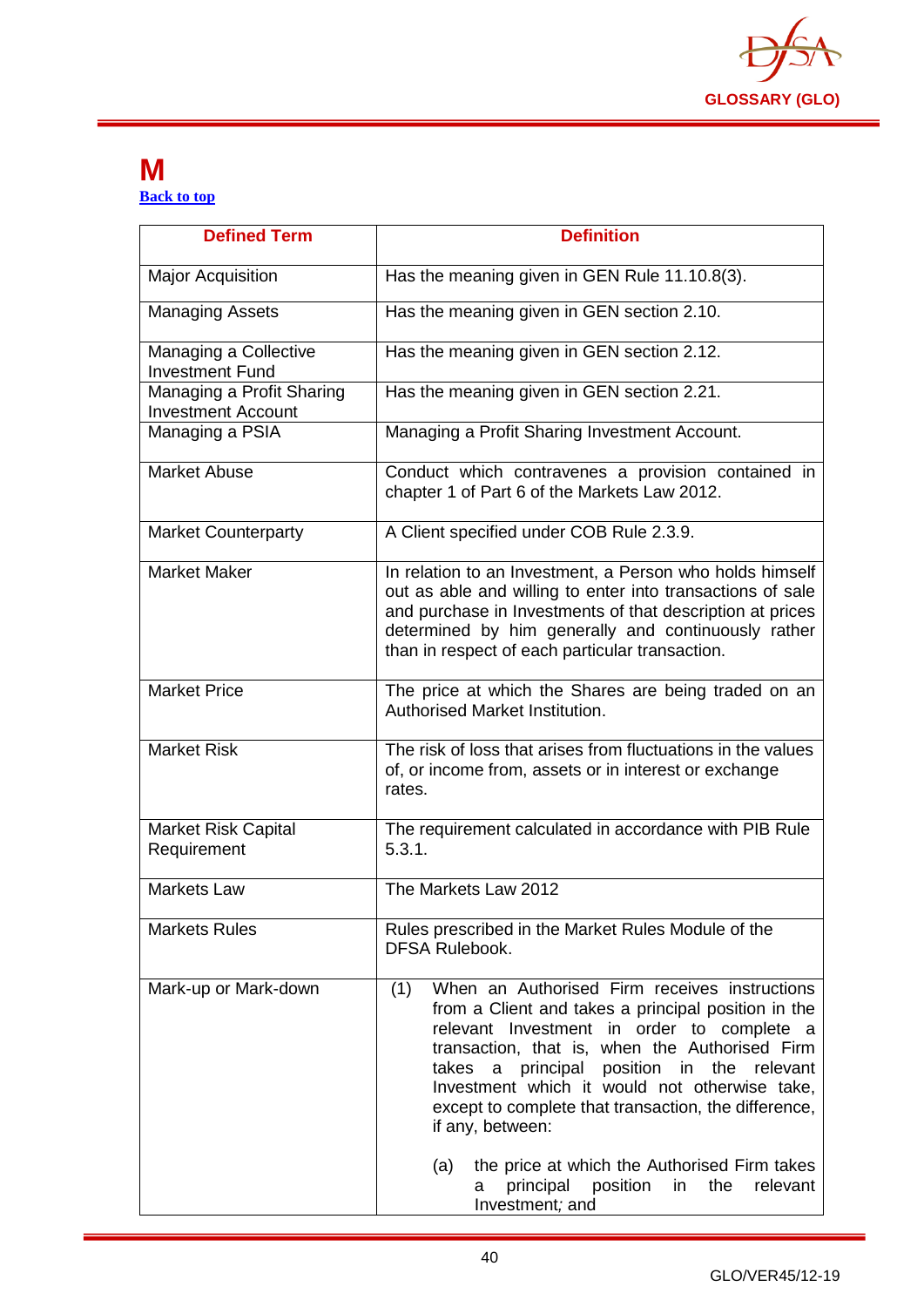# M

[Back to top](#)

| Defined Term | Definition |
|---|---|
| Major Acquisition | Has the meaning given in GEN Rule 11.10.8(3). |
| Managing Assets | Has the meaning given in GEN section 2.10. |
| Managing a Collective Investment Fund | Has the meaning given in GEN section 2.12. |
| Managing a Profit Sharing Investment Account | Has the meaning given in GEN section 2.21. |
| Managing a PSIA | Managing a Profit Sharing Investment Account. |
| Market Abuse | Conduct which contravenes a provision contained in chapter 1 of Part 6 of the Markets Law 2012. |
| Market Counterparty | A Client specified under COB Rule 2.3.9. |
| Market Maker | In relation to an Investment, a Person who holds himself out as able and willing to enter into transactions of sale and purchase in Investments of that description at prices determined by him generally and continuously rather than in respect of each particular transaction. |
| Market Price | The price at which the Shares are being traded on an Authorised Market Institution. |
| Market Risk | The risk of loss that arises from fluctuations in the values of, or income from, assets or in interest or exchange rates. |
| Market Risk Capital Requirement | The requirement calculated in accordance with PIB Rule 5.3.1. |
| Markets Law | The Markets Law 2012 |
| Markets Rules | Rules prescribed in the Market Rules Module of the DFSA Rulebook. |
| Mark-up or Mark-down | (1) When an Authorised Firm receives instructions from a Client and takes a principal position in the relevant Investment in order to complete a transaction, that is, when the Authorised Firm takes a principal position in the relevant Investment which it would not otherwise take, except to complete that transaction, the difference, if any, between:<br><br>(a) the price at which the Authorised Firm takes a principal position in the relevant Investment*;* and |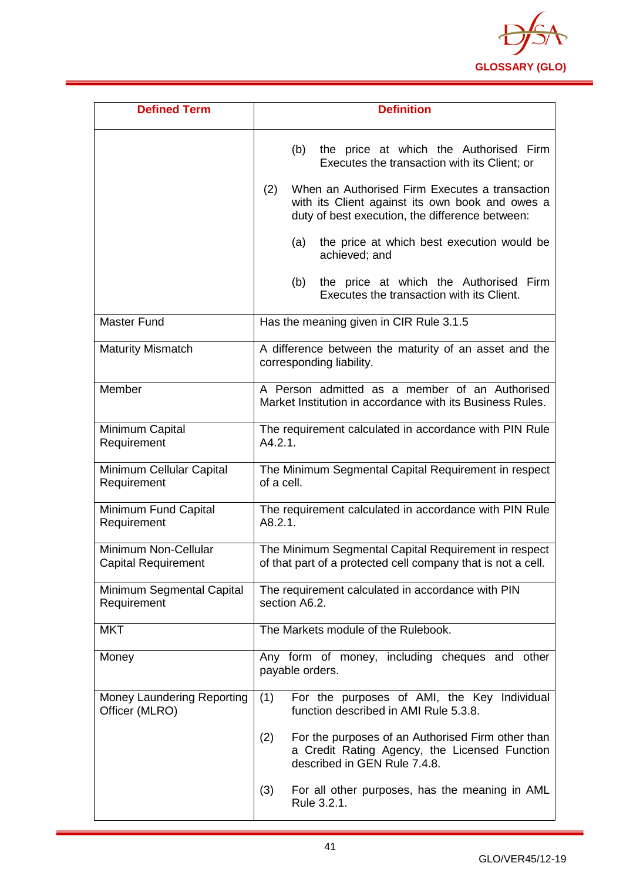| Defined Term | Definition |
|---|---|
| | (b) the price at which the Authorised Firm Executes the transaction with its Client; or<br><br>(2) When an Authorised Firm Executes a transaction with its Client against its own book and owes a duty of best execution, the difference between:<br><br>(a) the price at which best execution would be achieved; and<br><br>(b) the price at which the Authorised Firm Executes the transaction with its Client. |
| Master Fund | Has the meaning given in CIR Rule 3.1.5 |
| Maturity Mismatch | A difference between the maturity of an asset and the corresponding liability. |
| Member | A Person admitted as a member of an Authorised Market Institution in accordance with its Business Rules. |
| Minimum Capital Requirement | The requirement calculated in accordance with PIN Rule A4.2.1. |
| Minimum Cellular Capital Requirement | The Minimum Segmental Capital Requirement in respect of a cell. |
| Minimum Fund Capital Requirement | The requirement calculated in accordance with PIN Rule A8.2.1. |
| Minimum Non-Cellular Capital Requirement | The Minimum Segmental Capital Requirement in respect of that part of a protected cell company that is not a cell. |
| Minimum Segmental Capital Requirement | The requirement calculated in accordance with PIN section A6.2. |
| MKT | The Markets module of the Rulebook. |
| Money | Any form of money, including cheques and other payable orders. |
| Money Laundering Reporting Officer (MLRO) | (1) For the purposes of AMI, the Key Individual function described in AMI Rule 5.3.8.<br><br>(2) For the purposes of an Authorised Firm other than a Credit Rating Agency, the Licensed Function described in GEN Rule 7.4.8.<br><br>(3) For all other purposes, has the meaning in AML Rule 3.2.1. |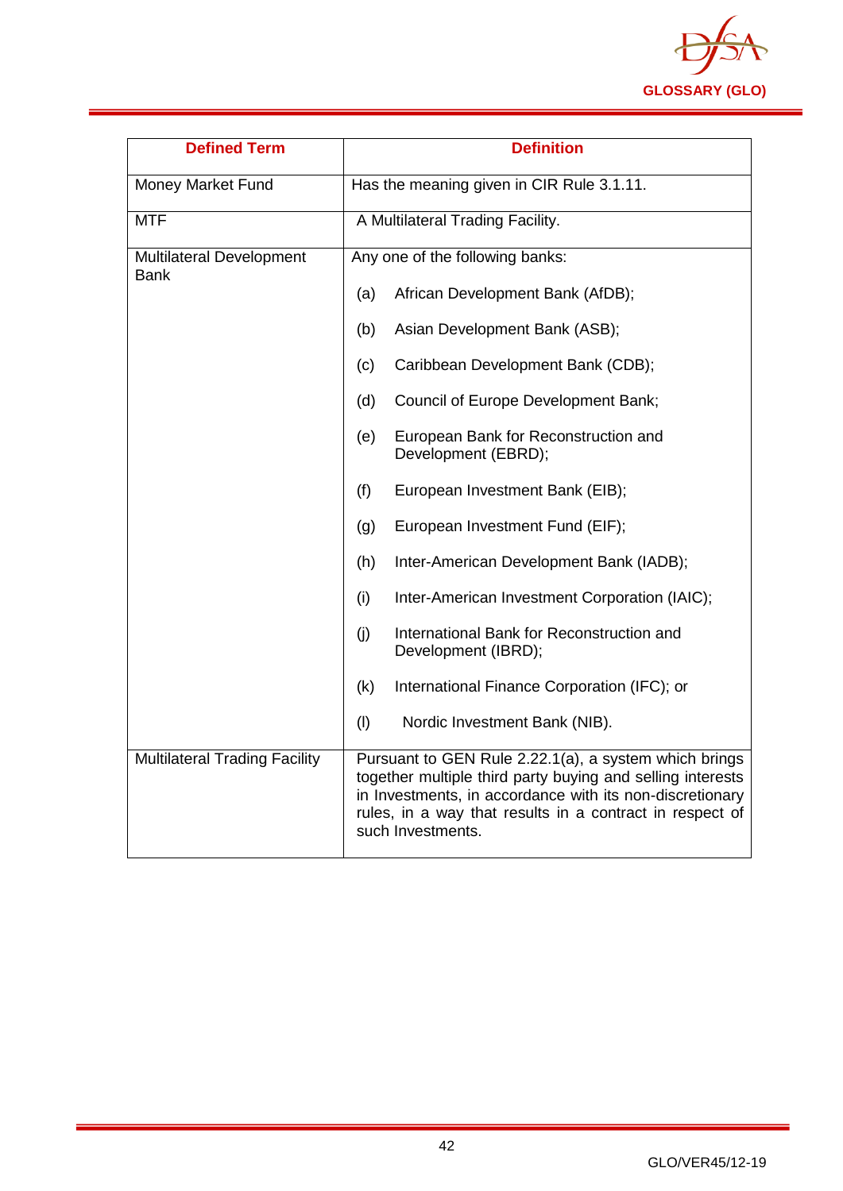| Defined Term | Definition |
|---|---|
| Money Market Fund | Has the meaning given in CIR Rule 3.1.11. |
| MTF | A Multilateral Trading Facility. |
| Multilateral Development Bank | Any one of the following banks:<br><br>(a) African Development Bank (AfDB);<br><br>(b) Asian Development Bank (ASB);<br><br>(c) Caribbean Development Bank (CDB);<br><br>(d) Council of Europe Development Bank;<br><br>(e) European Bank for Reconstruction and Development (EBRD);<br><br>(f) European Investment Bank (EIB);<br><br>(g) European Investment Fund (EIF);<br><br>(h) Inter-American Development Bank (IADB);<br><br>(i) Inter-American Investment Corporation (IAIC);<br><br>(j) International Bank for Reconstruction and Development (IBRD);<br><br>(k) International Finance Corporation (IFC); or<br><br>(l) Nordic Investment Bank (NIB). |
| Multilateral Trading Facility | Pursuant to GEN Rule 2.22.1(a), a system which brings together multiple third party buying and selling interests in Investments, in accordance with its non-discretionary rules, in a way that results in a contract in respect of such Investments. |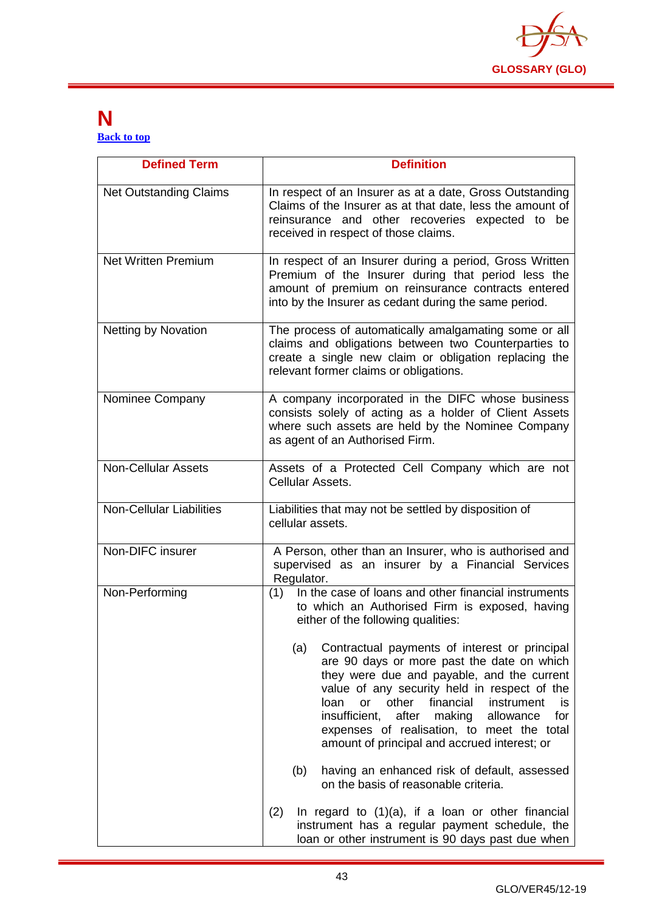# N

[Back to top]

| Defined Term | Definition |
|---|---|
| Net Outstanding Claims | In respect of an Insurer as at a date, Gross Outstanding Claims of the Insurer as at that date, less the amount of reinsurance and other recoveries expected to be received in respect of those claims. |
| Net Written Premium | In respect of an Insurer during a period, Gross Written Premium of the Insurer during that period less the amount of premium on reinsurance contracts entered into by the Insurer as cedant during the same period. |
| Netting by Novation | The process of automatically amalgamating some or all claims and obligations between two Counterparties to create a single new claim or obligation replacing the relevant former claims or obligations. |
| Nominee Company | A company incorporated in the DIFC whose business consists solely of acting as a holder of Client Assets where such assets are held by the Nominee Company as agent of an Authorised Firm. |
| Non-Cellular Assets | Assets of a Protected Cell Company which are not Cellular Assets. |
| Non-Cellular Liabilities | Liabilities that may not be settled by disposition of cellular assets. |
| Non-DIFC insurer | A Person, other than an Insurer, who is authorised and supervised as an insurer by a Financial Services Regulator. |
| Non-Performing | (1) In the case of loans and other financial instruments to which an Authorised Firm is exposed, having either of the following qualities:<br><br>(a) Contractual payments of interest or principal are 90 days or more past the date on which they were due and payable, and the current value of any security held in respect of the loan or other financial instrument is insufficient, after making allowance for expenses of realisation, to meet the total amount of principal and accrued interest; or<br><br>(b) having an enhanced risk of default, assessed on the basis of reasonable criteria.<br><br>(2) In regard to (1)(a), if a loan or other financial instrument has a regular payment schedule, the loan or other instrument is 90 days past due when |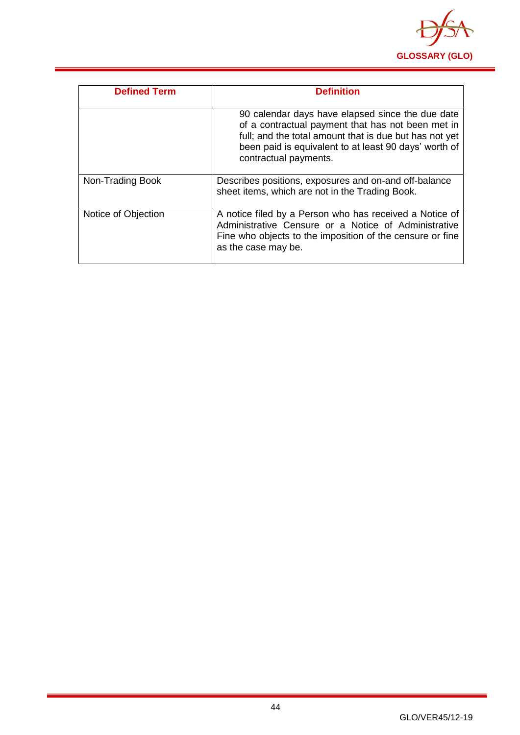| Defined Term | Definition |
| --- | --- |
| | 90 calendar days have elapsed since the due date of a contractual payment that has not been met in full; and the total amount that is due but has not yet been paid is equivalent to at least 90 days' worth of contractual payments. |
| Non-Trading Book | Describes positions, exposures and on-and off-balance sheet items, which are not in the Trading Book. |
| Notice of Objection | A notice filed by a Person who has received a Notice of Administrative Censure or a Notice of Administrative Fine who objects to the imposition of the censure or fine as the case may be. |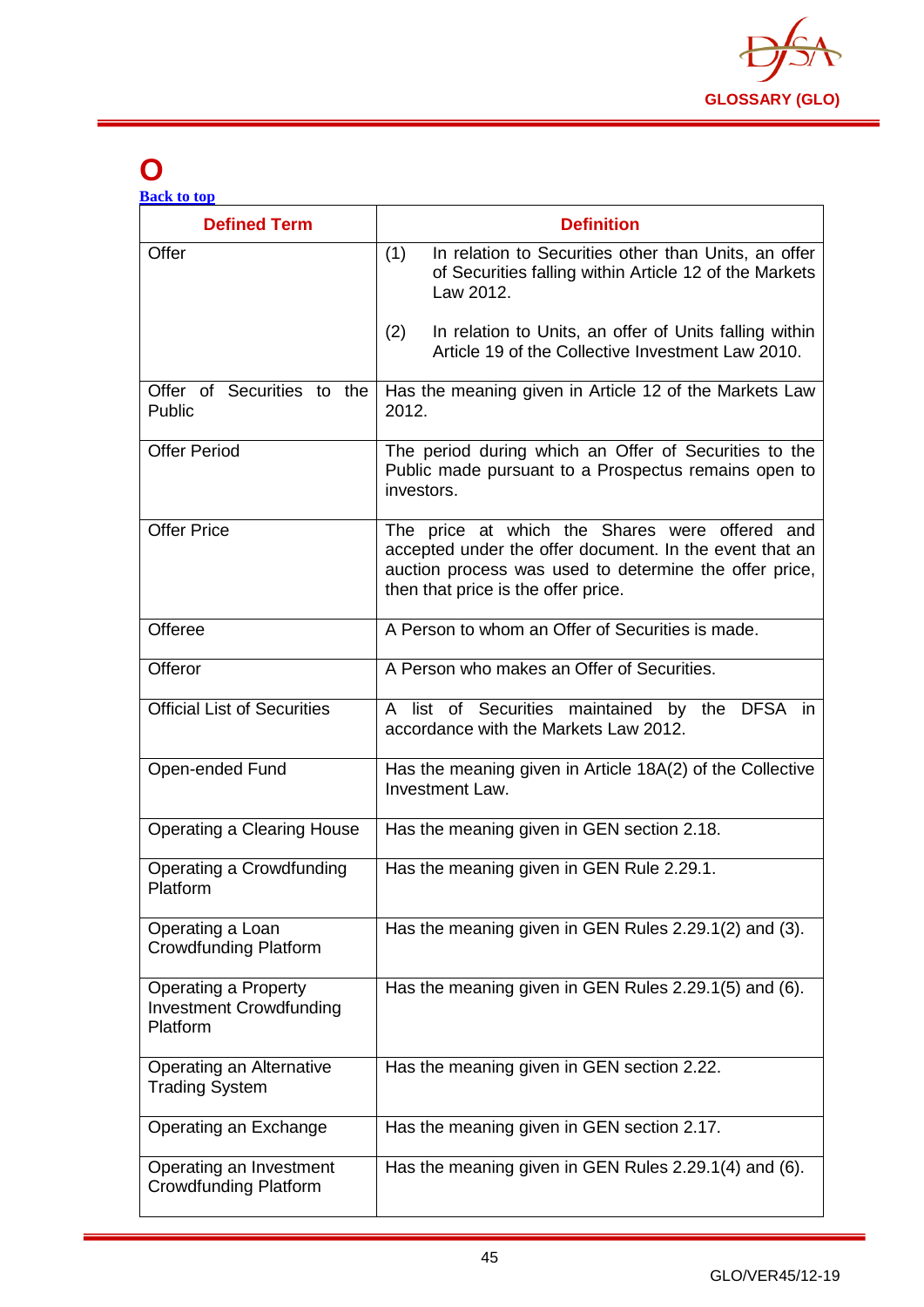# O

[Back to top]

| Defined Term | Definition |
|---|---|
| Offer | (1) In relation to Securities other than Units, an offer of Securities falling within Article 12 of the Markets Law 2012.<br><br>(2) In relation to Units, an offer of Units falling within Article 19 of the Collective Investment Law 2010. |
| Offer of Securities to the Public | Has the meaning given in Article 12 of the Markets Law 2012. |
| Offer Period | The period during which an Offer of Securities to the Public made pursuant to a Prospectus remains open to investors. |
| Offer Price | The price at which the Shares were offered and accepted under the offer document. In the event that an auction process was used to determine the offer price, then that price is the offer price. |
| Offeree | A Person to whom an Offer of Securities is made. |
| Offeror | A Person who makes an Offer of Securities. |
| Official List of Securities | A list of Securities maintained by the DFSA in accordance with the Markets Law 2012. |
| Open-ended Fund | Has the meaning given in Article 18A(2) of the Collective Investment Law. |
| Operating a Clearing House | Has the meaning given in GEN section 2.18. |
| Operating a Crowdfunding Platform | Has the meaning given in GEN Rule 2.29.1. |
| Operating a Loan Crowdfunding Platform | Has the meaning given in GEN Rules 2.29.1(2) and (3). |
| Operating a Property Investment Crowdfunding Platform | Has the meaning given in GEN Rules 2.29.1(5) and (6). |
| Operating an Alternative Trading System | Has the meaning given in GEN section 2.22. |
| Operating an Exchange | Has the meaning given in GEN section 2.17. |
| Operating an Investment Crowdfunding Platform | Has the meaning given in GEN Rules 2.29.1(4) and (6). |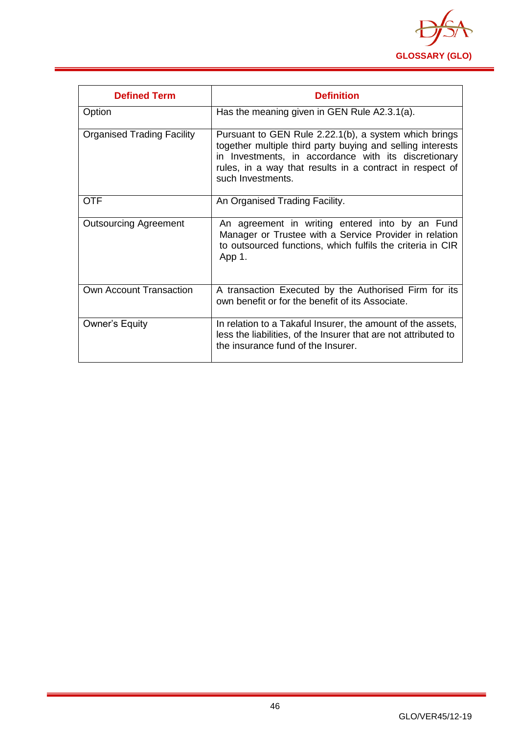| Defined Term | Definition |
|---|---|
| Option | Has the meaning given in GEN Rule A2.3.1(a). |
| Organised Trading Facility | Pursuant to GEN Rule 2.22.1(b), a system which brings together multiple third party buying and selling interests in Investments, in accordance with its discretionary rules, in a way that results in a contract in respect of such Investments. |
| OTF | An Organised Trading Facility. |
| Outsourcing Agreement | An agreement in writing entered into by an Fund Manager or Trustee with a Service Provider in relation to outsourced functions, which fulfils the criteria in CIR App 1. |
| Own Account Transaction | A transaction Executed by the Authorised Firm for its own benefit or for the benefit of its Associate. |
| Owner's Equity | In relation to a Takaful Insurer, the amount of the assets, less the liabilities, of the Insurer that are not attributed to the insurance fund of the Insurer. |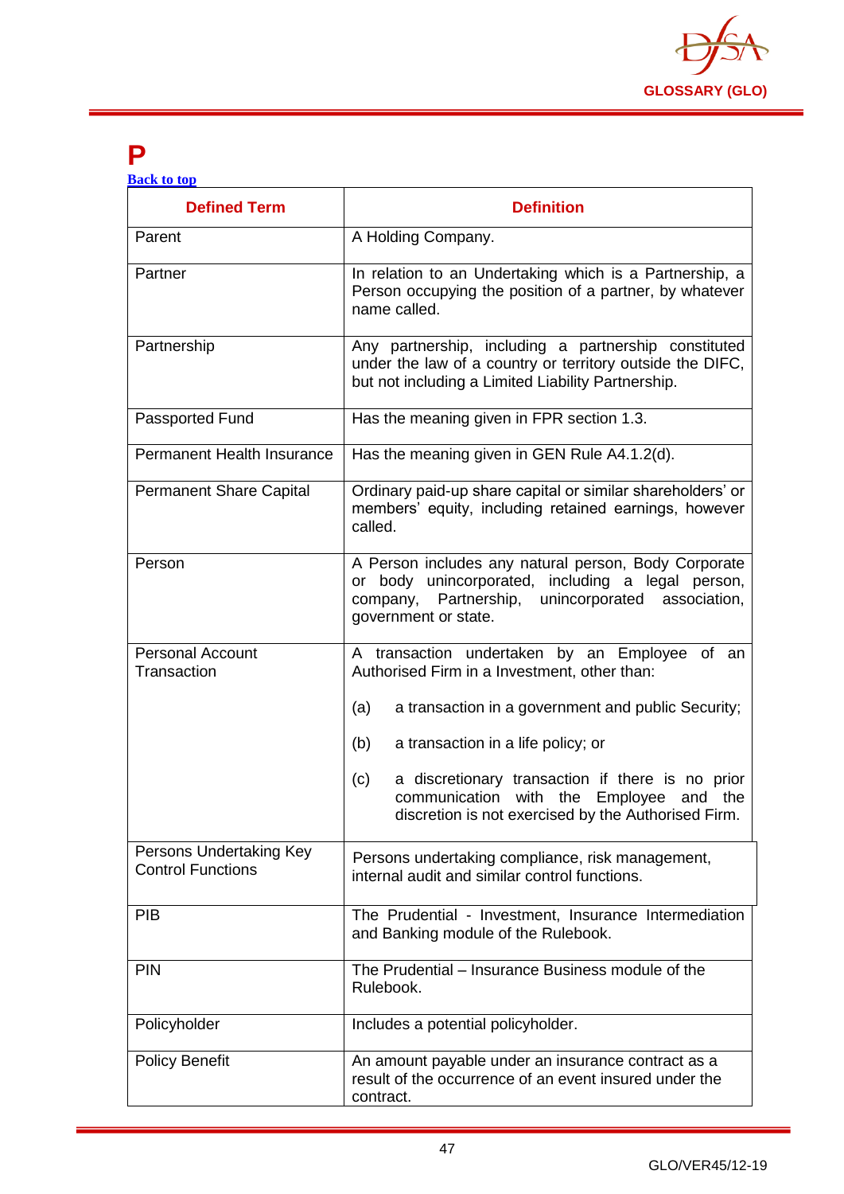# P

[Back to top](#)

| Defined Term | Definition |
|---|---|
| Parent | A Holding Company. |
| Partner | In relation to an Undertaking which is a Partnership, a Person occupying the position of a partner, by whatever name called. |
| Partnership | Any partnership, including a partnership constituted under the law of a country or territory outside the DIFC, but not including a Limited Liability Partnership. |
| Passported Fund | Has the meaning given in FPR section 1.3. |
| Permanent Health Insurance | Has the meaning given in GEN Rule A4.1.2(d). |
| Permanent Share Capital | Ordinary paid-up share capital or similar shareholders' or members' equity, including retained earnings, however called. |
| Person | A Person includes any natural person, Body Corporate or body unincorporated, including a legal person, company, Partnership, unincorporated association, government or state. |
| Personal Account Transaction | A transaction undertaken by an Employee of an Authorised Firm in a Investment, other than:<br><br>(a) a transaction in a government and public Security;<br><br>(b) a transaction in a life policy; or<br><br>(c) a discretionary transaction if there is no prior communication with the Employee and the discretion is not exercised by the Authorised Firm. |
| Persons Undertaking Key Control Functions | Persons undertaking compliance, risk management, internal audit and similar control functions. |
| PIB | The Prudential - Investment, Insurance Intermediation and Banking module of the Rulebook. |
| PIN | The Prudential – Insurance Business module of the Rulebook. |
| Policyholder | Includes a potential policyholder. |
| Policy Benefit | An amount payable under an insurance contract as a result of the occurrence of an event insured under the contract. |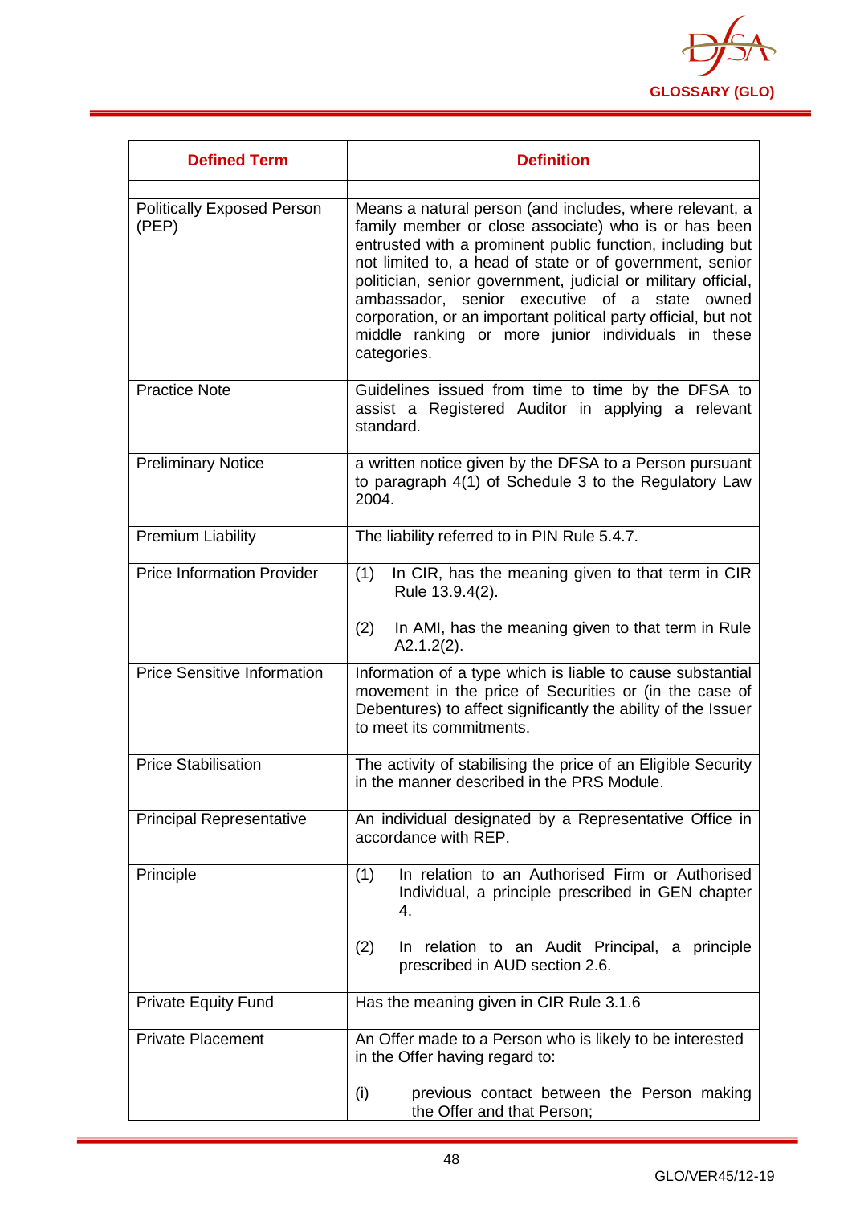| Defined Term | Definition |
|---|---|
| | |
| Politically Exposed Person (PEP) | Means a natural person (and includes, where relevant, a family member or close associate) who is or has been entrusted with a prominent public function, including but not limited to, a head of state or of government, senior politician, senior government, judicial or military official, ambassador, senior executive of a state owned corporation, or an important political party official, but not middle ranking or more junior individuals in these categories. |
| Practice Note | Guidelines issued from time to time by the DFSA to assist a Registered Auditor in applying a relevant standard. |
| Preliminary Notice | a written notice given by the DFSA to a Person pursuant to paragraph 4(1) of Schedule 3 to the Regulatory Law 2004. |
| Premium Liability | The liability referred to in PIN Rule 5.4.7. |
| Price Information Provider | (1) In CIR, has the meaning given to that term in CIR Rule 13.9.4(2).<br><br>(2) In AMI, has the meaning given to that term in Rule A2.1.2(2). |
| Price Sensitive Information | Information of a type which is liable to cause substantial movement in the price of Securities or (in the case of Debentures) to affect significantly the ability of the Issuer to meet its commitments. |
| Price Stabilisation | The activity of stabilising the price of an Eligible Security in the manner described in the PRS Module. |
| Principal Representative | An individual designated by a Representative Office in accordance with REP. |
| Principle | (1) In relation to an Authorised Firm or Authorised Individual, a principle prescribed in GEN chapter 4.<br><br>(2) In relation to an Audit Principal, a principle prescribed in AUD section 2.6. |
| Private Equity Fund | Has the meaning given in CIR Rule 3.1.6 |
| Private Placement | An Offer made to a Person who is likely to be interested in the Offer having regard to:<br><br>(i) previous contact between the Person making the Offer and that Person; |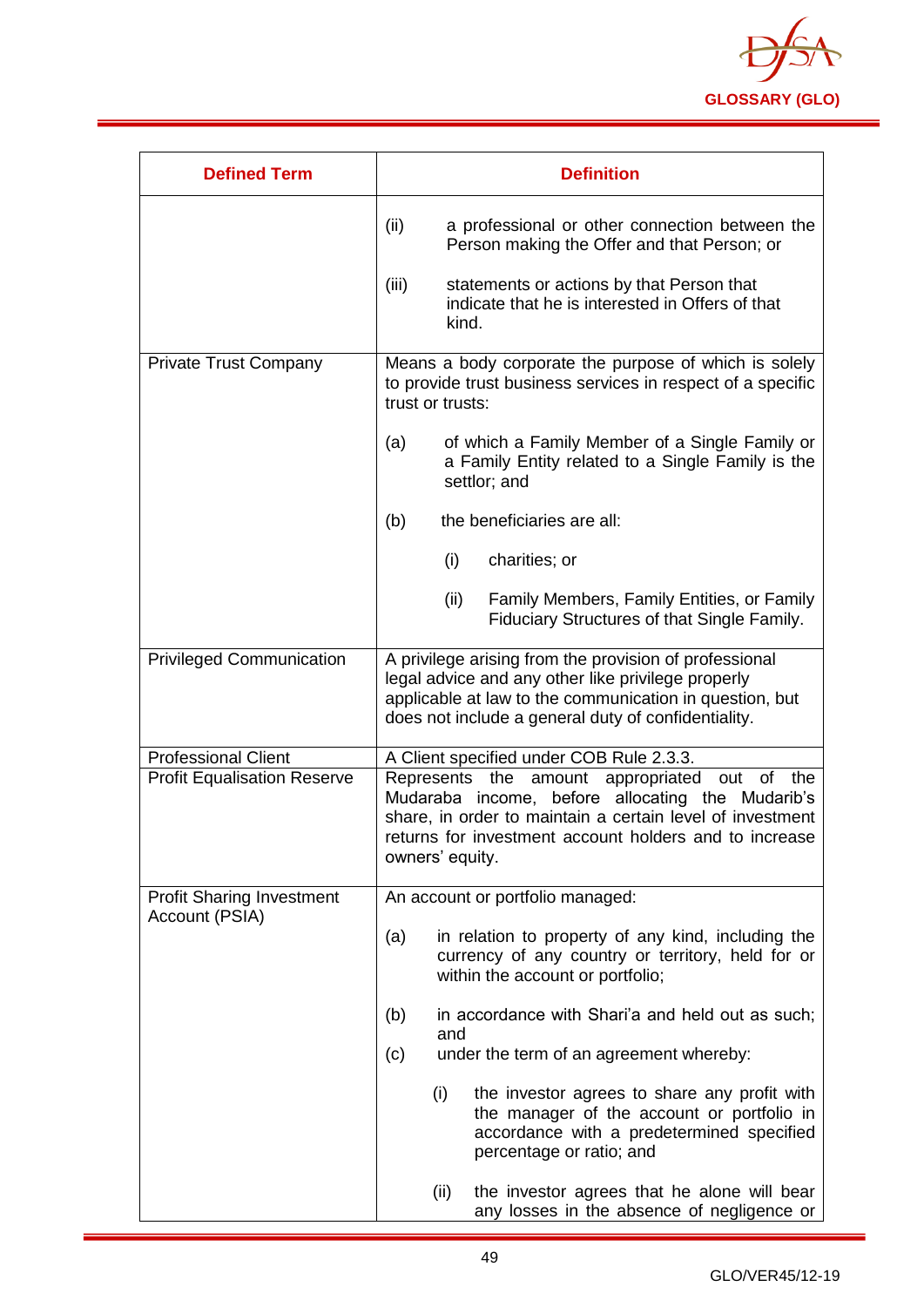| Defined Term | Definition |
|---|---|
| | (ii) a professional or other connection between the Person making the Offer and that Person; or<br><br>(iii) statements or actions by that Person that indicate that he is interested in Offers of that kind. |
| Private Trust Company | Means a body corporate the purpose of which is solely to provide trust business services in respect of a specific trust or trusts:<br><br>(a) of which a Family Member of a Single Family or a Family Entity related to a Single Family is the settlor; and<br><br>(b) the beneficiaries are all:<br><br>(i) charities; or<br><br>(ii) Family Members, Family Entities, or Family Fiduciary Structures of that Single Family. |
| Privileged Communication | A privilege arising from the provision of professional legal advice and any other like privilege properly applicable at law to the communication in question, but does not include a general duty of confidentiality. |
| Professional Client | A Client specified under COB Rule 2.3.3. |
| Profit Equalisation Reserve | Represents the amount appropriated out of the Mudaraba income, before allocating the Mudarib's share, in order to maintain a certain level of investment returns for investment account holders and to increase owners' equity. |
| Profit Sharing Investment Account (PSIA) | An account or portfolio managed:<br><br>(a) in relation to property of any kind, including the currency of any country or territory, held for or within the account or portfolio;<br><br>(b) in accordance with Shari'a and held out as such; and<br><br>(c) under the term of an agreement whereby:<br><br>(i) the investor agrees to share any profit with the manager of the account or portfolio in accordance with a predetermined specified percentage or ratio; and<br><br>(ii) the investor agrees that he alone will bear any losses in the absence of negligence or |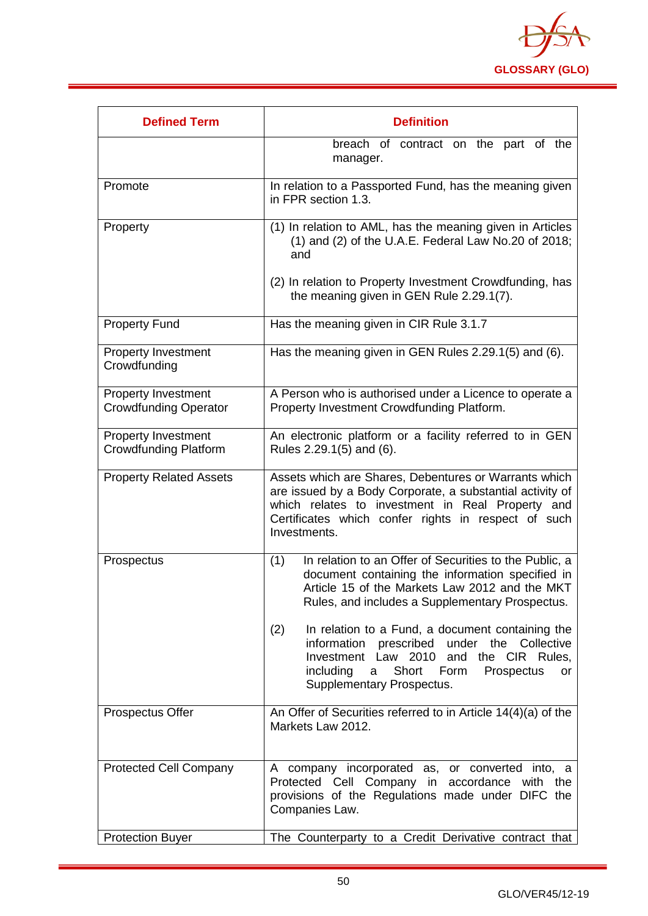| Defined Term | Definition |
|---|---|
| | breach of contract on the part of the manager. |
| Promote | In relation to a Passported Fund, has the meaning given in FPR section 1.3. |
| Property | (1) In relation to AML, has the meaning given in Articles (1) and (2) of the U.A.E. Federal Law No.20 of 2018; and<br><br>(2) In relation to Property Investment Crowdfunding, has the meaning given in GEN Rule 2.29.1(7). |
| Property Fund | Has the meaning given in CIR Rule 3.1.7 |
| Property Investment Crowdfunding | Has the meaning given in GEN Rules 2.29.1(5) and (6). |
| Property Investment Crowdfunding Operator | A Person who is authorised under a Licence to operate a Property Investment Crowdfunding Platform. |
| Property Investment Crowdfunding Platform | An electronic platform or a facility referred to in GEN Rules 2.29.1(5) and (6). |
| Property Related Assets | Assets which are Shares, Debentures or Warrants which are issued by a Body Corporate, a substantial activity of which relates to investment in Real Property and Certificates which confer rights in respect of such Investments. |
| Prospectus | (1) In relation to an Offer of Securities to the Public, a document containing the information specified in Article 15 of the Markets Law 2012 and the MKT Rules, and includes a Supplementary Prospectus.<br><br>(2) In relation to a Fund, a document containing the information prescribed under the Collective Investment Law 2010 and the CIR Rules, including a Short Form Prospectus or Supplementary Prospectus. |
| Prospectus Offer | An Offer of Securities referred to in Article 14(4)(a) of the Markets Law 2012. |
| Protected Cell Company | A company incorporated as, or converted into, a Protected Cell Company in accordance with the provisions of the Regulations made under DIFC the Companies Law. |
| Protection Buyer | The Counterparty to a Credit Derivative contract that |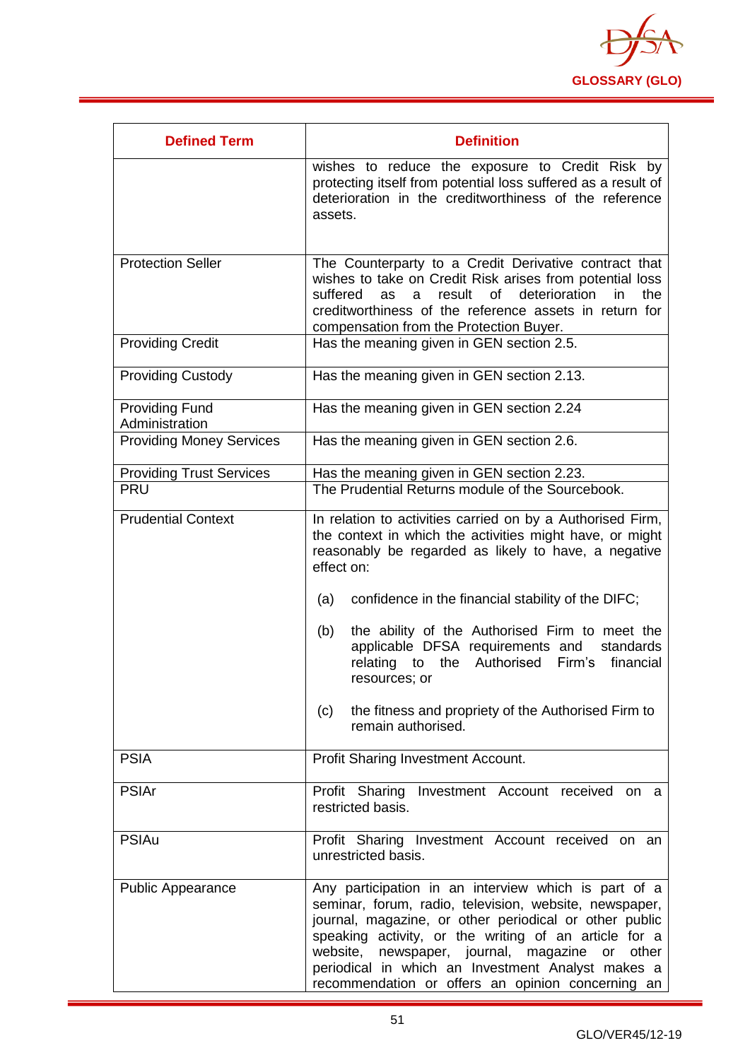| Defined Term | Definition |
|---|---|
| | wishes to reduce the exposure to Credit Risk by protecting itself from potential loss suffered as a result of deterioration in the creditworthiness of the reference assets. |
| Protection Seller | The Counterparty to a Credit Derivative contract that wishes to take on Credit Risk arises from potential loss suffered as a result of deterioration in the creditworthiness of the reference assets in return for compensation from the Protection Buyer. |
| Providing Credit | Has the meaning given in GEN section 2.5. |
| Providing Custody | Has the meaning given in GEN section 2.13. |
| Providing Fund Administration | Has the meaning given in GEN section 2.24 |
| Providing Money Services | Has the meaning given in GEN section 2.6. |
| Providing Trust Services | Has the meaning given in GEN section 2.23. |
| PRU | The Prudential Returns module of the Sourcebook. |
| Prudential Context | In relation to activities carried on by a Authorised Firm, the context in which the activities might have, or might reasonably be regarded as likely to have, a negative effect on:<br><br>(a) confidence in the financial stability of the DIFC;<br><br>(b) the ability of the Authorised Firm to meet the applicable DFSA requirements and standards relating to the Authorised Firm's financial resources; or<br><br>(c) the fitness and propriety of the Authorised Firm to remain authorised. |
| PSIA | Profit Sharing Investment Account. |
| PSIAr | Profit Sharing Investment Account received on a restricted basis. |
| PSIAu | Profit Sharing Investment Account received on an unrestricted basis. |
| Public Appearance | Any participation in an interview which is part of a seminar, forum, radio, television, website, newspaper, journal, magazine, or other periodical or other public speaking activity, or the writing of an article for a website, newspaper, journal, magazine or other periodical in which an Investment Analyst makes a recommendation or offers an opinion concerning an |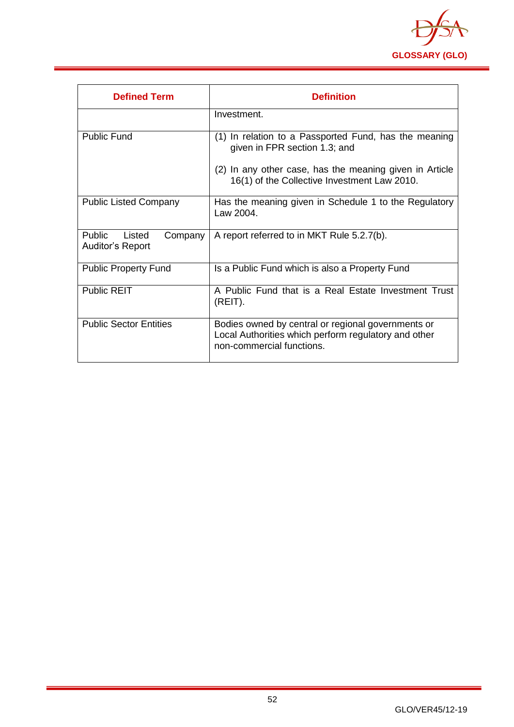| Defined Term | Definition |
|---|---|
| | Investment. |
| Public Fund | (1) In relation to a Passported Fund, has the meaning given in FPR section 1.3; and<br><br>(2) In any other case, has the meaning given in Article 16(1) of the Collective Investment Law 2010. |
| Public Listed Company | Has the meaning given in Schedule 1 to the Regulatory Law 2004. |
| Public Listed Company Auditor's Report | A report referred to in MKT Rule 5.2.7(b). |
| Public Property Fund | Is a Public Fund which is also a Property Fund |
| Public REIT | A Public Fund that is a Real Estate Investment Trust (REIT). |
| Public Sector Entities | Bodies owned by central or regional governments or Local Authorities which perform regulatory and other non-commercial functions. |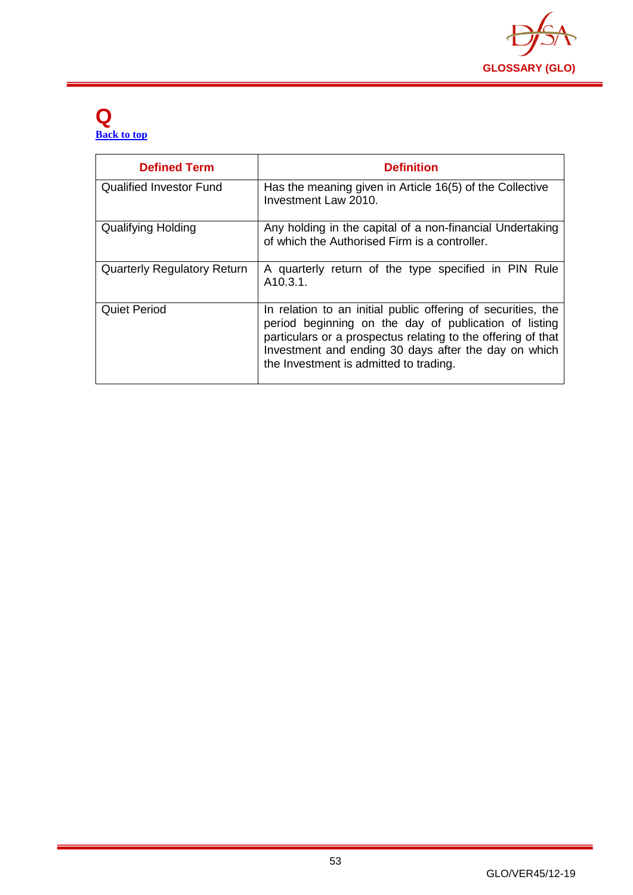# Q

[Back to top]

| Defined Term | Definition |
|---|---|
| Qualified Investor Fund | Has the meaning given in Article 16(5) of the Collective Investment Law 2010. |
| Qualifying Holding | Any holding in the capital of a non-financial Undertaking of which the Authorised Firm is a controller. |
| Quarterly Regulatory Return | A quarterly return of the type specified in PIN Rule A10.3.1. |
| Quiet Period | In relation to an initial public offering of securities, the period beginning on the day of publication of listing particulars or a prospectus relating to the offering of that Investment and ending 30 days after the day on which the Investment is admitted to trading. |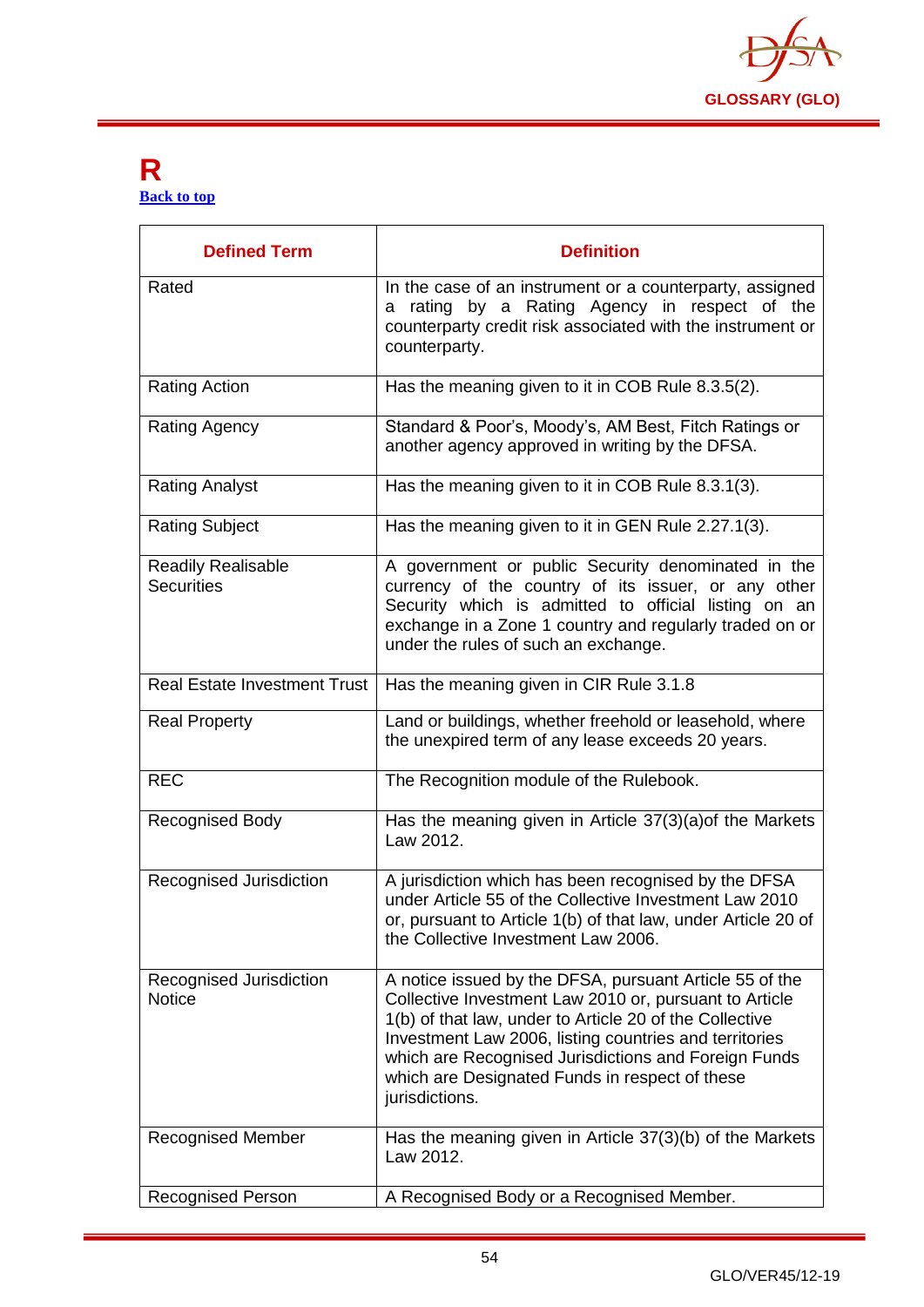# R

[Back to top](#)

| Defined Term | Definition |
|---|---|
| Rated | In the case of an instrument or a counterparty, assigned a rating by a Rating Agency in respect of the counterparty credit risk associated with the instrument or counterparty. |
| Rating Action | Has the meaning given to it in COB Rule 8.3.5(2). |
| Rating Agency | Standard & Poor's, Moody's, AM Best, Fitch Ratings or another agency approved in writing by the DFSA. |
| Rating Analyst | Has the meaning given to it in COB Rule 8.3.1(3). |
| Rating Subject | Has the meaning given to it in GEN Rule 2.27.1(3). |
| Readily Realisable Securities | A government or public Security denominated in the currency of the country of its issuer, or any other Security which is admitted to official listing on an exchange in a Zone 1 country and regularly traded on or under the rules of such an exchange. |
| Real Estate Investment Trust | Has the meaning given in CIR Rule 3.1.8 |
| Real Property | Land or buildings, whether freehold or leasehold, where the unexpired term of any lease exceeds 20 years. |
| REC | The Recognition module of the Rulebook. |
| Recognised Body | Has the meaning given in Article 37(3)(a)of the Markets Law 2012. |
| Recognised Jurisdiction | A jurisdiction which has been recognised by the DFSA under Article 55 of the Collective Investment Law 2010 or, pursuant to Article 1(b) of that law, under Article 20 of the Collective Investment Law 2006. |
| Recognised Jurisdiction Notice | A notice issued by the DFSA, pursuant Article 55 of the Collective Investment Law 2010 or, pursuant to Article 1(b) of that law, under to Article 20 of the Collective Investment Law 2006, listing countries and territories which are Recognised Jurisdictions and Foreign Funds which are Designated Funds in respect of these jurisdictions. |
| Recognised Member | Has the meaning given in Article 37(3)(b) of the Markets Law 2012. |
| Recognised Person | A Recognised Body or a Recognised Member. |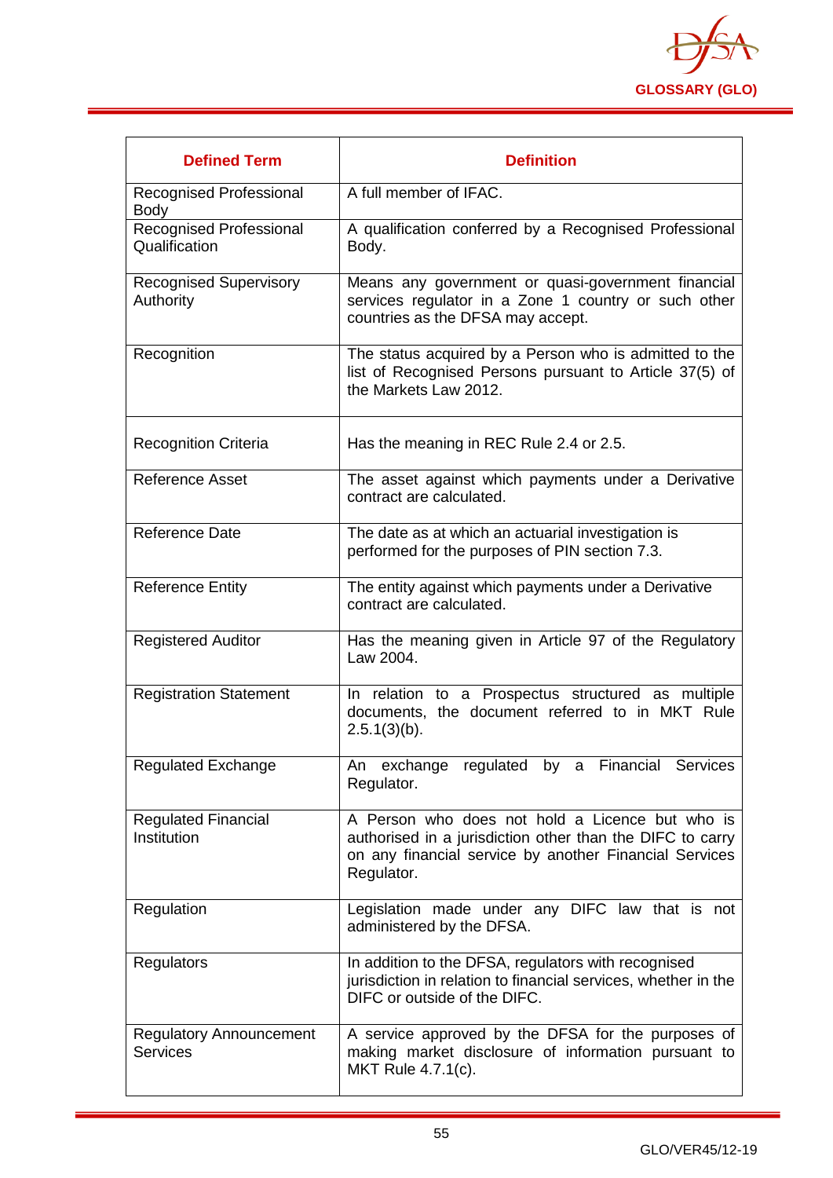| Defined Term | Definition |
|---|---|
| Recognised Professional Body | A full member of IFAC. |
| Recognised Professional Qualification | A qualification conferred by a Recognised Professional Body. |
| Recognised Supervisory Authority | Means any government or quasi-government financial services regulator in a Zone 1 country or such other countries as the DFSA may accept. |
| Recognition | The status acquired by a Person who is admitted to the list of Recognised Persons pursuant to Article 37(5) of the Markets Law 2012. |
| Recognition Criteria | Has the meaning in REC Rule 2.4 or 2.5. |
| Reference Asset | The asset against which payments under a Derivative contract are calculated. |
| Reference Date | The date as at which an actuarial investigation is performed for the purposes of PIN section 7.3. |
| Reference Entity | The entity against which payments under a Derivative contract are calculated. |
| Registered Auditor | Has the meaning given in Article 97 of the Regulatory Law 2004. |
| Registration Statement | In relation to a Prospectus structured as multiple documents, the document referred to in MKT Rule 2.5.1(3)(b). |
| Regulated Exchange | An exchange regulated by a Financial Services Regulator. |
| Regulated Financial Institution | A Person who does not hold a Licence but who is authorised in a jurisdiction other than the DIFC to carry on any financial service by another Financial Services Regulator. |
| Regulation | Legislation made under any DIFC law that is not administered by the DFSA. |
| Regulators | In addition to the DFSA, regulators with recognised jurisdiction in relation to financial services, whether in the DIFC or outside of the DIFC. |
| Regulatory Announcement Services | A service approved by the DFSA for the purposes of making market disclosure of information pursuant to MKT Rule 4.7.1(c). |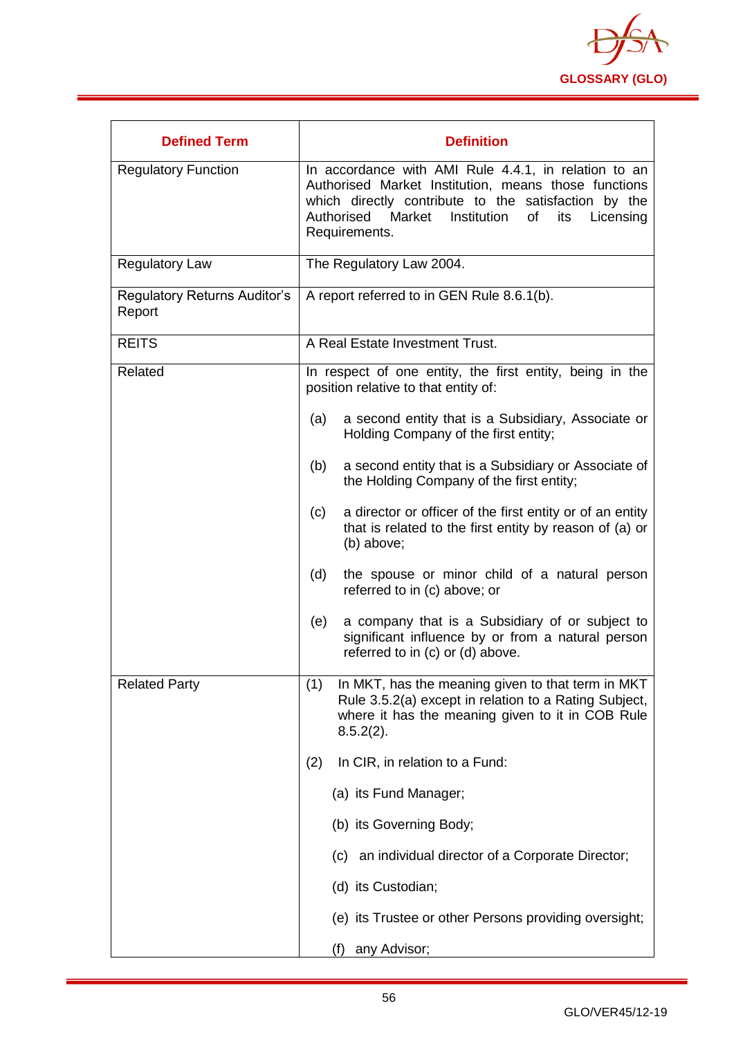| Defined Term | Definition |
|---|---|
| Regulatory Function | In accordance with AMI Rule 4.4.1, in relation to an Authorised Market Institution, means those functions which directly contribute to the satisfaction by the Authorised Market Institution of its Licensing Requirements. |
| Regulatory Law | The Regulatory Law 2004. |
| Regulatory Returns Auditor's Report | A report referred to in GEN Rule 8.6.1(b). |
| REITS | A Real Estate Investment Trust. |
| Related | In respect of one entity, the first entity, being in the position relative to that entity of:<br><br>(a) a second entity that is a Subsidiary, Associate or Holding Company of the first entity;<br><br>(b) a second entity that is a Subsidiary or Associate of the Holding Company of the first entity;<br><br>(c) a director or officer of the first entity or of an entity that is related to the first entity by reason of (a) or (b) above;<br><br>(d) the spouse or minor child of a natural person referred to in (c) above; or<br><br>(e) a company that is a Subsidiary of or subject to significant influence by or from a natural person referred to in (c) or (d) above. |
| Related Party | (1) In MKT, has the meaning given to that term in MKT Rule 3.5.2(a) except in relation to a Rating Subject, where it has the meaning given to it in COB Rule 8.5.2(2).<br><br>(2) In CIR, in relation to a Fund:<br><br>(a) its Fund Manager;<br><br>(b) its Governing Body;<br><br>(c) an individual director of a Corporate Director;<br><br>(d) its Custodian;<br><br>(e) its Trustee or other Persons providing oversight;<br><br>(f) any Advisor; |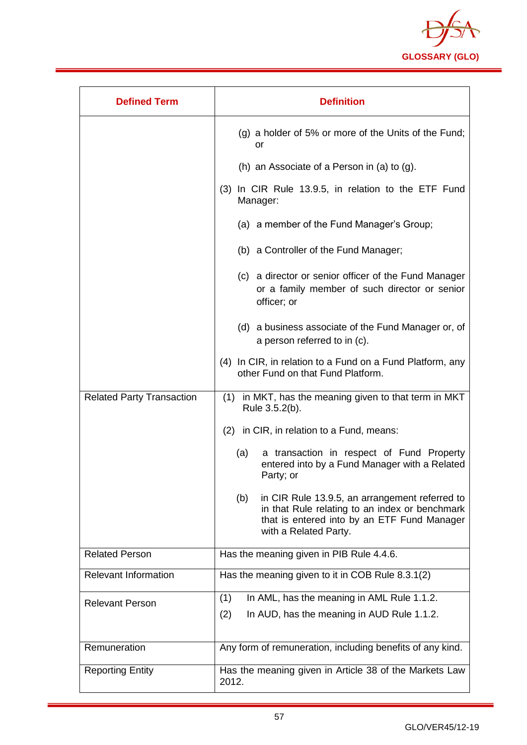| Defined Term | Definition |
|---|---|
| | (g) a holder of 5% or more of the Units of the Fund; or<br><br>(h) an Associate of a Person in (a) to (g).<br><br>(3) In CIR Rule 13.9.5, in relation to the ETF Fund Manager:<br><br>(a) a member of the Fund Manager's Group;<br><br>(b) a Controller of the Fund Manager;<br><br>(c) a director or senior officer of the Fund Manager or a family member of such director or senior officer; or<br><br>(d) a business associate of the Fund Manager or, of a person referred to in (c).<br><br>(4) In CIR, in relation to a Fund on a Fund Platform, any other Fund on that Fund Platform. |
| Related Party Transaction | (1) in MKT, has the meaning given to that term in MKT Rule 3.5.2(b).<br><br>(2) in CIR, in relation to a Fund, means:<br><br>(a) a transaction in respect of Fund Property entered into by a Fund Manager with a Related Party; or<br><br>(b) in CIR Rule 13.9.5, an arrangement referred to in that Rule relating to an index or benchmark that is entered into by an ETF Fund Manager with a Related Party. |
| Related Person | Has the meaning given in PIB Rule 4.4.6. |
| Relevant Information | Has the meaning given to it in COB Rule 8.3.1(2) |
| Relevant Person | (1) In AML, has the meaning in AML Rule 1.1.2.<br><br>(2) In AUD, has the meaning in AUD Rule 1.1.2. |
| Remuneration | Any form of remuneration, including benefits of any kind. |
| Reporting Entity | Has the meaning given in Article 38 of the Markets Law 2012. |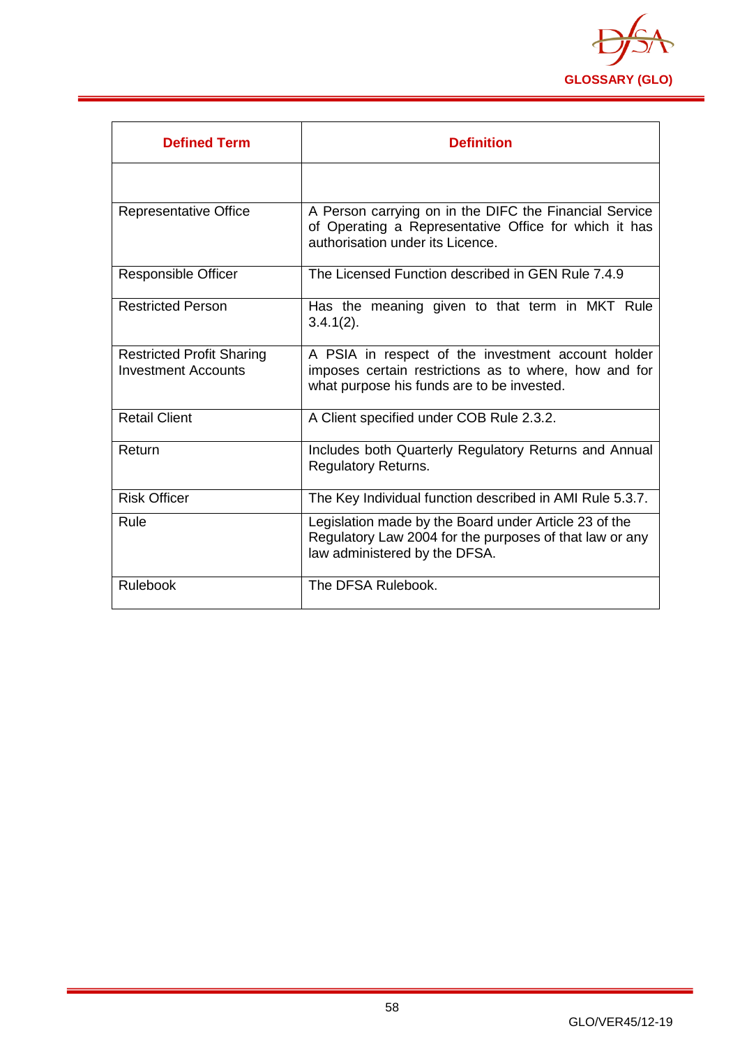| Defined Term | Definition |
|---|---|
| | |
| Representative Office | A Person carrying on in the DIFC the Financial Service of Operating a Representative Office for which it has authorisation under its Licence. |
| Responsible Officer | The Licensed Function described in GEN Rule 7.4.9 |
| Restricted Person | Has the meaning given to that term in MKT Rule 3.4.1(2). |
| Restricted Profit Sharing Investment Accounts | A PSIA in respect of the investment account holder imposes certain restrictions as to where, how and for what purpose his funds are to be invested. |
| Retail Client | A Client specified under COB Rule 2.3.2. |
| Return | Includes both Quarterly Regulatory Returns and Annual Regulatory Returns. |
| Risk Officer | The Key Individual function described in AMI Rule 5.3.7. |
| Rule | Legislation made by the Board under Article 23 of the Regulatory Law 2004 for the purposes of that law or any law administered by the DFSA. |
| Rulebook | The DFSA Rulebook. |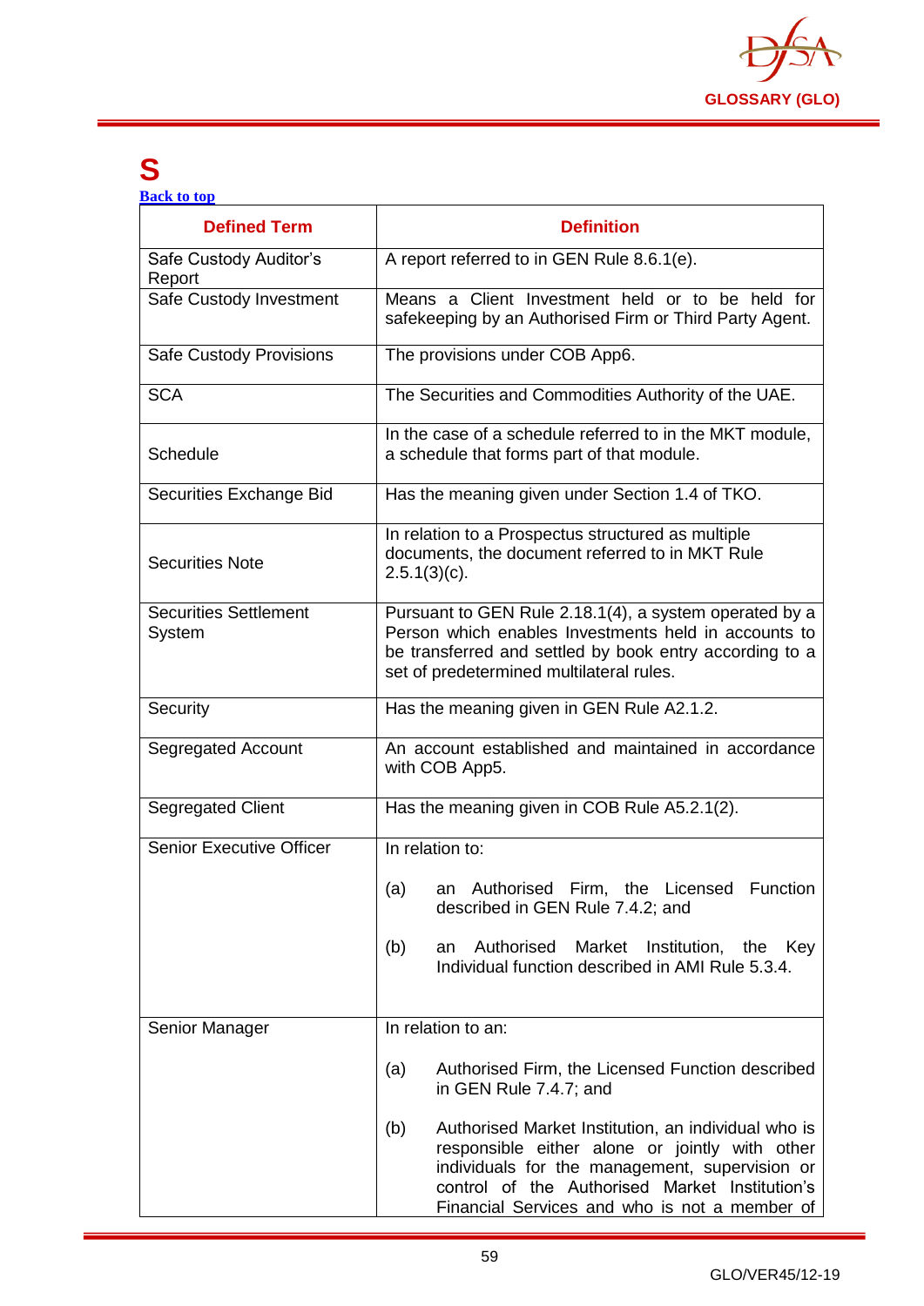# S

[Back to top]

| Defined Term | Definition |
|---|---|
| Safe Custody Auditor's Report | A report referred to in GEN Rule 8.6.1(e). |
| Safe Custody Investment | Means a Client Investment held or to be held for safekeeping by an Authorised Firm or Third Party Agent. |
| Safe Custody Provisions | The provisions under COB App6. |
| SCA | The Securities and Commodities Authority of the UAE. |
| Schedule | In the case of a schedule referred to in the MKT module, a schedule that forms part of that module. |
| Securities Exchange Bid | Has the meaning given under Section 1.4 of TKO. |
| Securities Note | In relation to a Prospectus structured as multiple documents, the document referred to in MKT Rule 2.5.1(3)(c). |
| Securities Settlement System | Pursuant to GEN Rule 2.18.1(4), a system operated by a Person which enables Investments held in accounts to be transferred and settled by book entry according to a set of predetermined multilateral rules. |
| Security | Has the meaning given in GEN Rule A2.1.2. |
| Segregated Account | An account established and maintained in accordance with COB App5. |
| Segregated Client | Has the meaning given in COB Rule A5.2.1(2). |
| Senior Executive Officer | In relation to:<br><br>(a) an Authorised Firm, the Licensed Function described in GEN Rule 7.4.2; and<br><br>(b) an Authorised Market Institution, the Key Individual function described in AMI Rule 5.3.4. |
| Senior Manager | In relation to an:<br><br>(a) Authorised Firm, the Licensed Function described in GEN Rule 7.4.7; and<br><br>(b) Authorised Market Institution, an individual who is responsible either alone or jointly with other individuals for the management, supervision or control of the Authorised Market Institution's Financial Services and who is not a member of |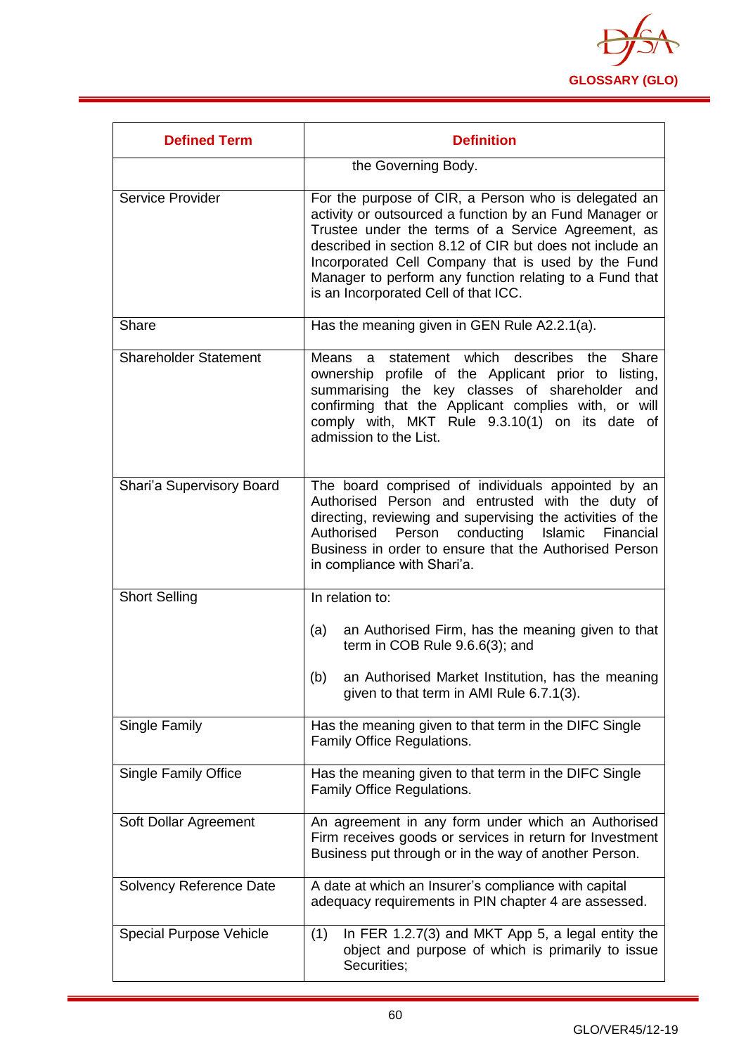| Defined Term | Definition |
|---|---|
| | the Governing Body. |
| Service Provider | For the purpose of CIR, a Person who is delegated an activity or outsourced a function by an Fund Manager or Trustee under the terms of a Service Agreement, as described in section 8.12 of CIR but does not include an Incorporated Cell Company that is used by the Fund Manager to perform any function relating to a Fund that is an Incorporated Cell of that ICC. |
| Share | Has the meaning given in GEN Rule A2.2.1(a). |
| Shareholder Statement | Means a statement which describes the Share ownership profile of the Applicant prior to listing, summarising the key classes of shareholder and confirming that the Applicant complies with, or will comply with, MKT Rule 9.3.10(1) on its date of admission to the List. |
| Shari'a Supervisory Board | The board comprised of individuals appointed by an Authorised Person and entrusted with the duty of directing, reviewing and supervising the activities of the Authorised Person conducting Islamic Financial Business in order to ensure that the Authorised Person in compliance with Shari'a. |
| Short Selling | In relation to:<br><br>(a) an Authorised Firm, has the meaning given to that term in COB Rule 9.6.6(3); and<br><br>(b) an Authorised Market Institution, has the meaning given to that term in AMI Rule 6.7.1(3). |
| Single Family | Has the meaning given to that term in the DIFC Single Family Office Regulations. |
| Single Family Office | Has the meaning given to that term in the DIFC Single Family Office Regulations. |
| Soft Dollar Agreement | An agreement in any form under which an Authorised Firm receives goods or services in return for Investment Business put through or in the way of another Person. |
| Solvency Reference Date | A date at which an Insurer's compliance with capital adequacy requirements in PIN chapter 4 are assessed. |
| Special Purpose Vehicle | (1) In FER 1.2.7(3) and MKT App 5, a legal entity the object and purpose of which is primarily to issue Securities; |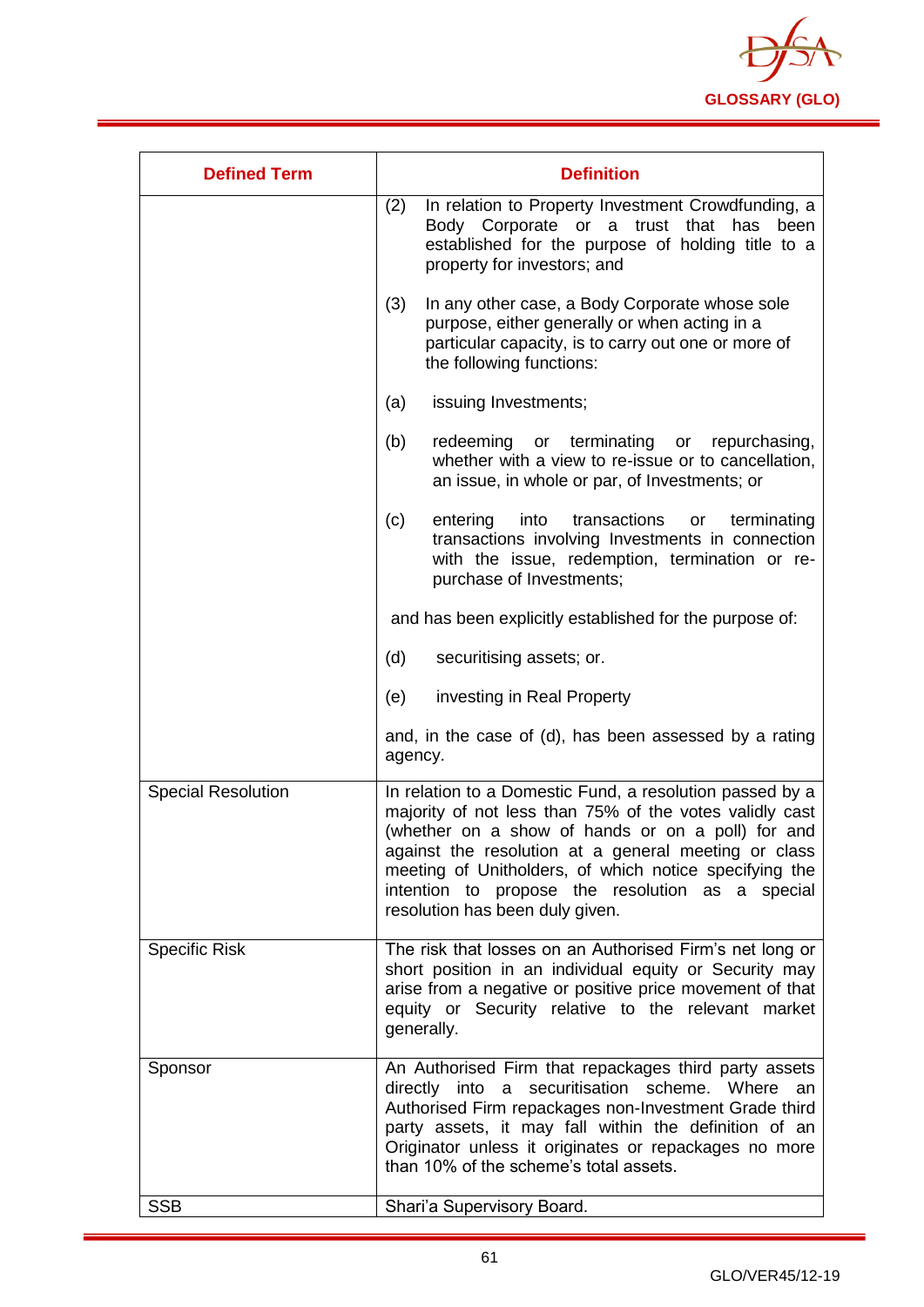| Defined Term | Definition |
|---|---|
| | (2) In relation to Property Investment Crowdfunding, a Body Corporate or a trust that has been established for the purpose of holding title to a property for investors; and<br><br>(3) In any other case, a Body Corporate whose sole purpose, either generally or when acting in a particular capacity, is to carry out one or more of the following functions:<br><br>(a) issuing Investments;<br><br>(b) redeeming or terminating or repurchasing, whether with a view to re-issue or to cancellation, an issue, in whole or par, of Investments; or<br><br>(c) entering into transactions or terminating transactions involving Investments in connection with the issue, redemption, termination or re-purchase of Investments;<br><br>and has been explicitly established for the purpose of:<br><br>(d) securitising assets; or.<br><br>(e) investing in Real Property<br><br>and, in the case of (d), has been assessed by a rating agency. |
| Special Resolution | In relation to a Domestic Fund, a resolution passed by a majority of not less than 75% of the votes validly cast (whether on a show of hands or on a poll) for and against the resolution at a general meeting or class meeting of Unitholders, of which notice specifying the intention to propose the resolution as a special resolution has been duly given. |
| Specific Risk | The risk that losses on an Authorised Firm's net long or short position in an individual equity or Security may arise from a negative or positive price movement of that equity or Security relative to the relevant market generally. |
| Sponsor | An Authorised Firm that repackages third party assets directly into a securitisation scheme. Where an Authorised Firm repackages non-Investment Grade third party assets, it may fall within the definition of an Originator unless it originates or repackages no more than 10% of the scheme's total assets. |
| SSB | Shari'a Supervisory Board. |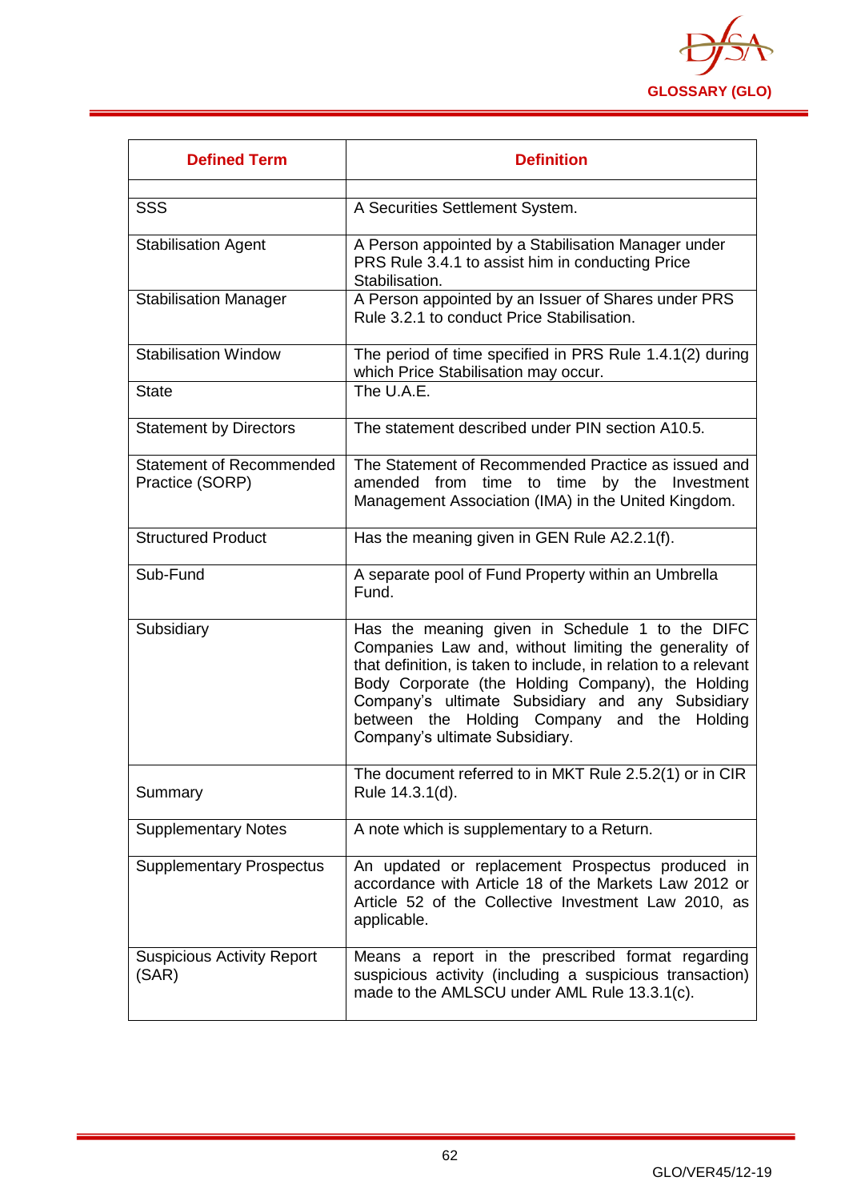| Defined Term | Definition |
|---|---|
| | |
| SSS | A Securities Settlement System. |
| Stabilisation Agent | A Person appointed by a Stabilisation Manager under PRS Rule 3.4.1 to assist him in conducting Price Stabilisation. |
| Stabilisation Manager | A Person appointed by an Issuer of Shares under PRS Rule 3.2.1 to conduct Price Stabilisation. |
| Stabilisation Window | The period of time specified in PRS Rule 1.4.1(2) during which Price Stabilisation may occur. |
| State | The U.A.E. |
| Statement by Directors | The statement described under PIN section A10.5. |
| Statement of Recommended Practice (SORP) | The Statement of Recommended Practice as issued and amended from time to time by the Investment Management Association (IMA) in the United Kingdom. |
| Structured Product | Has the meaning given in GEN Rule A2.2.1(f). |
| Sub-Fund | A separate pool of Fund Property within an Umbrella Fund. |
| Subsidiary | Has the meaning given in Schedule 1 to the DIFC Companies Law and, without limiting the generality of that definition, is taken to include, in relation to a relevant Body Corporate (the Holding Company), the Holding Company's ultimate Subsidiary and any Subsidiary between the Holding Company and the Holding Company's ultimate Subsidiary. |
| Summary | The document referred to in MKT Rule 2.5.2(1) or in CIR Rule 14.3.1(d). |
| Supplementary Notes | A note which is supplementary to a Return. |
| Supplementary Prospectus | An updated or replacement Prospectus produced in accordance with Article 18 of the Markets Law 2012 or Article 52 of the Collective Investment Law 2010, as applicable. |
| Suspicious Activity Report (SAR) | Means a report in the prescribed format regarding suspicious activity (including a suspicious transaction) made to the AMLSCU under AML Rule 13.3.1(c). |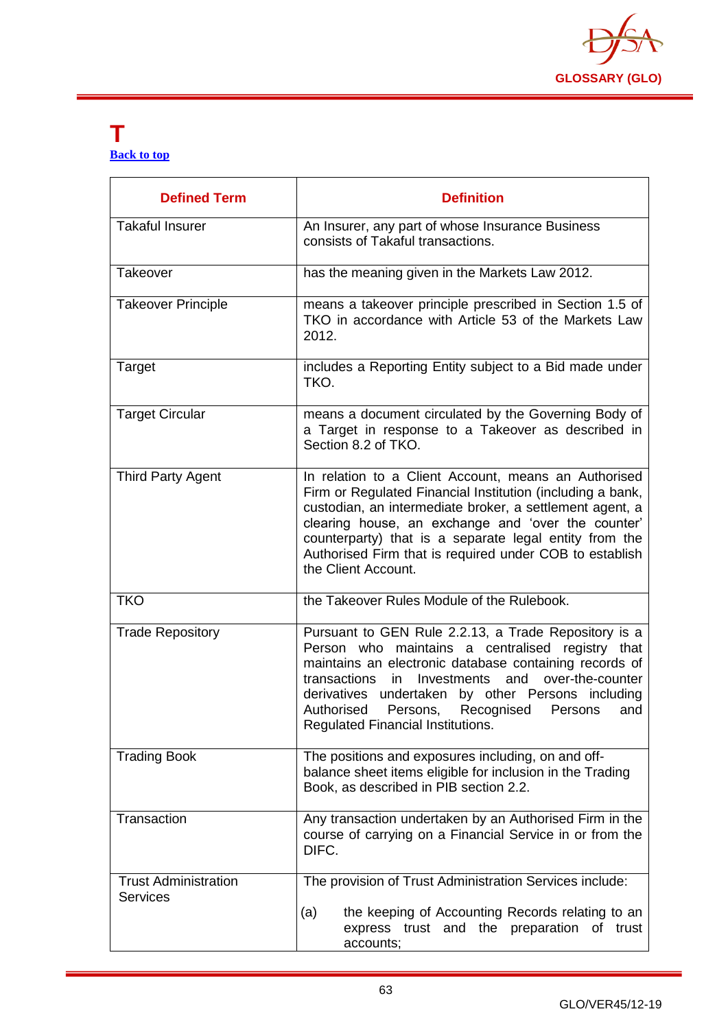# T

Back to top

| Defined Term | Definition |
|---|---|
| Takaful Insurer | An Insurer, any part of whose Insurance Business consists of Takaful transactions. |
| Takeover | has the meaning given in the Markets Law 2012. |
| Takeover Principle | means a takeover principle prescribed in Section 1.5 of TKO in accordance with Article 53 of the Markets Law 2012. |
| Target | includes a Reporting Entity subject to a Bid made under TKO. |
| Target Circular | means a document circulated by the Governing Body of a Target in response to a Takeover as described in Section 8.2 of TKO. |
| Third Party Agent | In relation to a Client Account, means an Authorised Firm or Regulated Financial Institution (including a bank, custodian, an intermediate broker, a settlement agent, a clearing house, an exchange and 'over the counter' counterparty) that is a separate legal entity from the Authorised Firm that is required under COB to establish the Client Account. |
| TKO | the Takeover Rules Module of the Rulebook. |
| Trade Repository | Pursuant to GEN Rule 2.2.13, a Trade Repository is a Person who maintains a centralised registry that maintains an electronic database containing records of transactions in Investments and over-the-counter derivatives undertaken by other Persons including Authorised Persons, Recognised Persons and Regulated Financial Institutions. |
| Trading Book | The positions and exposures including, on and off-balance sheet items eligible for inclusion in the Trading Book, as described in PIB section 2.2. |
| Transaction | Any transaction undertaken by an Authorised Firm in the course of carrying on a Financial Service in or from the DIFC. |
| Trust Administration Services | The provision of Trust Administration Services include:<br><br>(a) the keeping of Accounting Records relating to an express trust and the preparation of trust accounts; |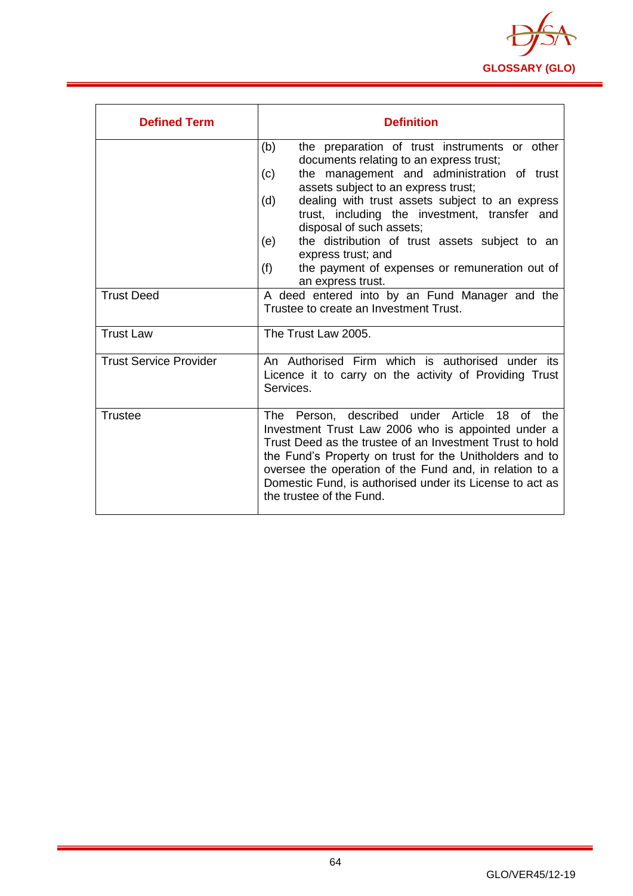| Defined Term | Definition |
|---|---|
| | (b) the preparation of trust instruments or other documents relating to an express trust;<br>(c) the management and administration of trust assets subject to an express trust;<br>(d) dealing with trust assets subject to an express trust, including the investment, transfer and disposal of such assets;<br>(e) the distribution of trust assets subject to an express trust; and<br>(f) the payment of expenses or remuneration out of an express trust. |
| Trust Deed | A deed entered into by an Fund Manager and the Trustee to create an Investment Trust. |
| Trust Law | The Trust Law 2005. |
| Trust Service Provider | An Authorised Firm which is authorised under its Licence it to carry on the activity of Providing Trust Services. |
| Trustee | The Person, described under Article 18 of the Investment Trust Law 2006 who is appointed under a Trust Deed as the trustee of an Investment Trust to hold the Fund's Property on trust for the Unitholders and to oversee the operation of the Fund and, in relation to a Domestic Fund, is authorised under its License to act as the trustee of the Fund. |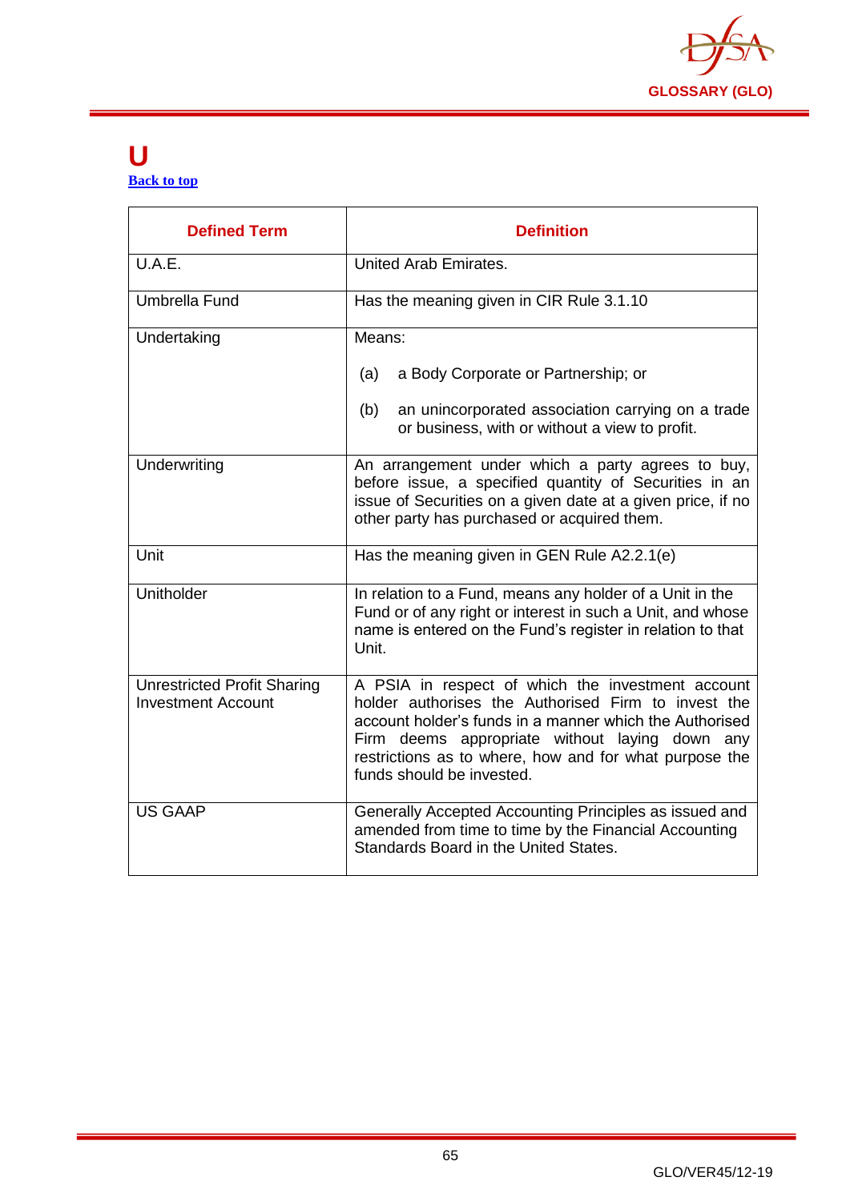# U

[Back to top](#)

| Defined Term | Definition |
|---|---|
| U.A.E. | United Arab Emirates. |
| Umbrella Fund | Has the meaning given in CIR Rule 3.1.10 |
| Undertaking | Means:<br><br>(a) a Body Corporate or Partnership; or<br><br>(b) an unincorporated association carrying on a trade or business, with or without a view to profit. |
| Underwriting | An arrangement under which a party agrees to buy, before issue, a specified quantity of Securities in an issue of Securities on a given date at a given price, if no other party has purchased or acquired them. |
| Unit | Has the meaning given in GEN Rule A2.2.1(e) |
| Unitholder | In relation to a Fund, means any holder of a Unit in the Fund or of any right or interest in such a Unit, and whose name is entered on the Fund's register in relation to that Unit. |
| Unrestricted Profit Sharing Investment Account | A PSIA in respect of which the investment account holder authorises the Authorised Firm to invest the account holder's funds in a manner which the Authorised Firm deems appropriate without laying down any restrictions as to where, how and for what purpose the funds should be invested. |
| US GAAP | Generally Accepted Accounting Principles as issued and amended from time to time by the Financial Accounting Standards Board in the United States. |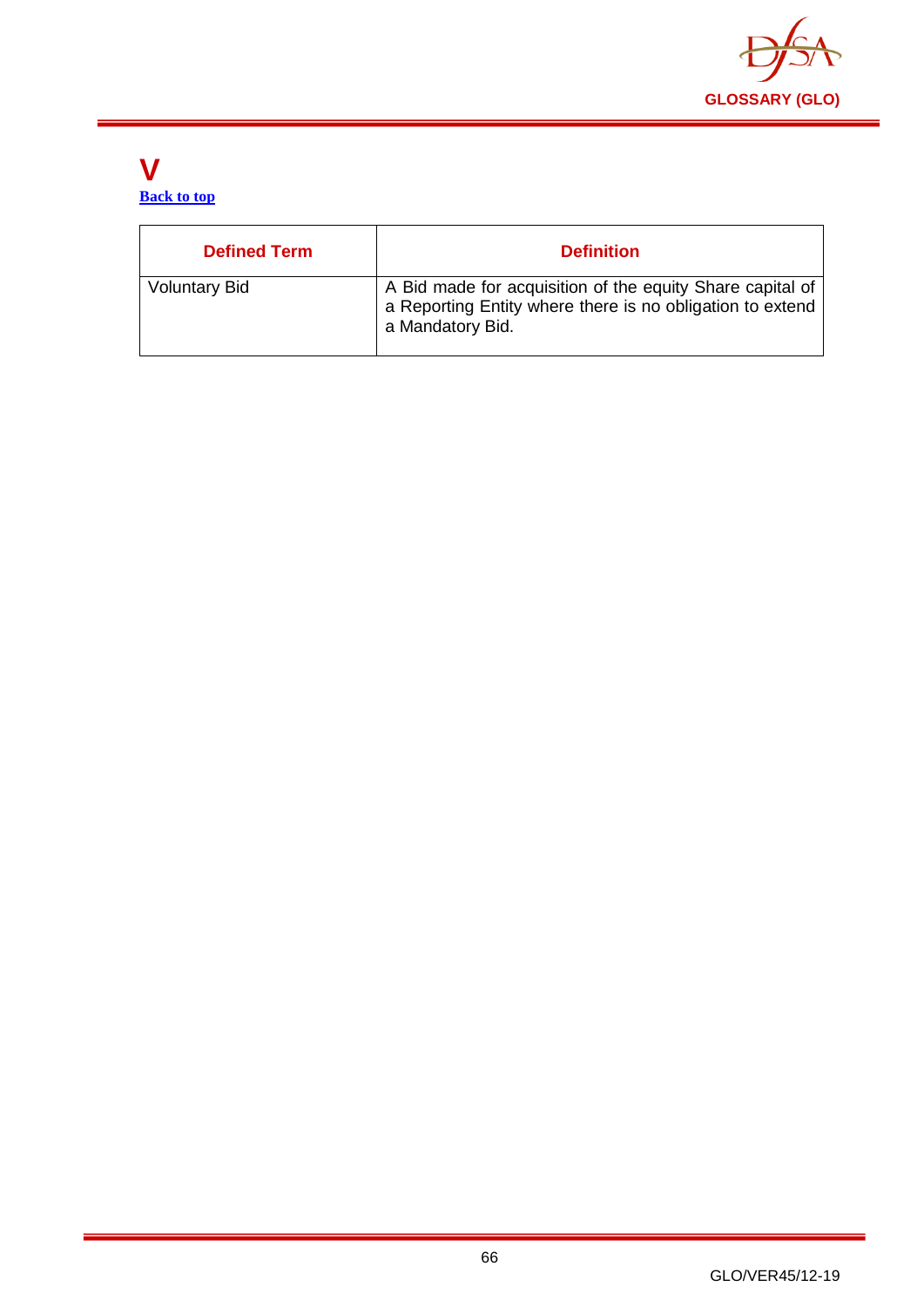# V

[Back to top]

| Defined Term | Definition |
|---|---|
| Voluntary Bid | A Bid made for acquisition of the equity Share capital of a Reporting Entity where there is no obligation to extend a Mandatory Bid. |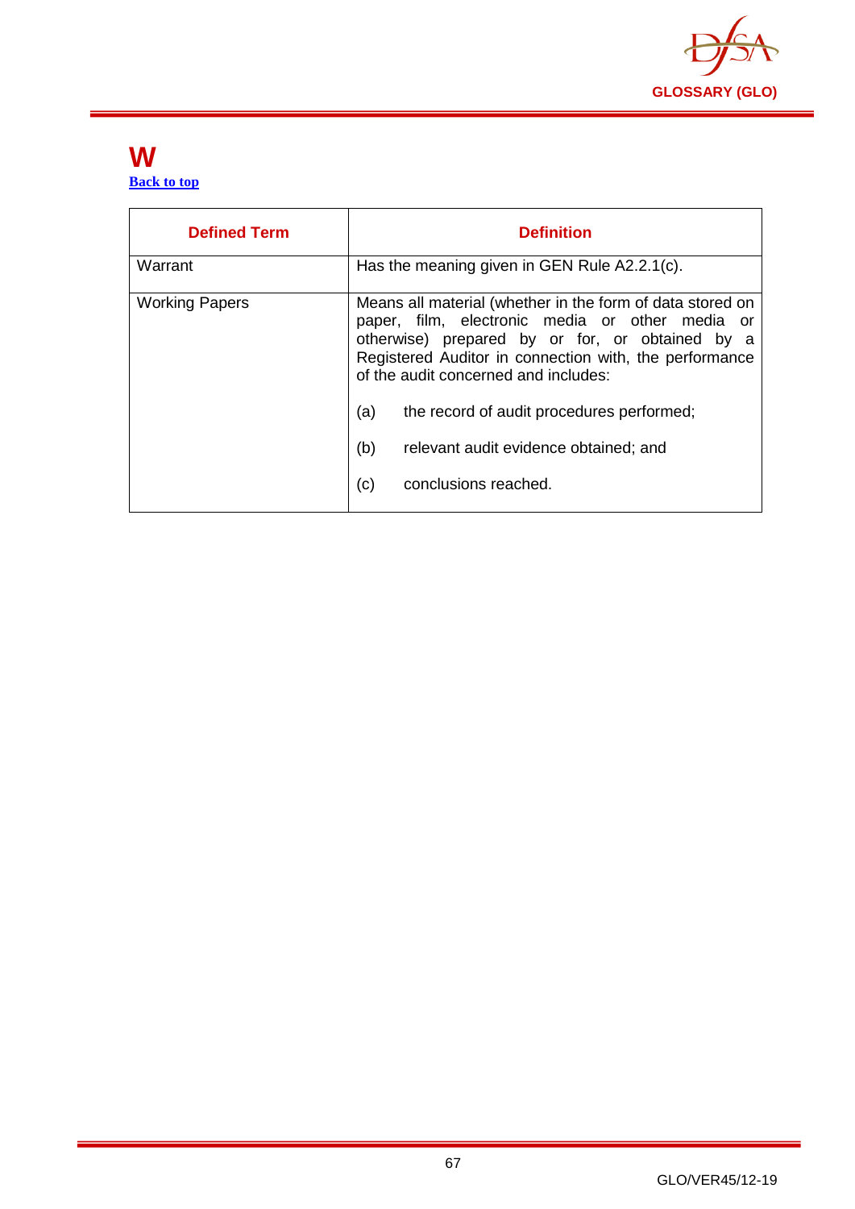# W

[Back to top](#)

| Defined Term | Definition |
|---|---|
| Warrant | Has the meaning given in GEN Rule A2.2.1(c). |
| Working Papers | Means all material (whether in the form of data stored on paper, film, electronic media or other media or otherwise) prepared by or for, or obtained by a Registered Auditor in connection with, the performance of the audit concerned and includes:<br><br>(a) the record of audit procedures performed;<br><br>(b) relevant audit evidence obtained; and<br><br>(c) conclusions reached. |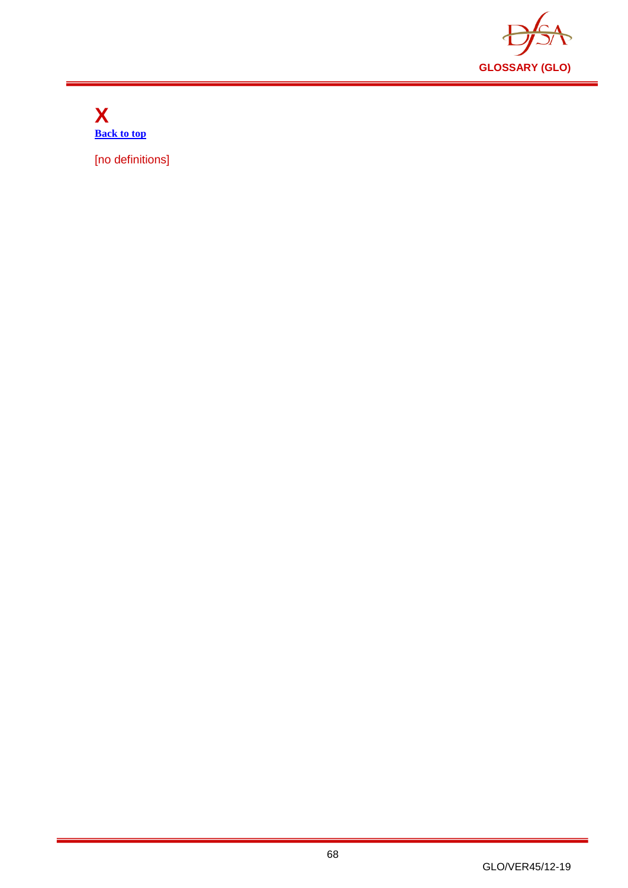# X

[Back to top]

[no definitions]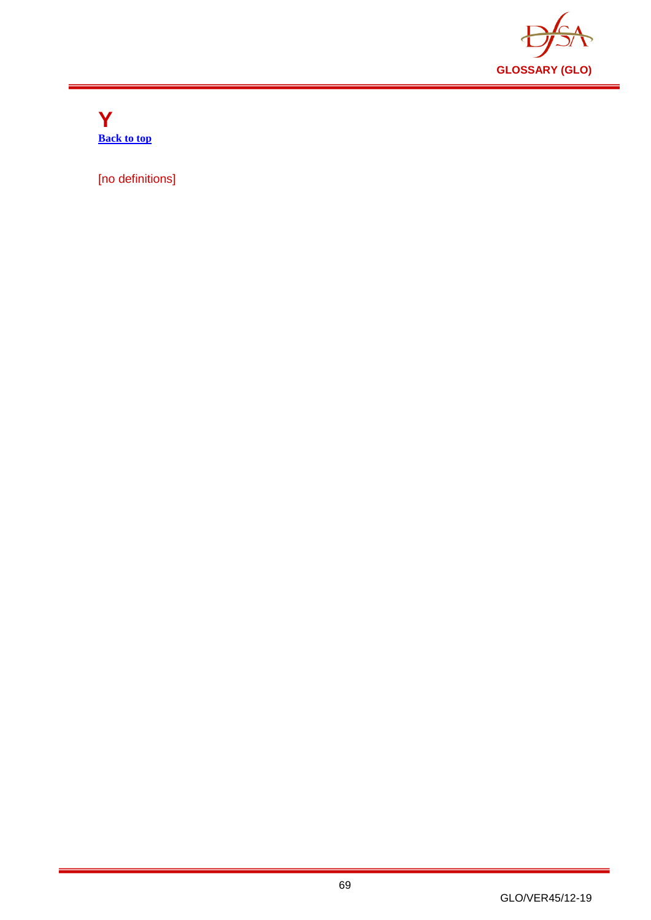# Y

[Back to top]

[no definitions]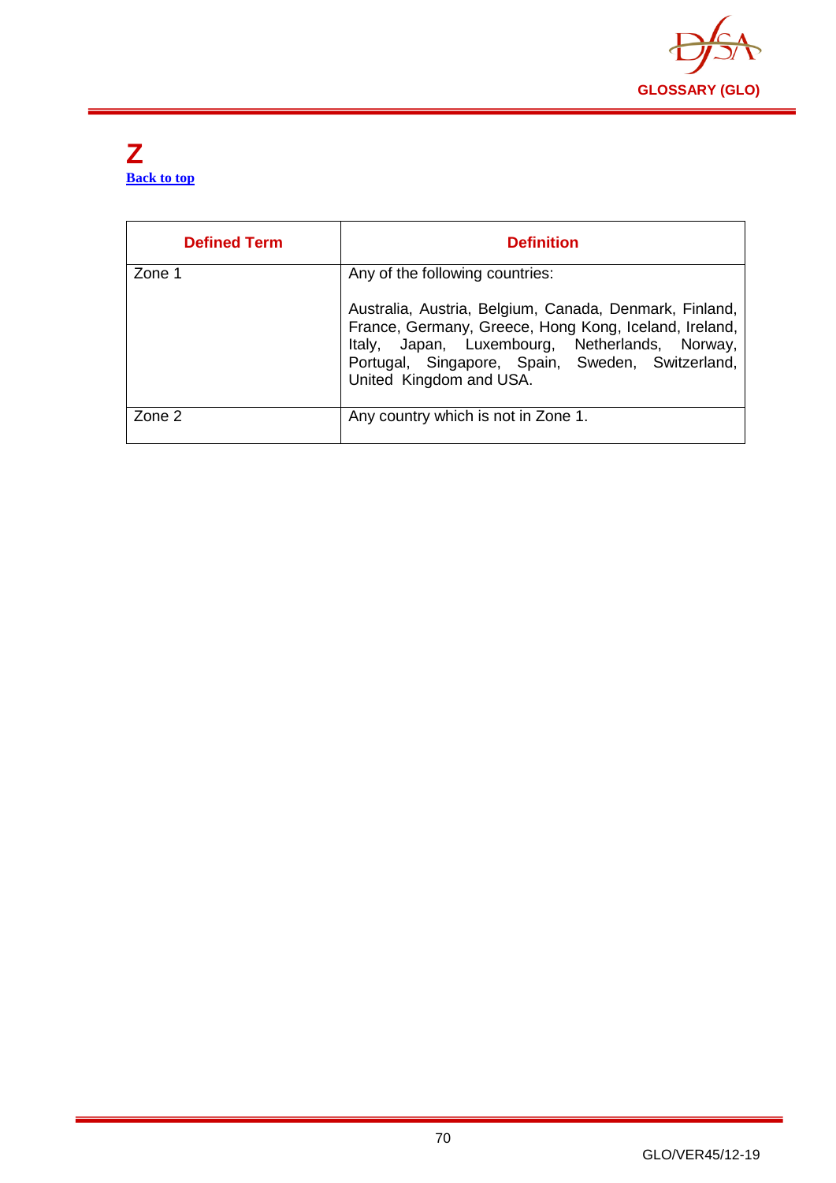# Z

Back to top

| Defined Term | Definition |
|---|---|
| Zone 1 | Any of the following countries:<br><br>Australia, Austria, Belgium, Canada, Denmark, Finland, France, Germany, Greece, Hong Kong, Iceland, Ireland, Italy, Japan, Luxembourg, Netherlands, Norway, Portugal, Singapore, Spain, Sweden, Switzerland, United Kingdom and USA. |
| Zone 2 | Any country which is not in Zone 1. |